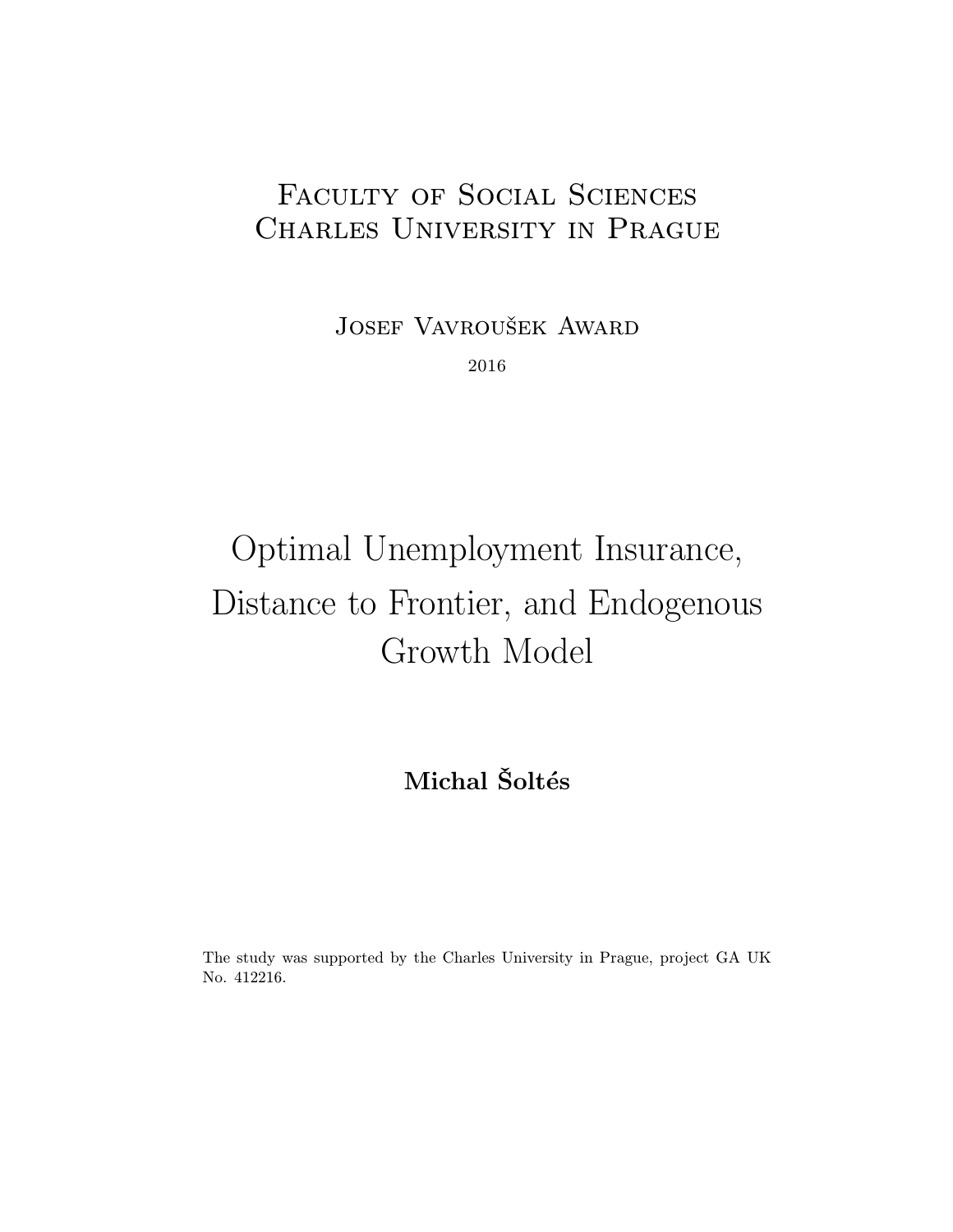Faculty of Social Sciences
Charles University in Prague

Josef Vavroušek Award

2016

# Optimal Unemployment Insurance, Distance to Frontier, and Endogenous Growth Model

**Michal Šoltés**

The study was supported by the Charles University in Prague, project GA UK No. 412216.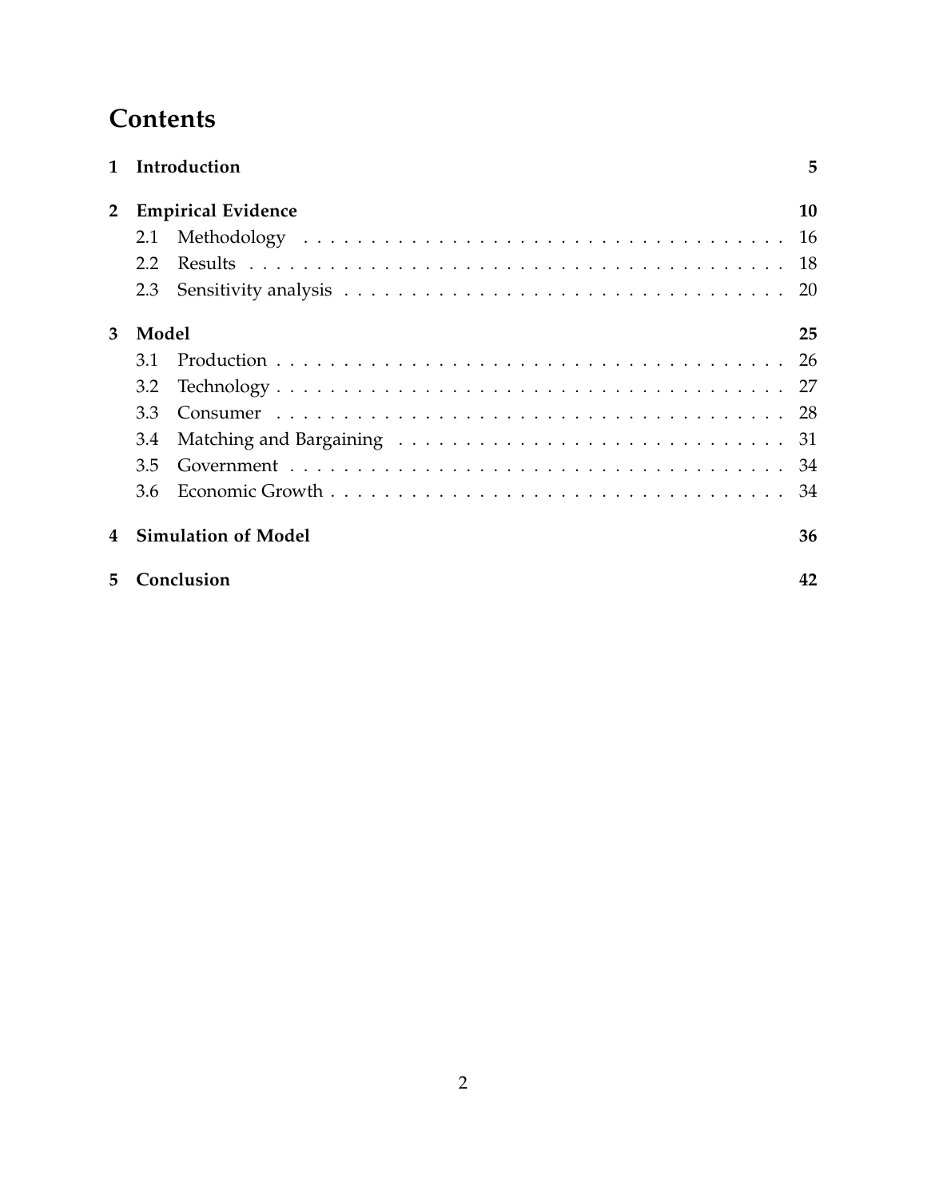# Contents

**1 Introduction** **5**

**2 Empirical Evidence** **10**

- 2.1 Methodology . . . . . . . . . . . . . . . . . . . . . . . . . . . . . . . . . . . . 16
- 2.2 Results . . . . . . . . . . . . . . . . . . . . . . . . . . . . . . . . . . . . . . . 18
- 2.3 Sensitivity analysis . . . . . . . . . . . . . . . . . . . . . . . . . . . . . . . . 20

**3 Model** **25**

- 3.1 Production . . . . . . . . . . . . . . . . . . . . . . . . . . . . . . . . . . . . . 26
- 3.2 Technology . . . . . . . . . . . . . . . . . . . . . . . . . . . . . . . . . . . . . 27
- 3.3 Consumer . . . . . . . . . . . . . . . . . . . . . . . . . . . . . . . . . . . . . 28
- 3.4 Matching and Bargaining . . . . . . . . . . . . . . . . . . . . . . . . . . . . 31
- 3.5 Government . . . . . . . . . . . . . . . . . . . . . . . . . . . . . . . . . . . . 34
- 3.6 Economic Growth . . . . . . . . . . . . . . . . . . . . . . . . . . . . . . . . . 34

**4 Simulation of Model** **36**

**5 Conclusion** **42**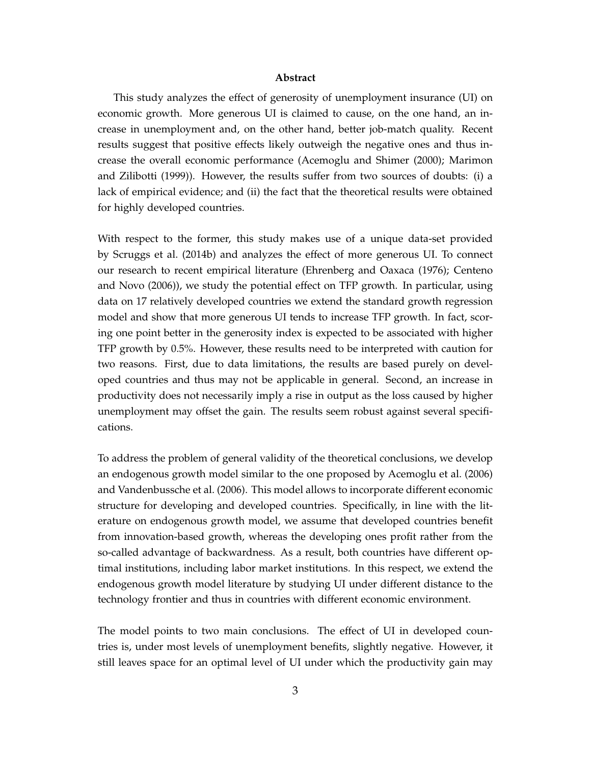**Abstract**

This study analyzes the effect of generosity of unemployment insurance (UI) on economic growth. More generous UI is claimed to cause, on the one hand, an increase in unemployment and, on the other hand, better job-match quality. Recent results suggest that positive effects likely outweigh the negative ones and thus increase the overall economic performance (Acemoglu and Shimer (2000); Marimon and Zilibotti (1999)). However, the results suffer from two sources of doubts: (i) a lack of empirical evidence; and (ii) the fact that the theoretical results were obtained for highly developed countries.

With respect to the former, this study makes use of a unique data-set provided by Scruggs et al. (2014b) and analyzes the effect of more generous UI. To connect our research to recent empirical literature (Ehrenberg and Oaxaca (1976); Centeno and Novo (2006)), we study the potential effect on TFP growth. In particular, using data on 17 relatively developed countries we extend the standard growth regression model and show that more generous UI tends to increase TFP growth. In fact, scoring one point better in the generosity index is expected to be associated with higher TFP growth by 0.5%. However, these results need to be interpreted with caution for two reasons. First, due to data limitations, the results are based purely on developed countries and thus may not be applicable in general. Second, an increase in productivity does not necessarily imply a rise in output as the loss caused by higher unemployment may offset the gain. The results seem robust against several specifications.

To address the problem of general validity of the theoretical conclusions, we develop an endogenous growth model similar to the one proposed by Acemoglu et al. (2006) and Vandenbussche et al. (2006). This model allows to incorporate different economic structure for developing and developed countries. Specifically, in line with the literature on endogenous growth model, we assume that developed countries benefit from innovation-based growth, whereas the developing ones profit rather from the so-called advantage of backwardness. As a result, both countries have different optimal institutions, including labor market institutions. In this respect, we extend the endogenous growth model literature by studying UI under different distance to the technology frontier and thus in countries with different economic environment.

The model points to two main conclusions. The effect of UI in developed countries is, under most levels of unemployment benefits, slightly negative. However, it still leaves space for an optimal level of UI under which the productivity gain may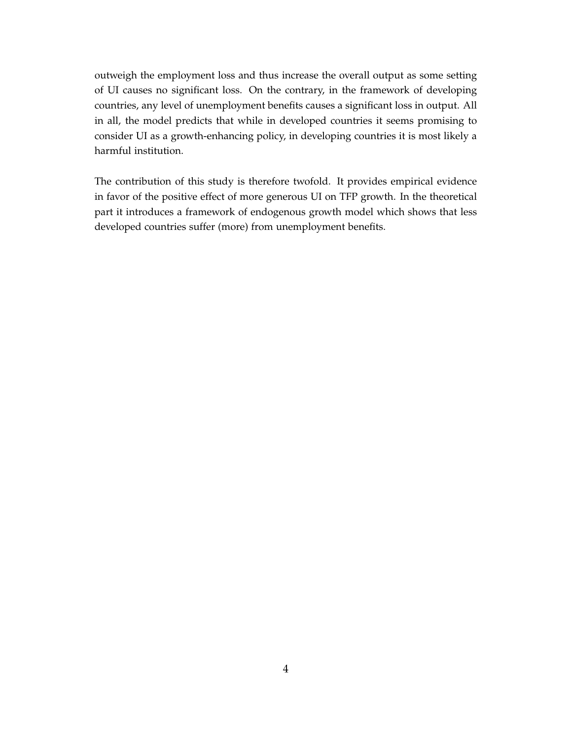outweigh the employment loss and thus increase the overall output as some setting of UI causes no significant loss. On the contrary, in the framework of developing countries, any level of unemployment benefits causes a significant loss in output. All in all, the model predicts that while in developed countries it seems promising to consider UI as a growth-enhancing policy, in developing countries it is most likely a harmful institution.

The contribution of this study is therefore twofold. It provides empirical evidence in favor of the positive effect of more generous UI on TFP growth. In the theoretical part it introduces a framework of endogenous growth model which shows that less developed countries suffer (more) from unemployment benefits.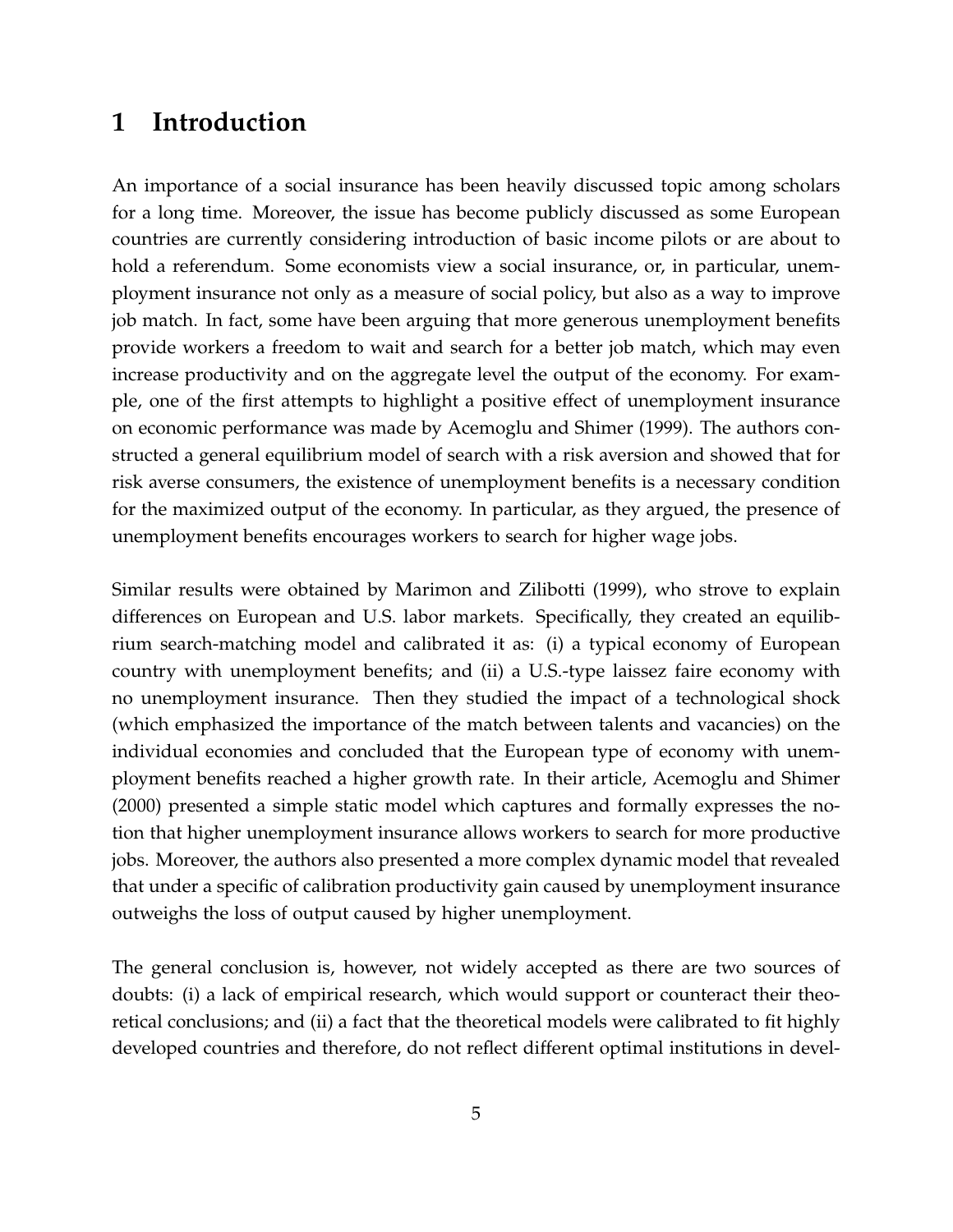# 1 Introduction

An importance of a social insurance has been heavily discussed topic among scholars for a long time. Moreover, the issue has become publicly discussed as some European countries are currently considering introduction of basic income pilots or are about to hold a referendum. Some economists view a social insurance, or, in particular, unemployment insurance not only as a measure of social policy, but also as a way to improve job match. In fact, some have been arguing that more generous unemployment benefits provide workers a freedom to wait and search for a better job match, which may even increase productivity and on the aggregate level the output of the economy. For example, one of the first attempts to highlight a positive effect of unemployment insurance on economic performance was made by Acemoglu and Shimer (1999). The authors constructed a general equilibrium model of search with a risk aversion and showed that for risk averse consumers, the existence of unemployment benefits is a necessary condition for the maximized output of the economy. In particular, as they argued, the presence of unemployment benefits encourages workers to search for higher wage jobs.

Similar results were obtained by Marimon and Zilibotti (1999), who strove to explain differences on European and U.S. labor markets. Specifically, they created an equilibrium search-matching model and calibrated it as: (i) a typical economy of European country with unemployment benefits; and (ii) a U.S.-type laissez faire economy with no unemployment insurance. Then they studied the impact of a technological shock (which emphasized the importance of the match between talents and vacancies) on the individual economies and concluded that the European type of economy with unemployment benefits reached a higher growth rate. In their article, Acemoglu and Shimer (2000) presented a simple static model which captures and formally expresses the notion that higher unemployment insurance allows workers to search for more productive jobs. Moreover, the authors also presented a more complex dynamic model that revealed that under a specific of calibration productivity gain caused by unemployment insurance outweighs the loss of output caused by higher unemployment.

The general conclusion is, however, not widely accepted as there are two sources of doubts: (i) a lack of empirical research, which would support or counteract their theoretical conclusions; and (ii) a fact that the theoretical models were calibrated to fit highly developed countries and therefore, do not reflect different optimal institutions in devel-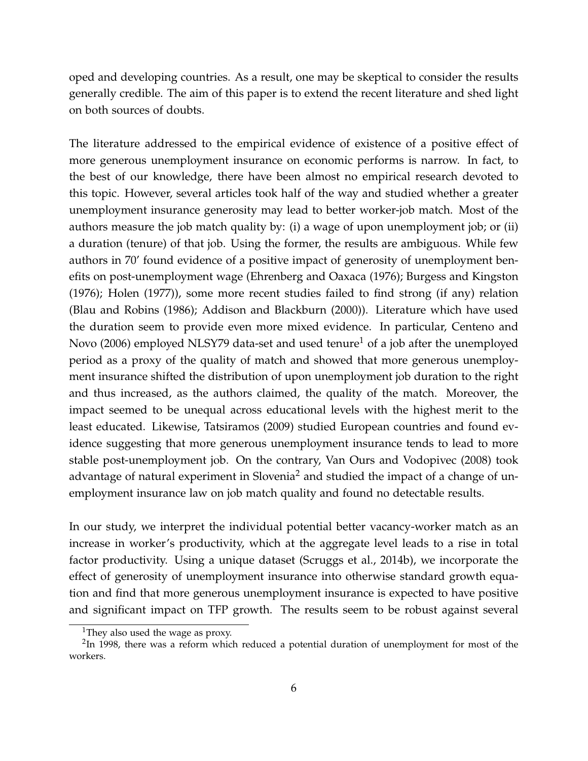oped and developing countries. As a result, one may be skeptical to consider the results generally credible. The aim of this paper is to extend the recent literature and shed light on both sources of doubts.

The literature addressed to the empirical evidence of existence of a positive effect of more generous unemployment insurance on economic performs is narrow. In fact, to the best of our knowledge, there have been almost no empirical research devoted to this topic. However, several articles took half of the way and studied whether a greater unemployment insurance generosity may lead to better worker-job match. Most of the authors measure the job match quality by: (i) a wage of upon unemployment job; or (ii) a duration (tenure) of that job. Using the former, the results are ambiguous. While few authors in 70' found evidence of a positive impact of generosity of unemployment benefits on post-unemployment wage (Ehrenberg and Oaxaca (1976); Burgess and Kingston (1976); Holen (1977)), some more recent studies failed to find strong (if any) relation (Blau and Robins (1986); Addison and Blackburn (2000)). Literature which have used the duration seem to provide even more mixed evidence. In particular, Centeno and Novo (2006) employed NLSY79 data-set and used tenure[1] of a job after the unemployed period as a proxy of the quality of match and showed that more generous unemployment insurance shifted the distribution of upon unemployment job duration to the right and thus increased, as the authors claimed, the quality of the match. Moreover, the impact seemed to be unequal across educational levels with the highest merit to the least educated. Likewise, Tatsiramos (2009) studied European countries and found evidence suggesting that more generous unemployment insurance tends to lead to more stable post-unemployment job. On the contrary, Van Ours and Vodopivec (2008) took advantage of natural experiment in Slovenia[2] and studied the impact of a change of unemployment insurance law on job match quality and found no detectable results.

In our study, we interpret the individual potential better vacancy-worker match as an increase in worker's productivity, which at the aggregate level leads to a rise in total factor productivity. Using a unique dataset (Scruggs et al., 2014b), we incorporate the effect of generosity of unemployment insurance into otherwise standard growth equation and find that more generous unemployment insurance is expected to have positive and significant impact on TFP growth. The results seem to be robust against several

[1] They also used the wage as proxy.

[2] In 1998, there was a reform which reduced a potential duration of unemployment for most of the workers.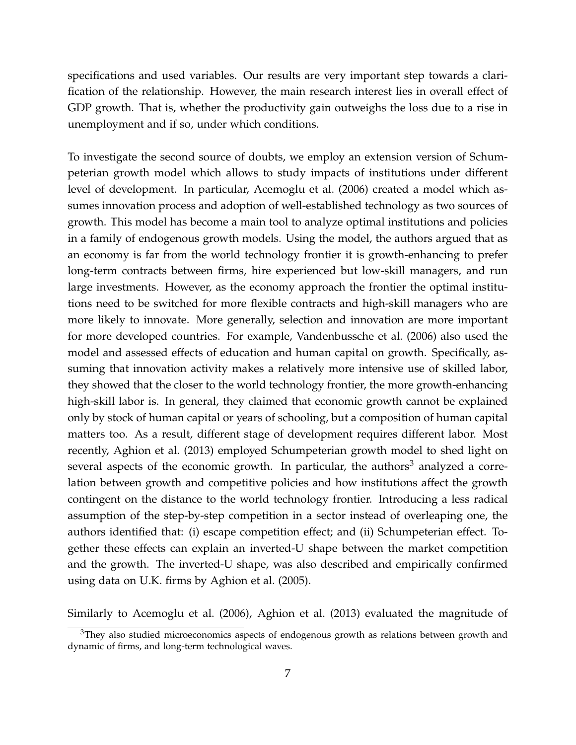specifications and used variables. Our results are very important step towards a clarification of the relationship. However, the main research interest lies in overall effect of GDP growth. That is, whether the productivity gain outweighs the loss due to a rise in unemployment and if so, under which conditions.

To investigate the second source of doubts, we employ an extension version of Schumpeterian growth model which allows to study impacts of institutions under different level of development. In particular, Acemoglu et al. (2006) created a model which assumes innovation process and adoption of well-established technology as two sources of growth. This model has become a main tool to analyze optimal institutions and policies in a family of endogenous growth models. Using the model, the authors argued that as an economy is far from the world technology frontier it is growth-enhancing to prefer long-term contracts between firms, hire experienced but low-skill managers, and run large investments. However, as the economy approach the frontier the optimal institutions need to be switched for more flexible contracts and high-skill managers who are more likely to innovate. More generally, selection and innovation are more important for more developed countries. For example, Vandenbussche et al. (2006) also used the model and assessed effects of education and human capital on growth. Specifically, assuming that innovation activity makes a relatively more intensive use of skilled labor, they showed that the closer to the world technology frontier, the more growth-enhancing high-skill labor is. In general, they claimed that economic growth cannot be explained only by stock of human capital or years of schooling, but a composition of human capital matters too. As a result, different stage of development requires different labor. Most recently, Aghion et al. (2013) employed Schumpeterian growth model to shed light on several aspects of the economic growth. In particular, the authors[3] analyzed a correlation between growth and competitive policies and how institutions affect the growth contingent on the distance to the world technology frontier. Introducing a less radical assumption of the step-by-step competition in a sector instead of overleaping one, the authors identified that: (i) escape competition effect; and (ii) Schumpeterian effect. Together these effects can explain an inverted-U shape between the market competition and the growth. The inverted-U shape, was also described and empirically confirmed using data on U.K. firms by Aghion et al. (2005).

Similarly to Acemoglu et al. (2006), Aghion et al. (2013) evaluated the magnitude of

[3] They also studied microeconomics aspects of endogenous growth as relations between growth and dynamic of firms, and long-term technological waves.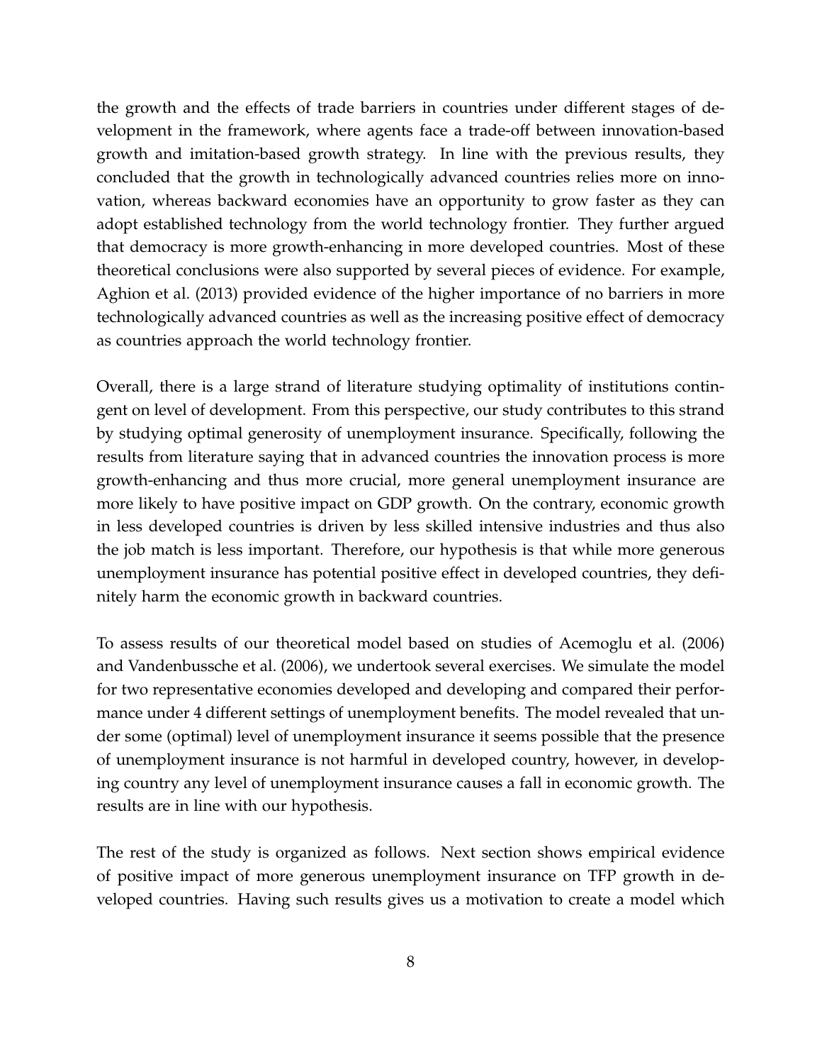the growth and the effects of trade barriers in countries under different stages of development in the framework, where agents face a trade-off between innovation-based growth and imitation-based growth strategy. In line with the previous results, they concluded that the growth in technologically advanced countries relies more on innovation, whereas backward economies have an opportunity to grow faster as they can adopt established technology from the world technology frontier. They further argued that democracy is more growth-enhancing in more developed countries. Most of these theoretical conclusions were also supported by several pieces of evidence. For example, Aghion et al. (2013) provided evidence of the higher importance of no barriers in more technologically advanced countries as well as the increasing positive effect of democracy as countries approach the world technology frontier.

Overall, there is a large strand of literature studying optimality of institutions contingent on level of development. From this perspective, our study contributes to this strand by studying optimal generosity of unemployment insurance. Specifically, following the results from literature saying that in advanced countries the innovation process is more growth-enhancing and thus more crucial, more general unemployment insurance are more likely to have positive impact on GDP growth. On the contrary, economic growth in less developed countries is driven by less skilled intensive industries and thus also the job match is less important. Therefore, our hypothesis is that while more generous unemployment insurance has potential positive effect in developed countries, they definitely harm the economic growth in backward countries.

To assess results of our theoretical model based on studies of Acemoglu et al. (2006) and Vandenbussche et al. (2006), we undertook several exercises. We simulate the model for two representative economies developed and developing and compared their performance under 4 different settings of unemployment benefits. The model revealed that under some (optimal) level of unemployment insurance it seems possible that the presence of unemployment insurance is not harmful in developed country, however, in developing country any level of unemployment insurance causes a fall in economic growth. The results are in line with our hypothesis.

The rest of the study is organized as follows. Next section shows empirical evidence of positive impact of more generous unemployment insurance on TFP growth in developed countries. Having such results gives us a motivation to create a model which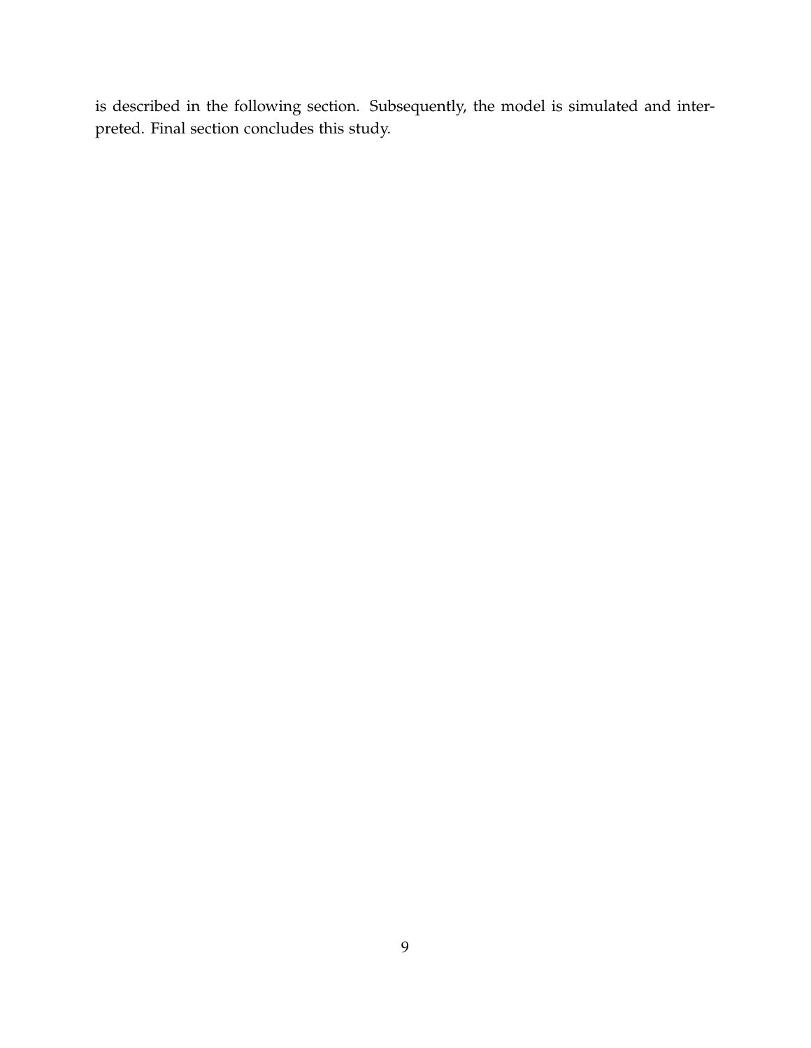is described in the following section. Subsequently, the model is simulated and interpreted. Final section concludes this study.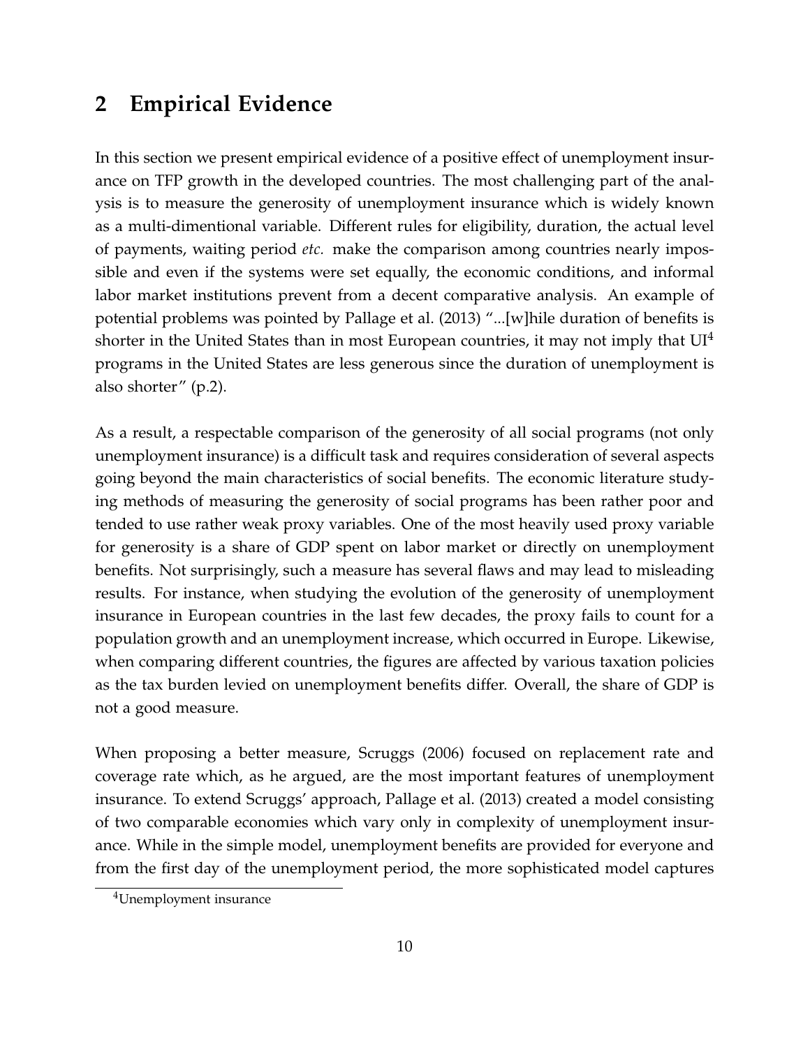## 2 Empirical Evidence

In this section we present empirical evidence of a positive effect of unemployment insurance on TFP growth in the developed countries. The most challenging part of the analysis is to measure the generosity of unemployment insurance which is widely known as a multi-dimentional variable. Different rules for eligibility, duration, the actual level of payments, waiting period *etc.* make the comparison among countries nearly impossible and even if the systems were set equally, the economic conditions, and informal labor market institutions prevent from a decent comparative analysis. An example of potential problems was pointed by Pallage et al. (2013) "...[w]hile duration of benefits is shorter in the United States than in most European countries, it may not imply that UI[4] programs in the United States are less generous since the duration of unemployment is also shorter" (p.2).

As a result, a respectable comparison of the generosity of all social programs (not only unemployment insurance) is a difficult task and requires consideration of several aspects going beyond the main characteristics of social benefits. The economic literature studying methods of measuring the generosity of social programs has been rather poor and tended to use rather weak proxy variables. One of the most heavily used proxy variable for generosity is a share of GDP spent on labor market or directly on unemployment benefits. Not surprisingly, such a measure has several flaws and may lead to misleading results. For instance, when studying the evolution of the generosity of unemployment insurance in European countries in the last few decades, the proxy fails to count for a population growth and an unemployment increase, which occurred in Europe. Likewise, when comparing different countries, the figures are affected by various taxation policies as the tax burden levied on unemployment benefits differ. Overall, the share of GDP is not a good measure.

When proposing a better measure, Scruggs (2006) focused on replacement rate and coverage rate which, as he argued, are the most important features of unemployment insurance. To extend Scruggs' approach, Pallage et al. (2013) created a model consisting of two comparable economies which vary only in complexity of unemployment insurance. While in the simple model, unemployment benefits are provided for everyone and from the first day of the unemployment period, the more sophisticated model captures

[4] Unemployment insurance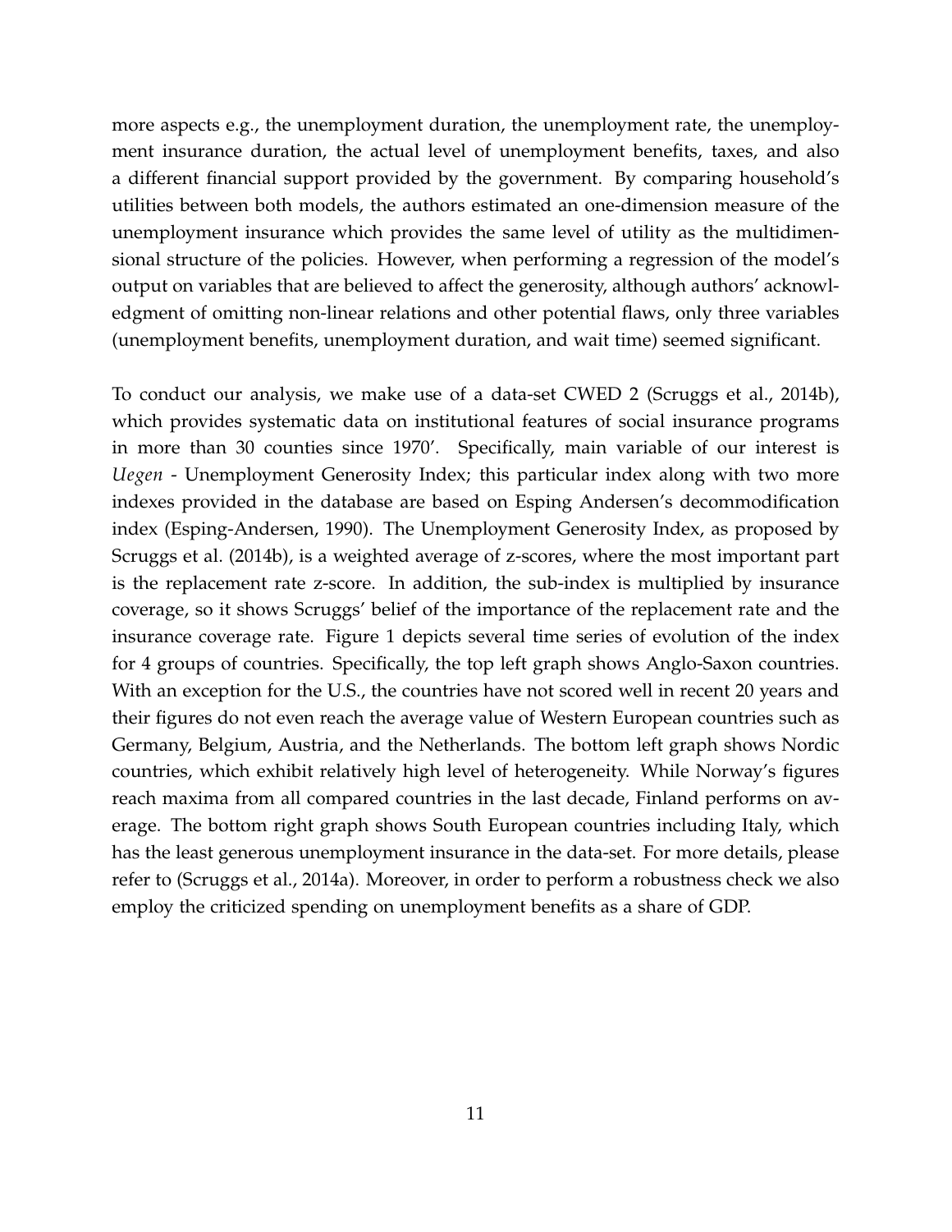more aspects e.g., the unemployment duration, the unemployment rate, the unemployment insurance duration, the actual level of unemployment benefits, taxes, and also a different financial support provided by the government. By comparing household's utilities between both models, the authors estimated an one-dimension measure of the unemployment insurance which provides the same level of utility as the multidimensional structure of the policies. However, when performing a regression of the model's output on variables that are believed to affect the generosity, although authors' acknowledgment of omitting non-linear relations and other potential flaws, only three variables (unemployment benefits, unemployment duration, and wait time) seemed significant.

To conduct our analysis, we make use of a data-set CWED 2 (Scruggs et al., 2014b), which provides systematic data on institutional features of social insurance programs in more than 30 counties since 1970'. Specifically, main variable of our interest is *Uegen* - Unemployment Generosity Index; this particular index along with two more indexes provided in the database are based on Esping Andersen's decommodification index (Esping-Andersen, 1990). The Unemployment Generosity Index, as proposed by Scruggs et al. (2014b), is a weighted average of z-scores, where the most important part is the replacement rate z-score. In addition, the sub-index is multiplied by insurance coverage, so it shows Scruggs' belief of the importance of the replacement rate and the insurance coverage rate. Figure 1 depicts several time series of evolution of the index for 4 groups of countries. Specifically, the top left graph shows Anglo-Saxon countries. With an exception for the U.S., the countries have not scored well in recent 20 years and their figures do not even reach the average value of Western European countries such as Germany, Belgium, Austria, and the Netherlands. The bottom left graph shows Nordic countries, which exhibit relatively high level of heterogeneity. While Norway's figures reach maxima from all compared countries in the last decade, Finland performs on average. The bottom right graph shows South European countries including Italy, which has the least generous unemployment insurance in the data-set. For more details, please refer to (Scruggs et al., 2014a). Moreover, in order to perform a robustness check we also employ the criticized spending on unemployment benefits as a share of GDP.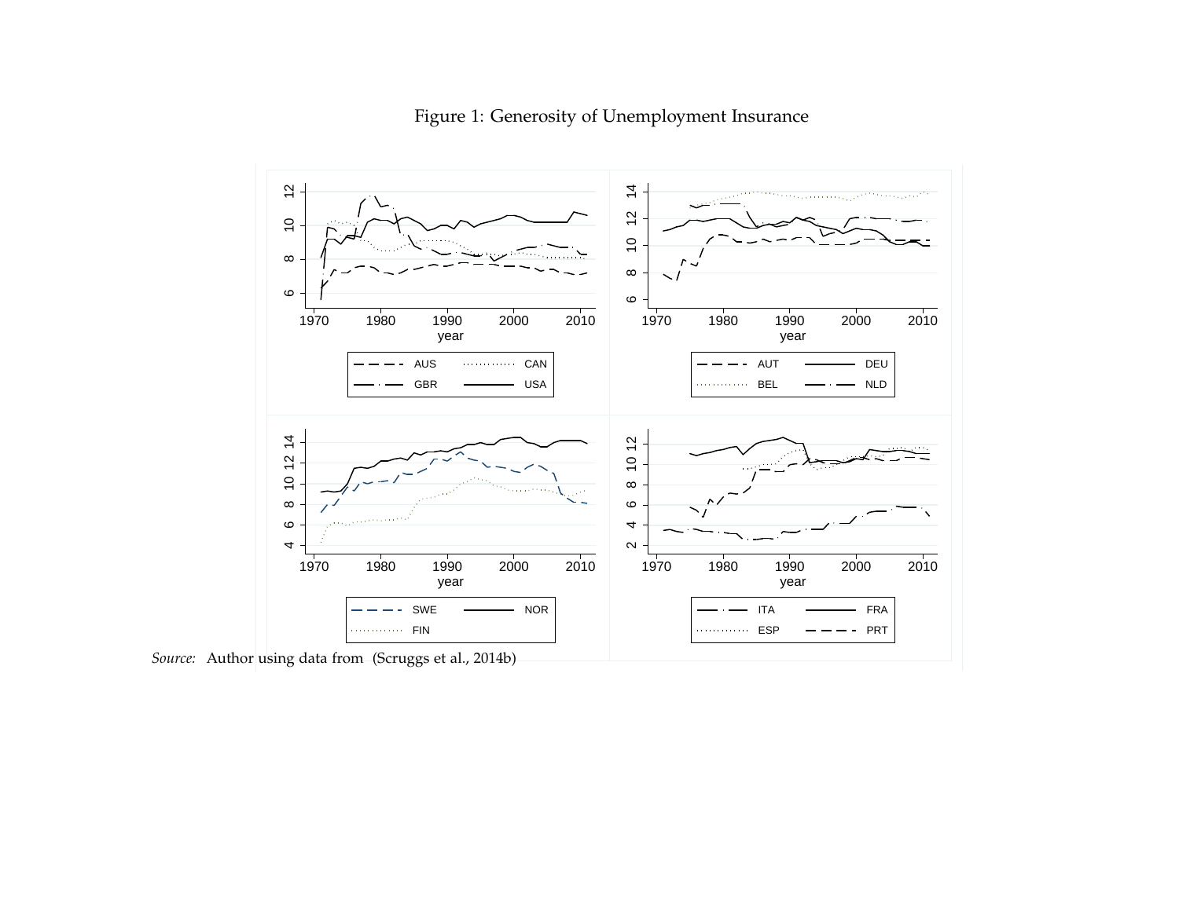Figure 1: Generosity of Unemployment Insurance

*Source:* Author using data from (Scruggs et al., 2014b)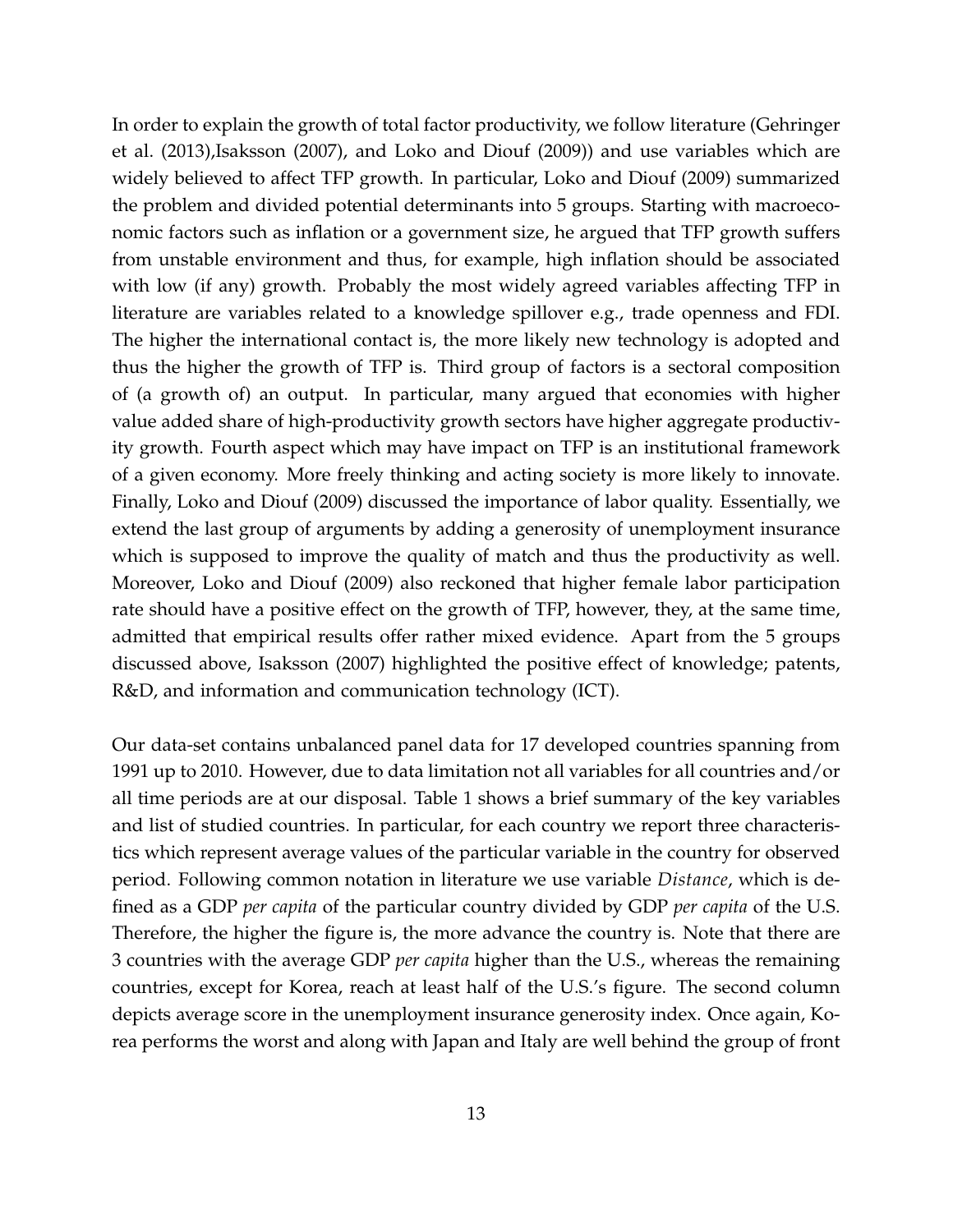In order to explain the growth of total factor productivity, we follow literature (Gehringer et al. (2013),Isaksson (2007), and Loko and Diouf (2009)) and use variables which are widely believed to affect TFP growth. In particular, Loko and Diouf (2009) summarized the problem and divided potential determinants into 5 groups. Starting with macroeconomic factors such as inflation or a government size, he argued that TFP growth suffers from unstable environment and thus, for example, high inflation should be associated with low (if any) growth. Probably the most widely agreed variables affecting TFP in literature are variables related to a knowledge spillover e.g., trade openness and FDI. The higher the international contact is, the more likely new technology is adopted and thus the higher the growth of TFP is. Third group of factors is a sectoral composition of (a growth of) an output. In particular, many argued that economies with higher value added share of high-productivity growth sectors have higher aggregate productivity growth. Fourth aspect which may have impact on TFP is an institutional framework of a given economy. More freely thinking and acting society is more likely to innovate. Finally, Loko and Diouf (2009) discussed the importance of labor quality. Essentially, we extend the last group of arguments by adding a generosity of unemployment insurance which is supposed to improve the quality of match and thus the productivity as well. Moreover, Loko and Diouf (2009) also reckoned that higher female labor participation rate should have a positive effect on the growth of TFP, however, they, at the same time, admitted that empirical results offer rather mixed evidence. Apart from the 5 groups discussed above, Isaksson (2007) highlighted the positive effect of knowledge; patents, R&D, and information and communication technology (ICT).

Our data-set contains unbalanced panel data for 17 developed countries spanning from 1991 up to 2010. However, due to data limitation not all variables for all countries and/or all time periods are at our disposal. Table 1 shows a brief summary of the key variables and list of studied countries. In particular, for each country we report three characteristics which represent average values of the particular variable in the country for observed period. Following common notation in literature we use variable *Distance*, which is defined as a GDP *per capita* of the particular country divided by GDP *per capita* of the U.S. Therefore, the higher the figure is, the more advance the country is. Note that there are 3 countries with the average GDP *per capita* higher than the U.S., whereas the remaining countries, except for Korea, reach at least half of the U.S.'s figure. The second column depicts average score in the unemployment insurance generosity index. Once again, Korea performs the worst and along with Japan and Italy are well behind the group of front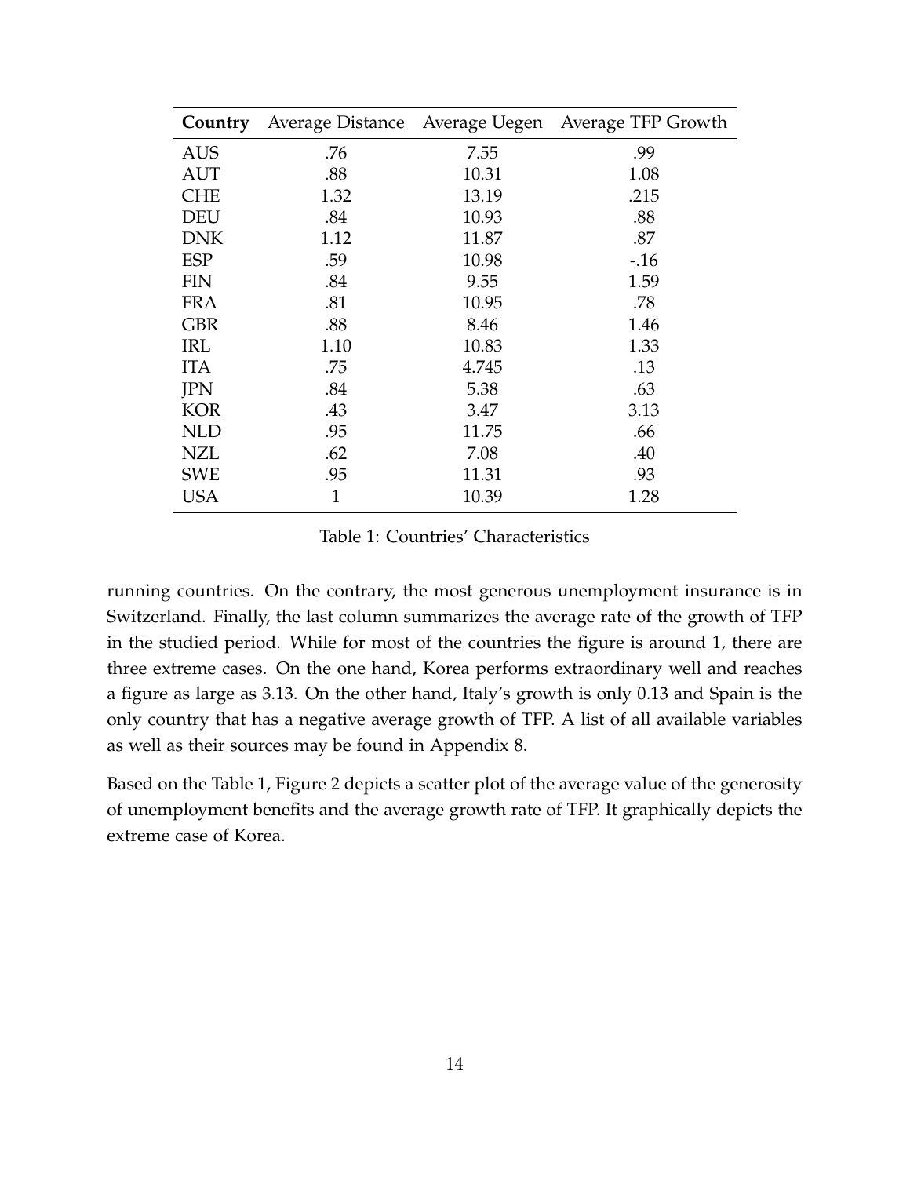| **Country** | Average Distance | Average Uegen | Average TFP Growth |
|---|---|---|---|
| AUS | .76 | 7.55 | .99 |
| AUT | .88 | 10.31 | 1.08 |
| CHE | 1.32 | 13.19 | .215 |
| DEU | .84 | 10.93 | .88 |
| DNK | 1.12 | 11.87 | .87 |
| ESP | .59 | 10.98 | -.16 |
| FIN | .84 | 9.55 | 1.59 |
| FRA | .81 | 10.95 | .78 |
| GBR | .88 | 8.46 | 1.46 |
| IRL | 1.10 | 10.83 | 1.33 |
| ITA | .75 | 4.745 | .13 |
| JPN | .84 | 5.38 | .63 |
| KOR | .43 | 3.47 | 3.13 |
| NLD | .95 | 11.75 | .66 |
| NZL | .62 | 7.08 | .40 |
| SWE | .95 | 11.31 | .93 |
| USA | 1 | 10.39 | 1.28 |

Table 1: Countries' Characteristics

running countries. On the contrary, the most generous unemployment insurance is in Switzerland. Finally, the last column summarizes the average rate of the growth of TFP in the studied period. While for most of the countries the figure is around 1, there are three extreme cases. On the one hand, Korea performs extraordinary well and reaches a figure as large as 3.13. On the other hand, Italy's growth is only 0.13 and Spain is the only country that has a negative average growth of TFP. A list of all available variables as well as their sources may be found in Appendix 8.

Based on the Table 1, Figure 2 depicts a scatter plot of the average value of the generosity of unemployment benefits and the average growth rate of TFP. It graphically depicts the extreme case of Korea.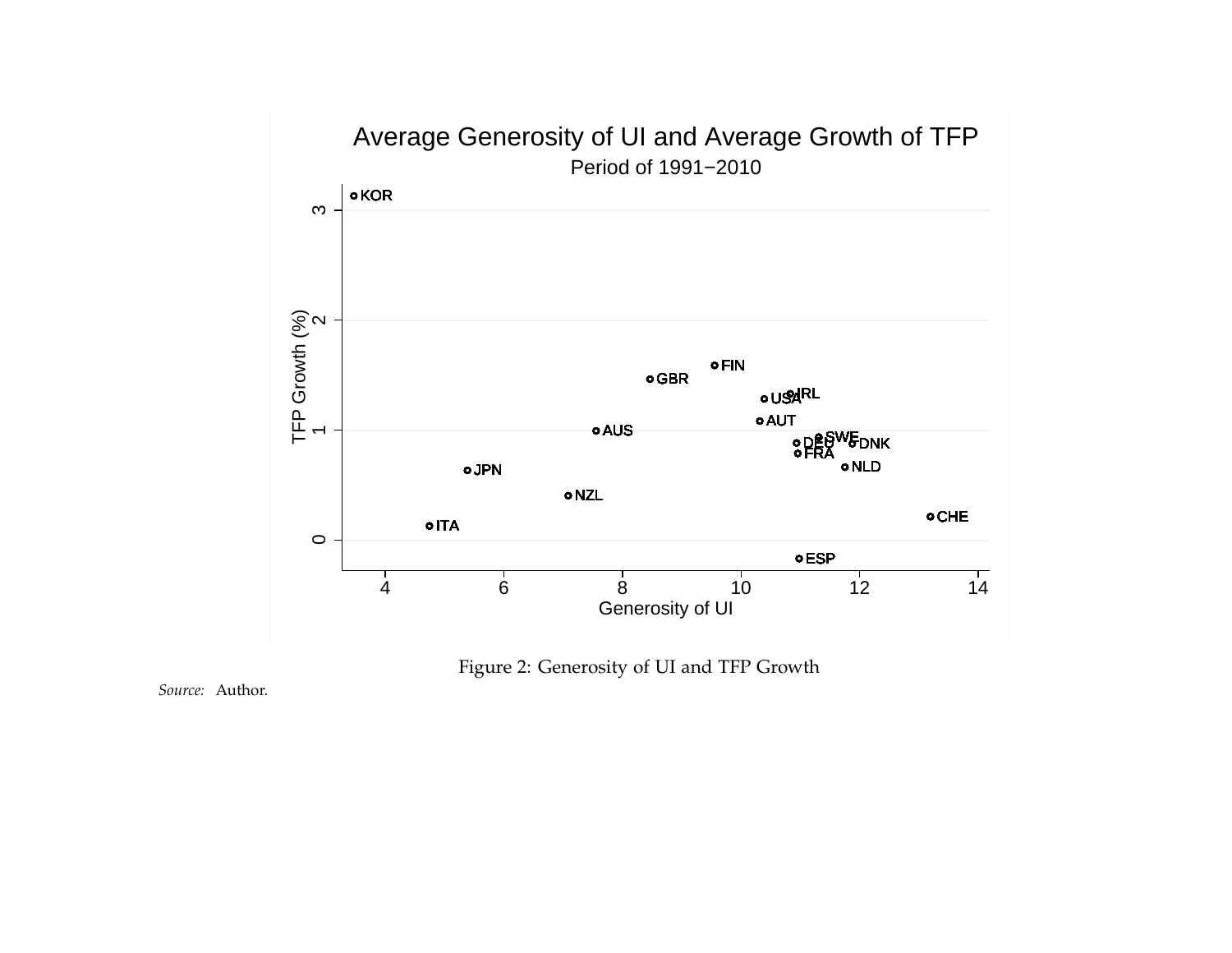Figure 2: Generosity of UI and TFP Growth

*Source:* Author.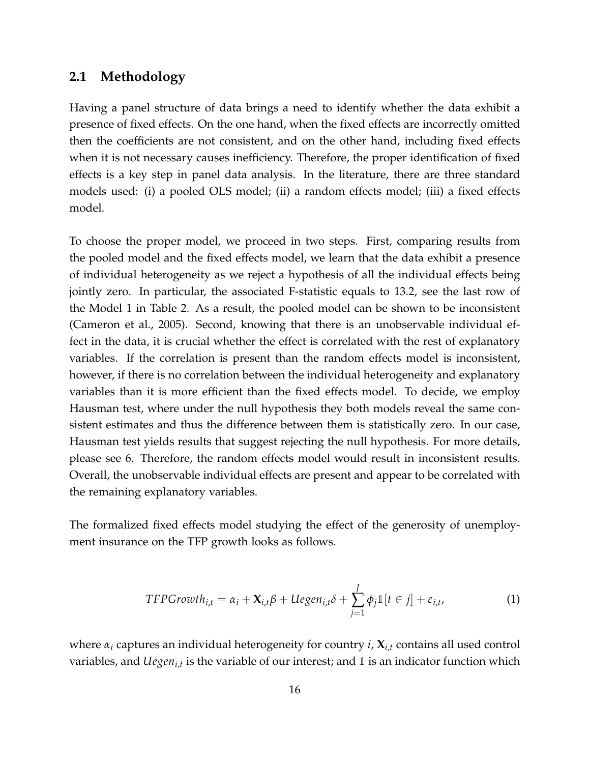## 2.1 Methodology

Having a panel structure of data brings a need to identify whether the data exhibit a presence of fixed effects. On the one hand, when the fixed effects are incorrectly omitted then the coefficients are not consistent, and on the other hand, including fixed effects when it is not necessary causes inefficiency. Therefore, the proper identification of fixed effects is a key step in panel data analysis. In the literature, there are three standard models used: (i) a pooled OLS model; (ii) a random effects model; (iii) a fixed effects model.

To choose the proper model, we proceed in two steps. First, comparing results from the pooled model and the fixed effects model, we learn that the data exhibit a presence of individual heterogeneity as we reject a hypothesis of all the individual effects being jointly zero. In particular, the associated F-statistic equals to 13.2, see the last row of the Model 1 in Table 2. As a result, the pooled model can be shown to be inconsistent (Cameron et al., 2005). Second, knowing that there is an unobservable individual effect in the data, it is crucial whether the effect is correlated with the rest of explanatory variables. If the correlation is present than the random effects model is inconsistent, however, if there is no correlation between the individual heterogeneity and explanatory variables than it is more efficient than the fixed effects model. To decide, we employ Hausman test, where under the null hypothesis they both models reveal the same consistent estimates and thus the difference between them is statistically zero. In our case, Hausman test yields results that suggest rejecting the null hypothesis. For more details, please see 6. Therefore, the random effects model would result in inconsistent results. Overall, the unobservable individual effects are present and appear to be correlated with the remaining explanatory variables.

The formalized fixed effects model studying the effect of the generosity of unemployment insurance on the TFP growth looks as follows.

$$TFPGrowth_{i,t} = \alpha_i + \mathbf{X}_{i,t}\beta + Uegen_{i,t}\delta + \sum_{j=1}^{J} \phi_j \mathbb{1}[t \in j] + \varepsilon_{i,t}, \tag{1}$$

where $\alpha_i$ captures an individual heterogeneity for country $i$, $\mathbf{X}_{i,t}$ contains all used control variables, and $Uegen_{i,t}$ is the variable of our interest; and $\mathbb{1}$ is an indicator function which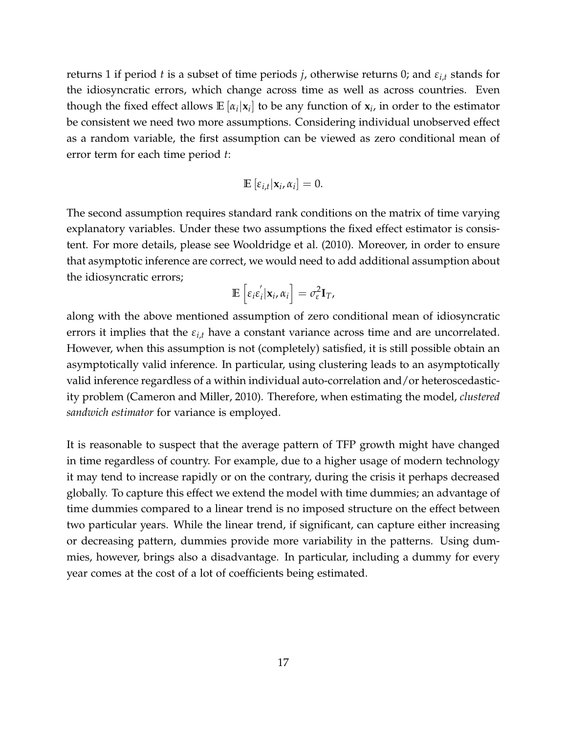returns 1 if period $t$ is a subset of time periods $j$, otherwise returns 0; and $\varepsilon_{i,t}$ stands for the idiosyncratic errors, which change across time as well as across countries. Even though the fixed effect allows $\mathbb{E}\left[\alpha_i|\mathbf{x}_i\right]$ to be any function of $\mathbf{x}_i$, in order to the estimator be consistent we need two more assumptions. Considering individual unobserved effect as a random variable, the first assumption can be viewed as zero conditional mean of error term for each time period $t$:

$$\mathbb{E}\left[\varepsilon_{i,t}|\mathbf{x}_i, \alpha_i\right] = 0.$$

The second assumption requires standard rank conditions on the matrix of time varying explanatory variables. Under these two assumptions the fixed effect estimator is consistent. For more details, please see Wooldridge et al. (2010). Moreover, in order to ensure that asymptotic inference are correct, we would need to add additional assumption about the idiosyncratic errors;

$$\mathbb{E}\left[\varepsilon_i\varepsilon_i^{'}|\mathbf{x}_i, \alpha_i\right] = \sigma_\varepsilon^2\mathbf{I}_T,$$

along with the above mentioned assumption of zero conditional mean of idiosyncratic errors it implies that the $\varepsilon_{i,t}$ have a constant variance across time and are uncorrelated. However, when this assumption is not (completely) satisfied, it is still possible obtain an asymptotically valid inference. In particular, using clustering leads to an asymptotically valid inference regardless of a within individual auto-correlation and/or heteroscedasticity problem (Cameron and Miller, 2010). Therefore, when estimating the model, *clustered sandwich estimator* for variance is employed.

It is reasonable to suspect that the average pattern of TFP growth might have changed in time regardless of country. For example, due to a higher usage of modern technology it may tend to increase rapidly or on the contrary, during the crisis it perhaps decreased globally. To capture this effect we extend the model with time dummies; an advantage of time dummies compared to a linear trend is no imposed structure on the effect between two particular years. While the linear trend, if significant, can capture either increasing or decreasing pattern, dummies provide more variability in the patterns. Using dummies, however, brings also a disadvantage. In particular, including a dummy for every year comes at the cost of a lot of coefficients being estimated.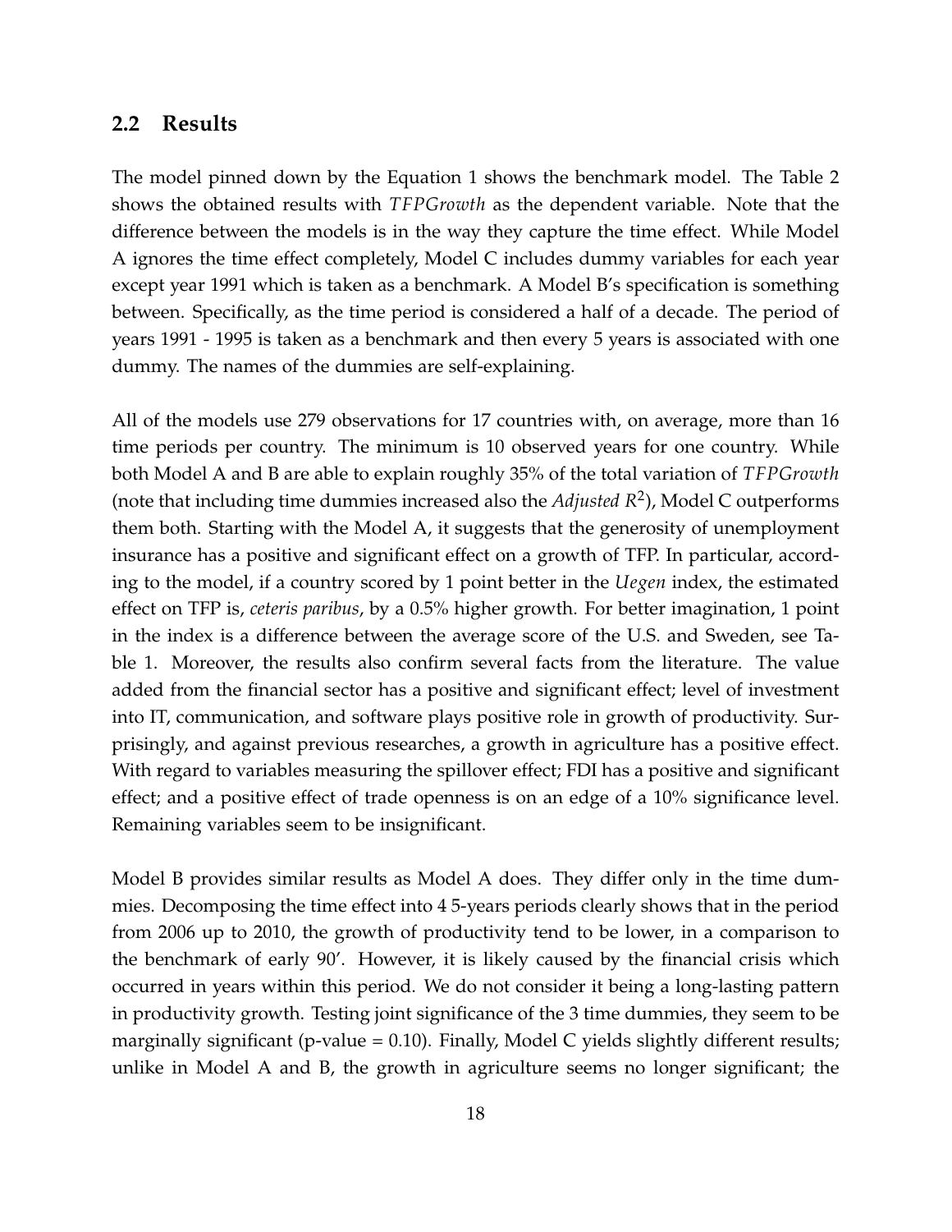## 2.2 Results

The model pinned down by the Equation 1 shows the benchmark model. The Table 2 shows the obtained results with *TFPGrowth* as the dependent variable. Note that the difference between the models is in the way they capture the time effect. While Model A ignores the time effect completely, Model C includes dummy variables for each year except year 1991 which is taken as a benchmark. A Model B's specification is something between. Specifically, as the time period is considered a half of a decade. The period of years 1991 - 1995 is taken as a benchmark and then every 5 years is associated with one dummy. The names of the dummies are self-explaining.

All of the models use 279 observations for 17 countries with, on average, more than 16 time periods per country. The minimum is 10 observed years for one country. While both Model A and B are able to explain roughly 35% of the total variation of *TFPGrowth* (note that including time dummies increased also the *Adjusted* $R^2$), Model C outperforms them both. Starting with the Model A, it suggests that the generosity of unemployment insurance has a positive and significant effect on a growth of TFP. In particular, according to the model, if a country scored by 1 point better in the *Uegen* index, the estimated effect on TFP is, *ceteris paribus*, by a 0.5% higher growth. For better imagination, 1 point in the index is a difference between the average score of the U.S. and Sweden, see Table 1. Moreover, the results also confirm several facts from the literature. The value added from the financial sector has a positive and significant effect; level of investment into IT, communication, and software plays positive role in growth of productivity. Surprisingly, and against previous researches, a growth in agriculture has a positive effect. With regard to variables measuring the spillover effect; FDI has a positive and significant effect; and a positive effect of trade openness is on an edge of a 10% significance level. Remaining variables seem to be insignificant.

Model B provides similar results as Model A does. They differ only in the time dummies. Decomposing the time effect into 4 5-years periods clearly shows that in the period from 2006 up to 2010, the growth of productivity tend to be lower, in a comparison to the benchmark of early 90'. However, it is likely caused by the financial crisis which occurred in years within this period. We do not consider it being a long-lasting pattern in productivity growth. Testing joint significance of the 3 time dummies, they seem to be marginally significant (p-value = 0.10). Finally, Model C yields slightly different results; unlike in Model A and B, the growth in agriculture seems no longer significant; the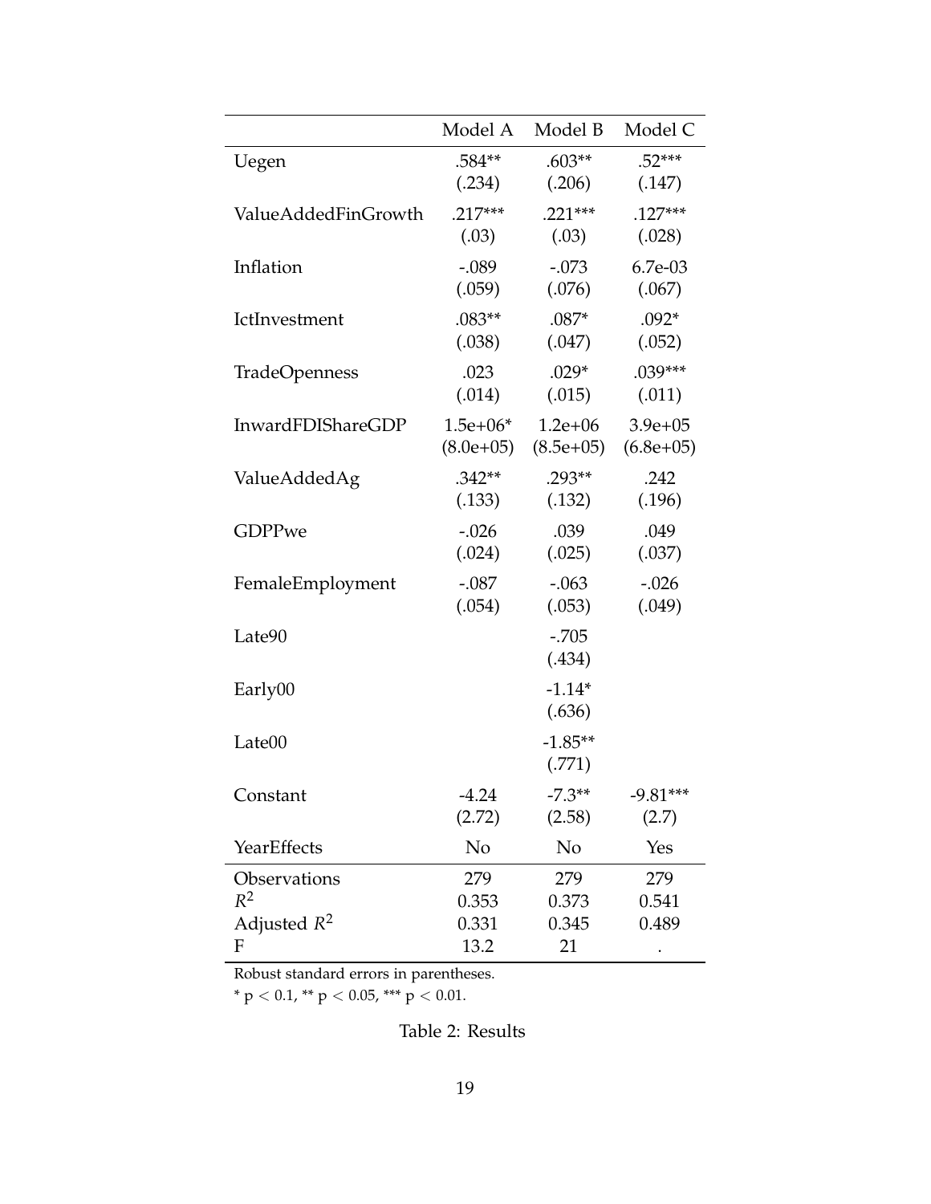| | Model A | Model B | Model C |
|---|---|---|---|
| Uegen | .584** | .603** | .52*** |
| | (.234) | (.206) | (.147) |
| ValueAddedFinGrowth | .217*** | .221*** | .127*** |
| | (.03) | (.03) | (.028) |
| Inflation | -.089 | -.073 | 6.7e-03 |
| | (.059) | (.076) | (.067) |
| IctInvestment | .083** | .087* | .092* |
| | (.038) | (.047) | (.052) |
| TradeOpenness | .023 | .029* | .039*** |
| | (.014) | (.015) | (.011) |
| InwardFDIShareGDP | 1.5e+06* | 1.2e+06 | 3.9e+05 |
| | (8.0e+05) | (8.5e+05) | (6.8e+05) |
| ValueAddedAg | .342** | .293** | .242 |
| | (.133) | (.132) | (.196) |
| GDPPwe | -.026 | .039 | .049 |
| | (.024) | (.025) | (.037) |
| FemaleEmployment | -.087 | -.063 | -.026 |
| | (.054) | (.053) | (.049) |
| Late90 | | -.705 | |
| | | (.434) | |
| Early00 | | -1.14* | |
| | | (.636) | |
| Late00 | | -1.85** | |
| | | (.771) | |
| Constant | -4.24 | -7.3** | -9.81*** |
| | (2.72) | (2.58) | (2.7) |
| YearEffects | No | No | Yes |
| Observations | 279 | 279 | 279 |
| $R^2$ | 0.353 | 0.373 | 0.541 |
| Adjusted $R^2$ | 0.331 | 0.345 | 0.489 |
| F | 13.2 | 21 | . |

Robust standard errors in parentheses.

* $p < 0.1$, ** $p < 0.05$, *** $p < 0.01$.

Table 2: Results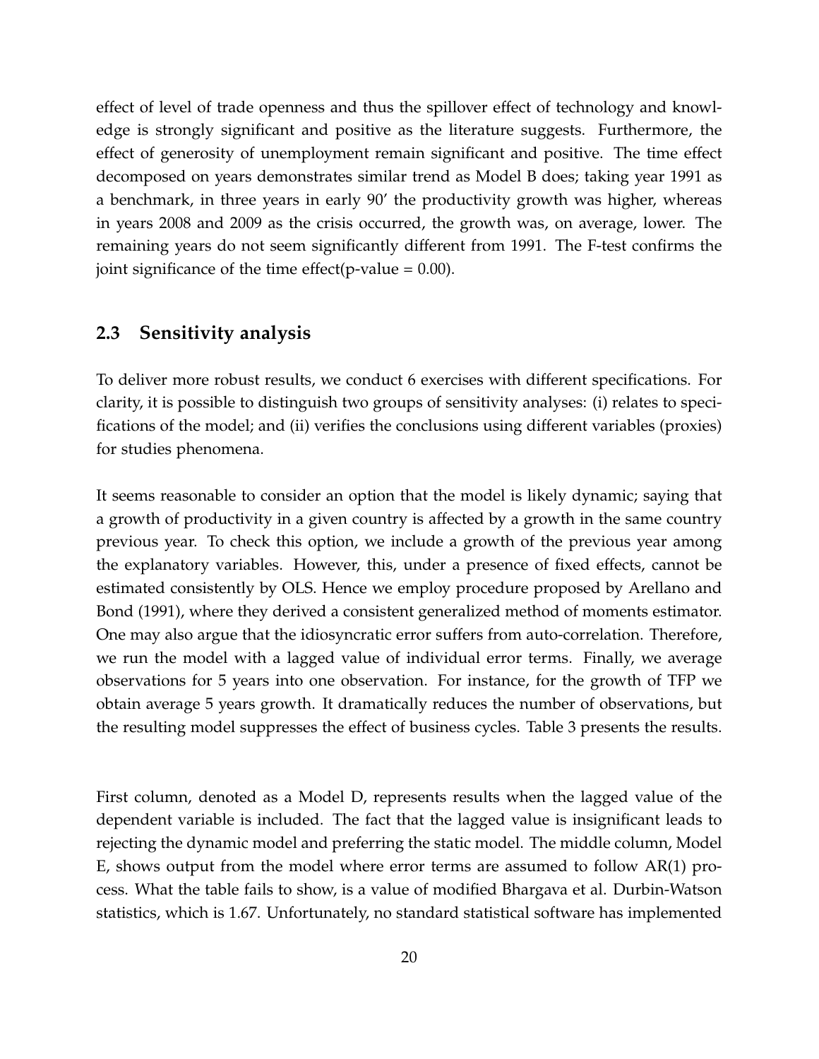effect of level of trade openness and thus the spillover effect of technology and knowledge is strongly significant and positive as the literature suggests. Furthermore, the effect of generosity of unemployment remain significant and positive. The time effect decomposed on years demonstrates similar trend as Model B does; taking year 1991 as a benchmark, in three years in early 90' the productivity growth was higher, whereas in years 2008 and 2009 as the crisis occurred, the growth was, on average, lower. The remaining years do not seem significantly different from 1991. The F-test confirms the joint significance of the time effect(p-value = 0.00).

## 2.3 Sensitivity analysis

To deliver more robust results, we conduct 6 exercises with different specifications. For clarity, it is possible to distinguish two groups of sensitivity analyses: (i) relates to specifications of the model; and (ii) verifies the conclusions using different variables (proxies) for studies phenomena.

It seems reasonable to consider an option that the model is likely dynamic; saying that a growth of productivity in a given country is affected by a growth in the same country previous year. To check this option, we include a growth of the previous year among the explanatory variables. However, this, under a presence of fixed effects, cannot be estimated consistently by OLS. Hence we employ procedure proposed by Arellano and Bond (1991), where they derived a consistent generalized method of moments estimator. One may also argue that the idiosyncratic error suffers from auto-correlation. Therefore, we run the model with a lagged value of individual error terms. Finally, we average observations for 5 years into one observation. For instance, for the growth of TFP we obtain average 5 years growth. It dramatically reduces the number of observations, but the resulting model suppresses the effect of business cycles. Table 3 presents the results.

First column, denoted as a Model D, represents results when the lagged value of the dependent variable is included. The fact that the lagged value is insignificant leads to rejecting the dynamic model and preferring the static model. The middle column, Model E, shows output from the model where error terms are assumed to follow AR(1) process. What the table fails to show, is a value of modified Bhargava et al. Durbin-Watson statistics, which is 1.67. Unfortunately, no standard statistical software has implemented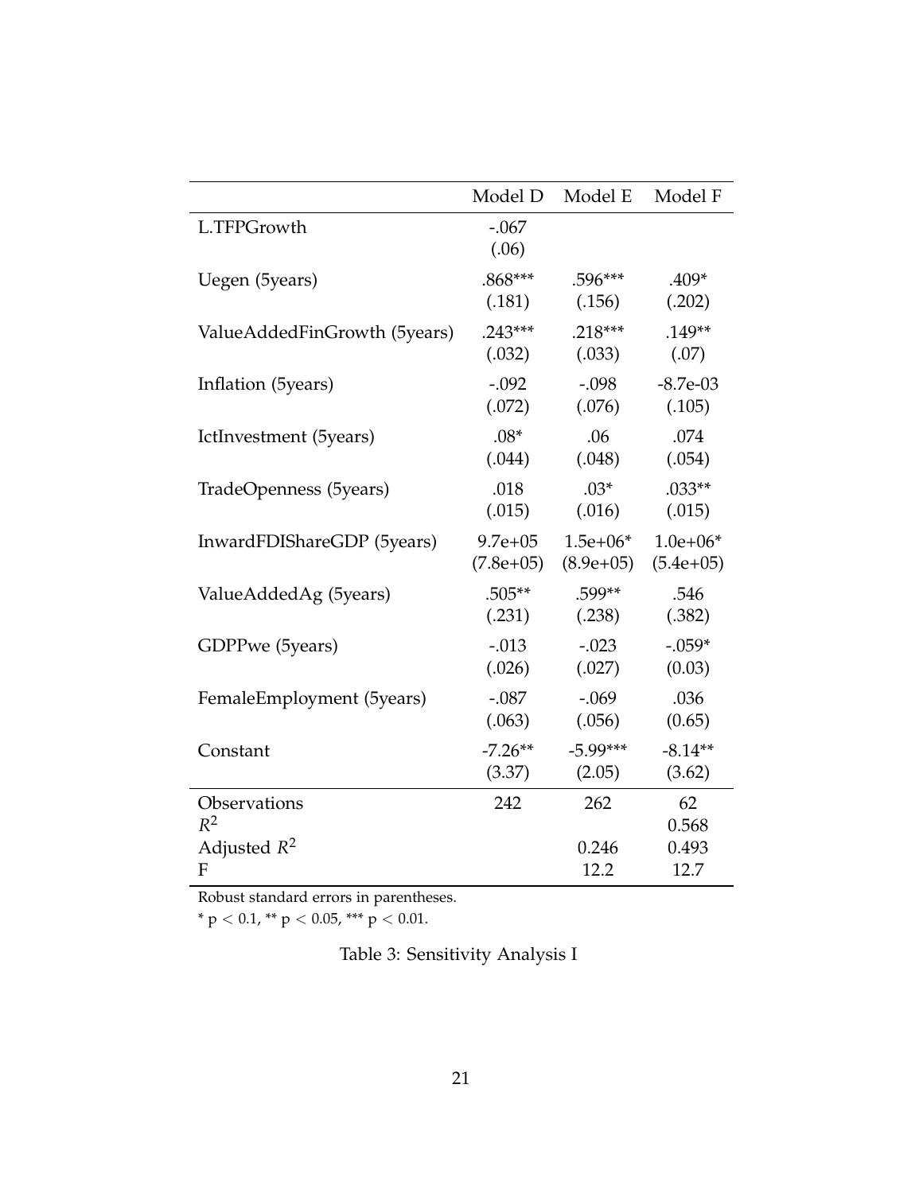| | Model D | Model E | Model F |
|---|---|---|---|
| L.TFPGrowth | -.067 | | |
| | (.06) | | |
| Uegen (5years) | .868*** | .596*** | .409* |
| | (.181) | (.156) | (.202) |
| ValueAddedFinGrowth (5years) | .243*** | .218*** | .149** |
| | (.032) | (.033) | (.07) |
| Inflation (5years) | -.092 | -.098 | -8.7e-03 |
| | (.072) | (.076) | (.105) |
| IctInvestment (5years) | .08* | .06 | .074 |
| | (.044) | (.048) | (.054) |
| TradeOpenness (5years) | .018 | .03* | .033** |
| | (.015) | (.016) | (.015) |
| InwardFDIShareGDP (5years) | 9.7e+05 | 1.5e+06* | 1.0e+06* |
| | (7.8e+05) | (8.9e+05) | (5.4e+05) |
| ValueAddedAg (5years) | .505** | .599** | .546 |
| | (.231) | (.238) | (.382) |
| GDPPwe (5years) | -.013 | -.023 | -.059* |
| | (.026) | (.027) | (0.03) |
| FemaleEmployment (5years) | -.087 | -.069 | .036 |
| | (.063) | (.056) | (0.65) |
| Constant | -7.26** | -5.99*** | -8.14** |
| | (3.37) | (2.05) | (3.62) |
| Observations | 242 | 262 | 62 |
| $R^2$ | | | 0.568 |
| Adjusted $R^2$ | | 0.246 | 0.493 |
| F | | 12.2 | 12.7 |

Robust standard errors in parentheses.

* $p < 0.1$, ** $p < 0.05$, *** $p < 0.01$.

Table 3: Sensitivity Analysis I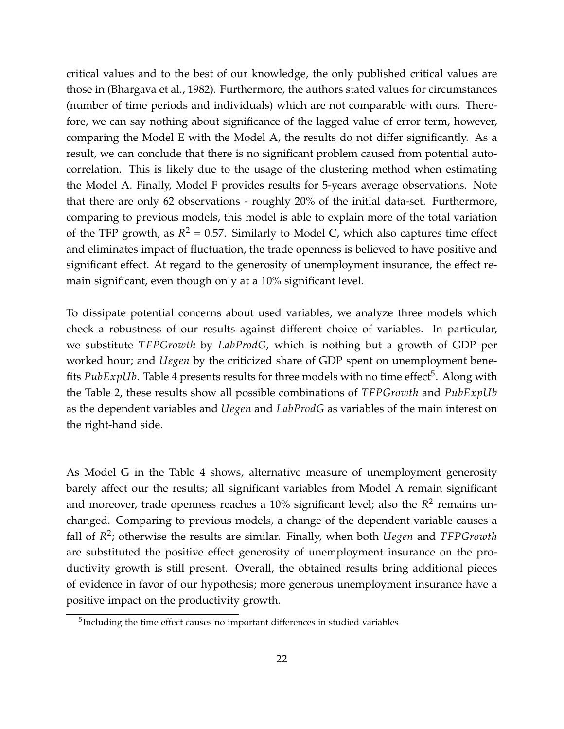critical values and to the best of our knowledge, the only published critical values are those in (Bhargava et al., 1982). Furthermore, the authors stated values for circumstances (number of time periods and individuals) which are not comparable with ours. Therefore, we can say nothing about significance of the lagged value of error term, however, comparing the Model E with the Model A, the results do not differ significantly. As a result, we can conclude that there is no significant problem caused from potential autocorrelation. This is likely due to the usage of the clustering method when estimating the Model A. Finally, Model F provides results for 5-years average observations. Note that there are only 62 observations - roughly 20% of the initial data-set. Furthermore, comparing to previous models, this model is able to explain more of the total variation of the TFP growth, as $R^2$ = 0.57. Similarly to Model C, which also captures time effect and eliminates impact of fluctuation, the trade openness is believed to have positive and significant effect. At regard to the generosity of unemployment insurance, the effect remain significant, even though only at a 10% significant level.

To dissipate potential concerns about used variables, we analyze three models which check a robustness of our results against different choice of variables. In particular, we substitute *TFPGrowth* by *LabProdG*, which is nothing but a growth of GDP per worked hour; and *Uegen* by the criticized share of GDP spent on unemployment benefits *PubExpUb*. Table 4 presents results for three models with no time effect[5]. Along with the Table 2, these results show all possible combinations of *TFPGrowth* and *PubExpUb* as the dependent variables and *Uegen* and *LabProdG* as variables of the main interest on the right-hand side.

As Model G in the Table 4 shows, alternative measure of unemployment generosity barely affect our the results; all significant variables from Model A remain significant and moreover, trade openness reaches a 10% significant level; also the $R^2$ remains unchanged. Comparing to previous models, a change of the dependent variable causes a fall of $R^2$; otherwise the results are similar. Finally, when both *Uegen* and *TFPGrowth* are substituted the positive effect generosity of unemployment insurance on the productivity growth is still present. Overall, the obtained results bring additional pieces of evidence in favor of our hypothesis; more generous unemployment insurance have a positive impact on the productivity growth.

[5] Including the time effect causes no important differences in studied variables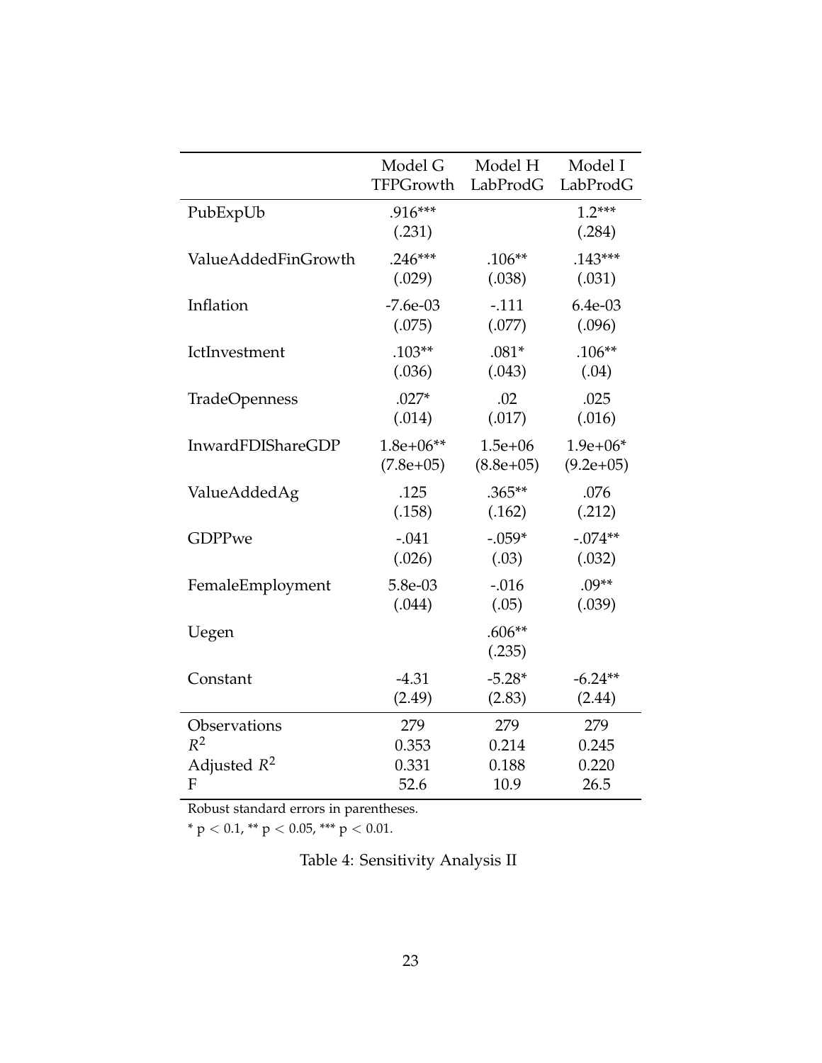| | Model G TFPGrowth | Model H LabProdG | Model I LabProdG |
|---|---|---|---|
| PubExpUb | .916*** | | 1.2*** |
| | (.231) | | (.284) |
| ValueAddedFinGrowth | .246*** | .106** | .143*** |
| | (.029) | (.038) | (.031) |
| Inflation | -7.6e-03 | -.111 | 6.4e-03 |
| | (.075) | (.077) | (.096) |
| IctInvestment | .103** | .081* | .106** |
| | (.036) | (.043) | (.04) |
| TradeOpenness | .027* | .02 | .025 |
| | (.014) | (.017) | (.016) |
| InwardFDIShareGDP | 1.8e+06** | 1.5e+06 | 1.9e+06* |
| | (7.8e+05) | (8.8e+05) | (9.2e+05) |
| ValueAddedAg | .125 | .365** | .076 |
| | (.158) | (.162) | (.212) |
| GDPPwe | -.041 | -.059* | -.074** |
| | (.026) | (.03) | (.032) |
| FemaleEmployment | 5.8e-03 | -.016 | .09** |
| | (.044) | (.05) | (.039) |
| Uegen | | .606** | |
| | | (.235) | |
| Constant | -4.31 | -5.28* | -6.24** |
| | (2.49) | (2.83) | (2.44) |
| Observations | 279 | 279 | 279 |
| $R^2$ | 0.353 | 0.214 | 0.245 |
| Adjusted $R^2$ | 0.331 | 0.188 | 0.220 |
| F | 52.6 | 10.9 | 26.5 |

Robust standard errors in parentheses.

* $p < 0.1$, ** $p < 0.05$, *** $p < 0.01$.

Table 4: Sensitivity Analysis II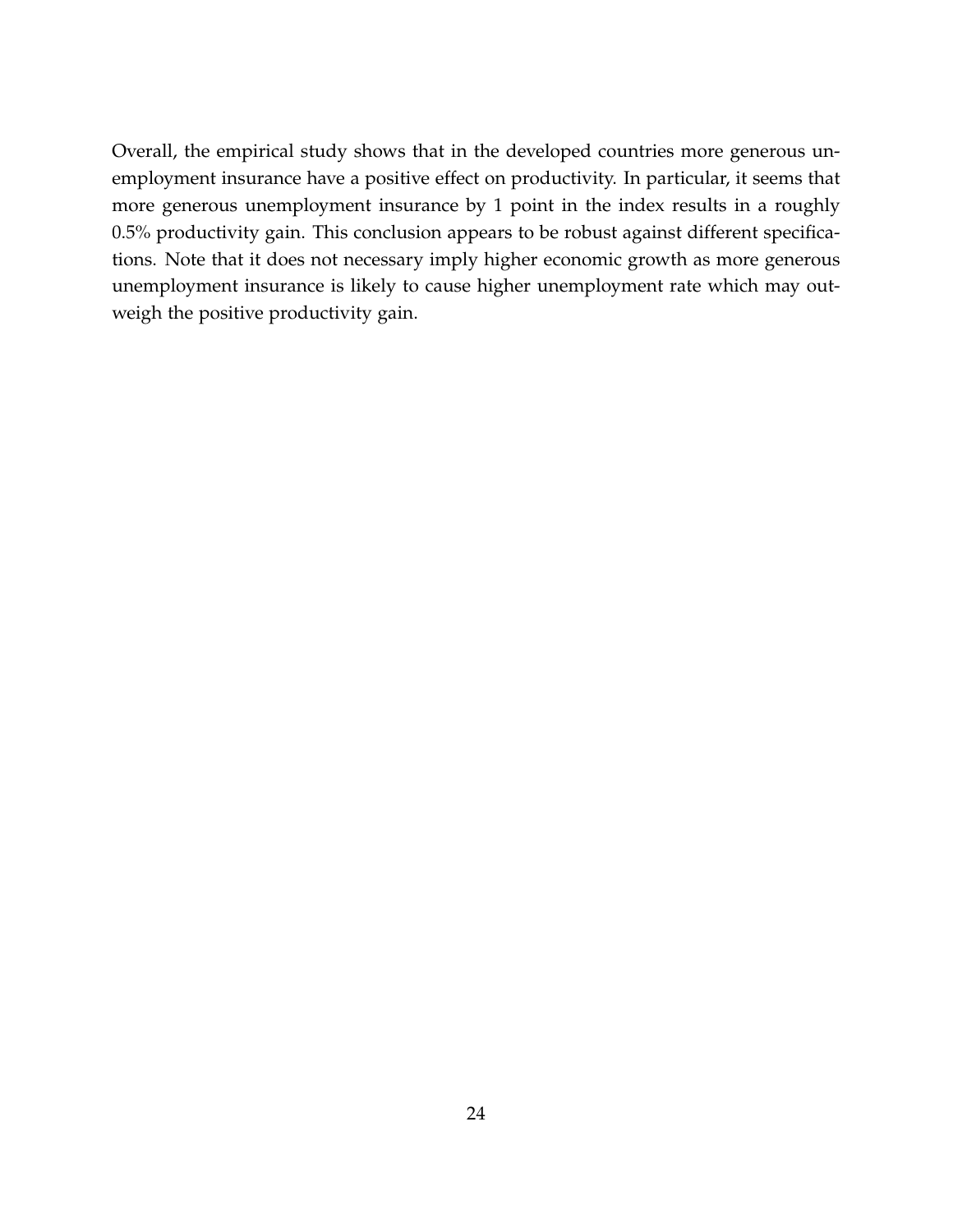Overall, the empirical study shows that in the developed countries more generous unemployment insurance have a positive effect on productivity. In particular, it seems that more generous unemployment insurance by 1 point in the index results in a roughly 0.5% productivity gain. This conclusion appears to be robust against different specifications. Note that it does not necessary imply higher economic growth as more generous unemployment insurance is likely to cause higher unemployment rate which may outweigh the positive productivity gain.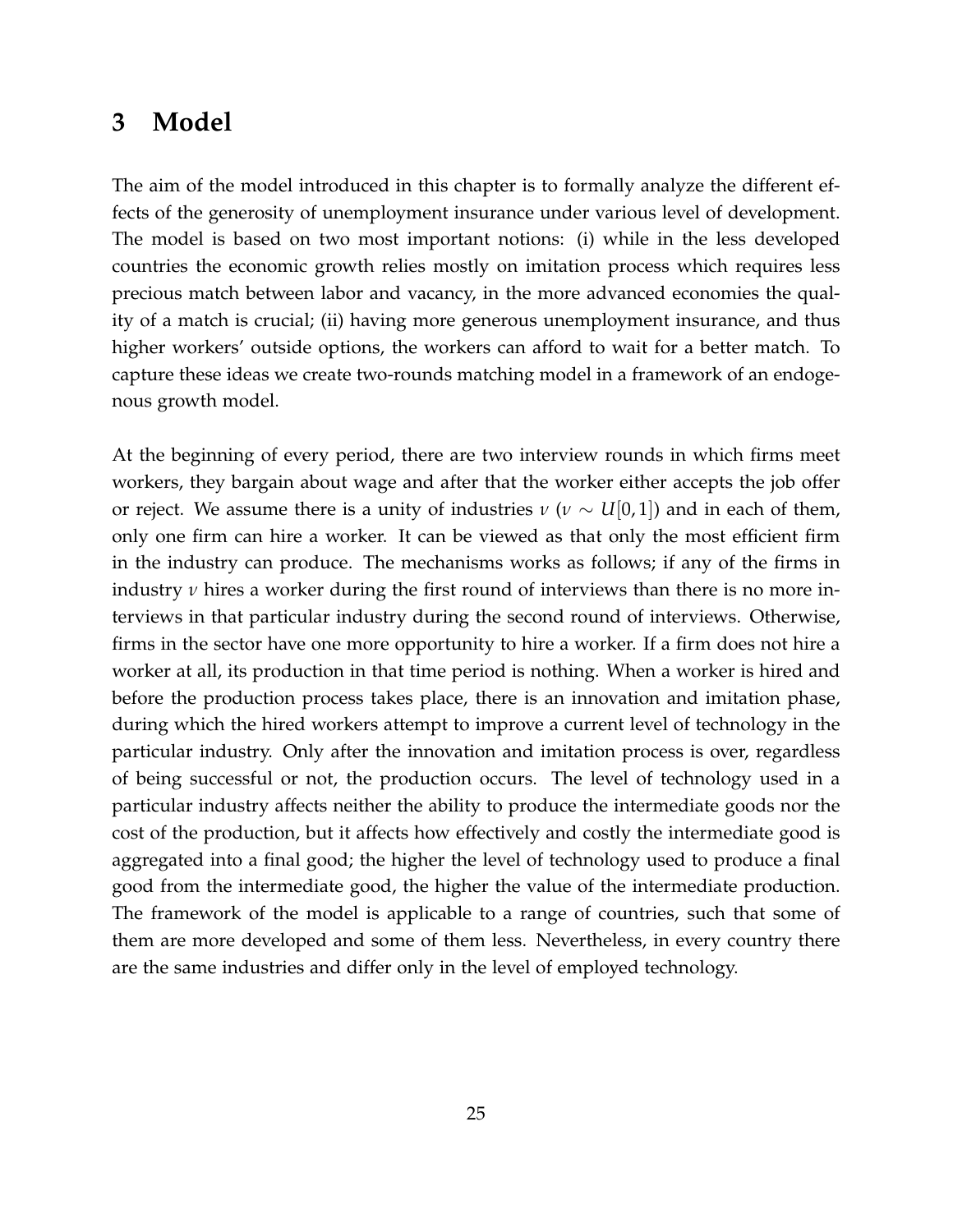# 3 Model

The aim of the model introduced in this chapter is to formally analyze the different effects of the generosity of unemployment insurance under various level of development. The model is based on two most important notions: (i) while in the less developed countries the economic growth relies mostly on imitation process which requires less precious match between labor and vacancy, in the more advanced economies the quality of a match is crucial; (ii) having more generous unemployment insurance, and thus higher workers' outside options, the workers can afford to wait for a better match. To capture these ideas we create two-rounds matching model in a framework of an endogenous growth model.

At the beginning of every period, there are two interview rounds in which firms meet workers, they bargain about wage and after that the worker either accepts the job offer or reject. We assume there is a unity of industries $\nu$ ($\nu \sim U[0,1]$) and in each of them, only one firm can hire a worker. It can be viewed as that only the most efficient firm in the industry can produce. The mechanisms works as follows; if any of the firms in industry $\nu$ hires a worker during the first round of interviews than there is no more interviews in that particular industry during the second round of interviews. Otherwise, firms in the sector have one more opportunity to hire a worker. If a firm does not hire a worker at all, its production in that time period is nothing. When a worker is hired and before the production process takes place, there is an innovation and imitation phase, during which the hired workers attempt to improve a current level of technology in the particular industry. Only after the innovation and imitation process is over, regardless of being successful or not, the production occurs. The level of technology used in a particular industry affects neither the ability to produce the intermediate goods nor the cost of the production, but it affects how effectively and costly the intermediate good is aggregated into a final good; the higher the level of technology used to produce a final good from the intermediate good, the higher the value of the intermediate production. The framework of the model is applicable to a range of countries, such that some of them are more developed and some of them less. Nevertheless, in every country there are the same industries and differ only in the level of employed technology.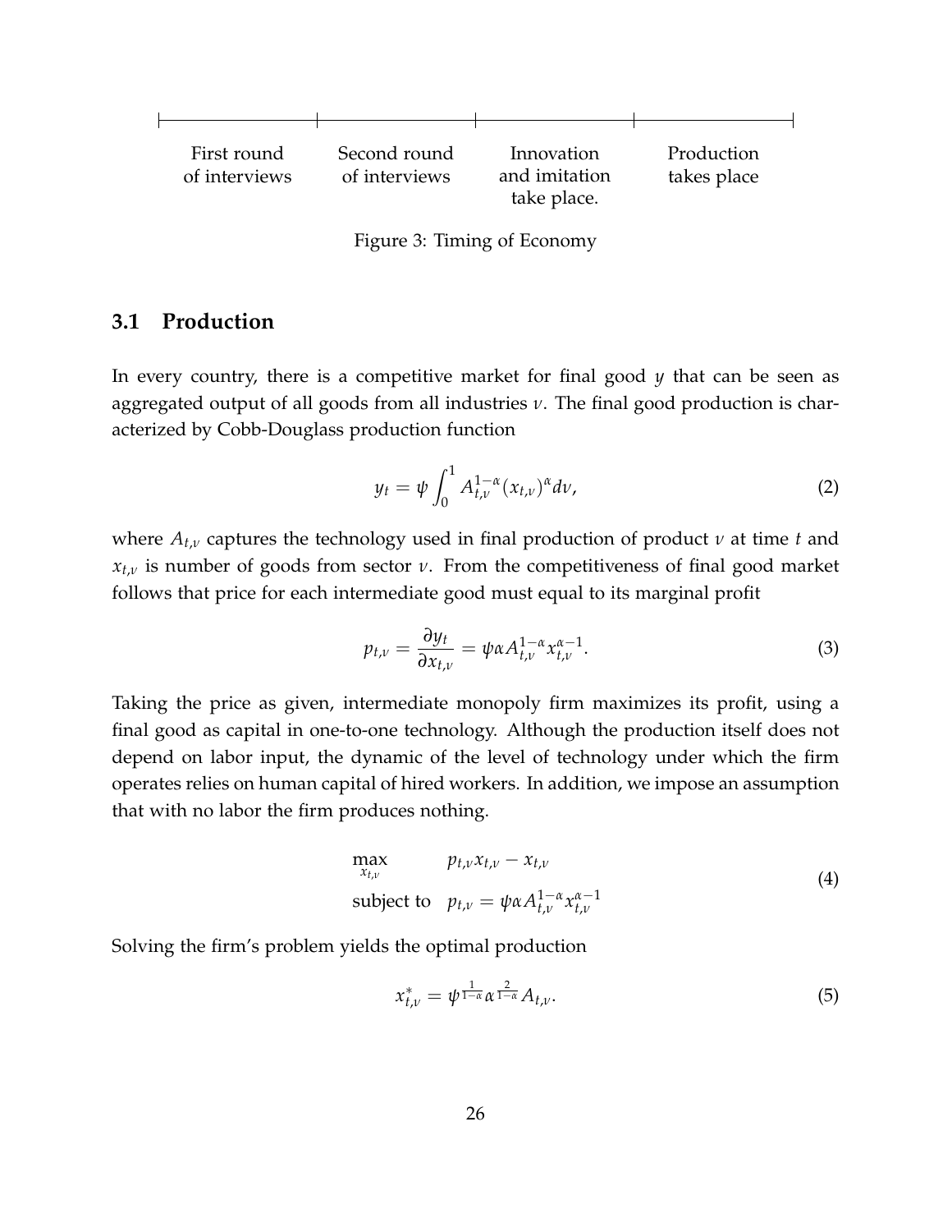| First round of interviews | Second round of interviews | Innovation and imitation take place. | Production takes place |
|---|---|---|---|

Figure 3: Timing of Economy

## 3.1 Production

In every country, there is a competitive market for final good $y$ that can be seen as aggregated output of all goods from all industries $\nu$. The final good production is characterized by Cobb-Douglass production function

$$y_t = \psi \int_0^1 A_{t,\nu}^{1-\alpha}(x_{t,\nu})^{\alpha} d\nu, \tag{2}$$

where $A_{t,\nu}$ captures the technology used in final production of product $\nu$ at time $t$ and $x_{t,\nu}$ is number of goods from sector $\nu$. From the competitiveness of final good market follows that price for each intermediate good must equal to its marginal profit

$$p_{t,\nu} = \frac{\partial y_t}{\partial x_{t,\nu}} = \psi \alpha A_{t,\nu}^{1-\alpha} x_{t,\nu}^{\alpha-1}. \tag{3}$$

Taking the price as given, intermediate monopoly firm maximizes its profit, using a final good as capital in one-to-one technology. Although the production itself does not depend on labor input, the dynamic of the level of technology under which the firm operates relies on human capital of hired workers. In addition, we impose an assumption that with no labor the firm produces nothing.

$$\begin{aligned} \max_{x_{t,\nu}} \quad & p_{t,\nu} x_{t,\nu} - x_{t,\nu} \\ \text{subject to} \quad & p_{t,\nu} = \psi \alpha A_{t,\nu}^{1-\alpha} x_{t,\nu}^{\alpha-1} \end{aligned} \tag{4}$$

Solving the firm's problem yields the optimal production

$$x_{t,\nu}^* = \psi^{\frac{1}{1-\alpha}} \alpha^{\frac{2}{1-\alpha}} A_{t,\nu}. \tag{5}$$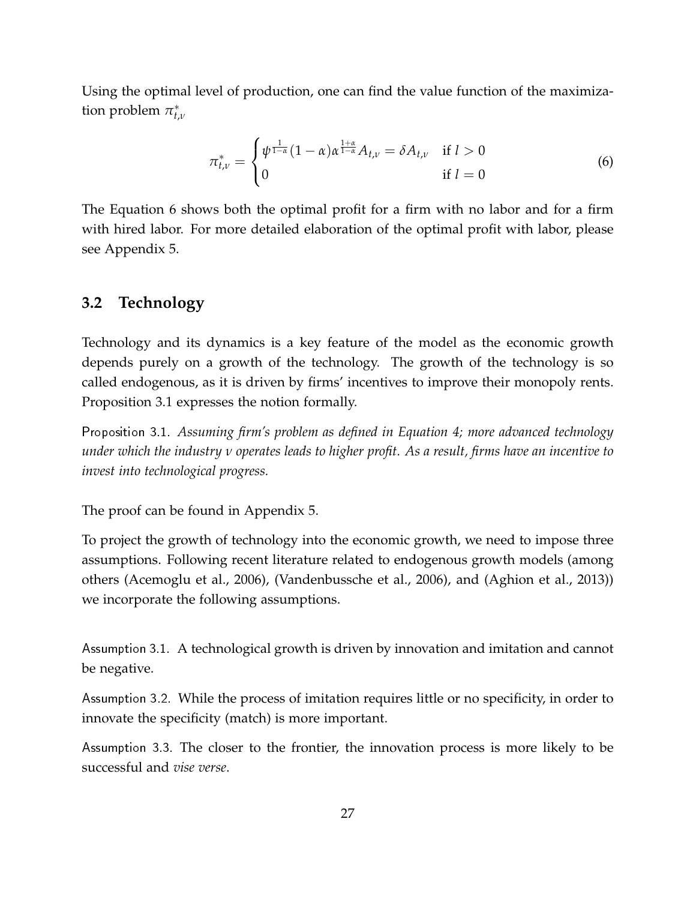Using the optimal level of production, one can find the value function of the maximization problem $\pi^*_{t,\nu}$

$$\pi^*_{t,\nu} = \begin{cases} \psi^{\frac{1}{1-\alpha}}(1-\alpha)\alpha^{\frac{1+\alpha}{1-\alpha}} A_{t,\nu} = \delta A_{t,\nu} & \text{if } l > 0 \\ 0 & \text{if } l = 0 \end{cases} \tag{6}$$

The Equation 6 shows both the optimal profit for a firm with no labor and for a firm with hired labor. For more detailed elaboration of the optimal profit with labor, please see Appendix 5.

## 3.2 Technology

Technology and its dynamics is a key feature of the model as the economic growth depends purely on a growth of the technology. The growth of the technology is so called endogenous, as it is driven by firms' incentives to improve their monopoly rents. Proposition 3.1 expresses the notion formally.

Proposition 3.1. *Assuming firm's problem as defined in Equation 4; more advanced technology under which the industry $\nu$ operates leads to higher profit. As a result, firms have an incentive to invest into technological progress.*

The proof can be found in Appendix 5.

To project the growth of technology into the economic growth, we need to impose three assumptions. Following recent literature related to endogenous growth models (among others (Acemoglu et al., 2006), (Vandenbussche et al., 2006), and (Aghion et al., 2013)) we incorporate the following assumptions.

Assumption 3.1. A technological growth is driven by innovation and imitation and cannot be negative.

Assumption 3.2. While the process of imitation requires little or no specificity, in order to innovate the specificity (match) is more important.

Assumption 3.3. The closer to the frontier, the innovation process is more likely to be successful and *vise verse*.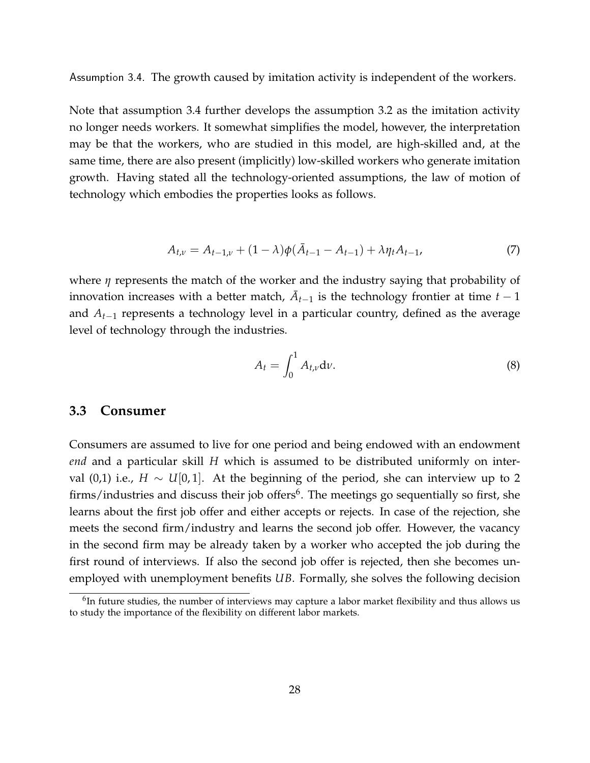Assumption 3.4. The growth caused by imitation activity is independent of the workers.

Note that assumption 3.4 further develops the assumption 3.2 as the imitation activity no longer needs workers. It somewhat simplifies the model, however, the interpretation may be that the workers, who are studied in this model, are high-skilled and, at the same time, there are also present (implicitly) low-skilled workers who generate imitation growth. Having stated all the technology-oriented assumptions, the law of motion of technology which embodies the properties looks as follows.

$$A_{t,\nu} = A_{t-1,\nu} + (1-\lambda)\phi(\bar{A}_{t-1} - A_{t-1}) + \lambda\eta_t A_{t-1}, \tag{7}$$

where $\eta$ represents the match of the worker and the industry saying that probability of innovation increases with a better match, $\bar{A}_{t-1}$ is the technology frontier at time $t-1$ and $A_{t-1}$ represents a technology level in a particular country, defined as the average level of technology through the industries.

$$A_t = \int_0^1 A_{t,\nu} \mathrm{d}\nu. \tag{8}$$

## 3.3 Consumer

Consumers are assumed to live for one period and being endowed with an endowment *end* and a particular skill $H$ which is assumed to be distributed uniformly on interval (0,1) i.e., $H \sim U[0,1]$. At the beginning of the period, she can interview up to 2 firms/industries and discuss their job offers[6]. The meetings go sequentially so first, she learns about the first job offer and either accepts or rejects. In case of the rejection, she meets the second firm/industry and learns the second job offer. However, the vacancy in the second firm may be already taken by a worker who accepted the job during the first round of interviews. If also the second job offer is rejected, then she becomes unemployed with unemployment benefits $UB$. Formally, she solves the following decision

[6] In future studies, the number of interviews may capture a labor market flexibility and thus allows us to study the importance of the flexibility on different labor markets.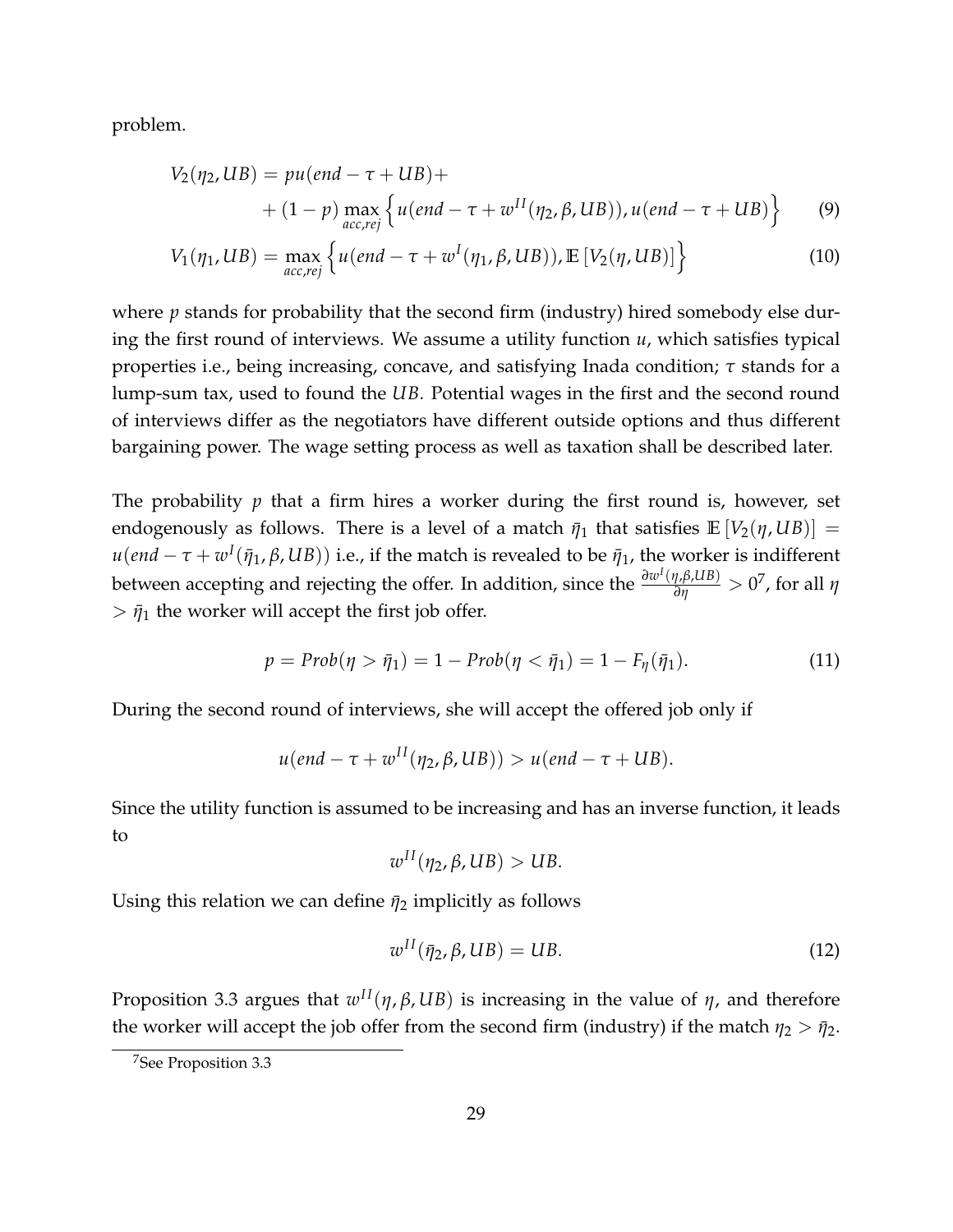problem.

$$
\begin{aligned}
V_2(\eta_2, UB) &= pu(end - \tau + UB) + \\
&\quad + (1-p) \max_{acc,rej} \left\{ u(end - \tau + w^{II}(\eta_2, \beta, UB)), u(end - \tau + UB) \right\} \qquad (9)
\end{aligned}
$$

$$
V_1(\eta_1, UB) = \max_{acc,rej} \left\{ u(end - \tau + w^{I}(\eta_1, \beta, UB)), \mathbb{E}\left[V_2(\eta, UB)\right] \right\} \qquad (10)
$$

where $p$ stands for probability that the second firm (industry) hired somebody else during the first round of interviews. We assume a utility function $u$, which satisfies typical properties i.e., being increasing, concave, and satisfying Inada condition; $\tau$ stands for a lump-sum tax, used to found the $UB$. Potential wages in the first and the second round of interviews differ as the negotiators have different outside options and thus different bargaining power. The wage setting process as well as taxation shall be described later.

The probability $p$ that a firm hires a worker during the first round is, however, set endogenously as follows. There is a level of a match $\bar{\eta}_1$ that satisfies $\mathbb{E}\left[V_2(\eta, UB)\right] = u(end - \tau + w^{I}(\bar{\eta}_1, \beta, UB))$ i.e., if the match is revealed to be $\bar{\eta}_1$, the worker is indifferent between accepting and rejecting the offer. In addition, since the $\frac{\partial w^{I}(\eta, \beta, UB)}{\partial \eta} > 0$[7], for all $\eta > \bar{\eta}_1$ the worker will accept the first job offer.

$$
p = Prob(\eta > \bar{\eta}_1) = 1 - Prob(\eta < \bar{\eta}_1) = 1 - F_{\eta}(\bar{\eta}_1). \qquad (11)
$$

During the second round of interviews, she will accept the offered job only if

$$
u(end - \tau + w^{II}(\eta_2, \beta, UB)) > u(end - \tau + UB).
$$

Since the utility function is assumed to be increasing and has an inverse function, it leads to

$$
w^{II}(\eta_2, \beta, UB) > UB.
$$

Using this relation we can define $\bar{\eta}_2$ implicitly as follows

$$
w^{II}(\bar{\eta}_2, \beta, UB) = UB. \qquad (12)
$$

Proposition 3.3 argues that $w^{II}(\eta, \beta, UB)$ is increasing in the value of $\eta$, and therefore the worker will accept the job offer from the second firm (industry) if the match $\eta_2 > \bar{\eta}_2$.

[7] See Proposition 3.3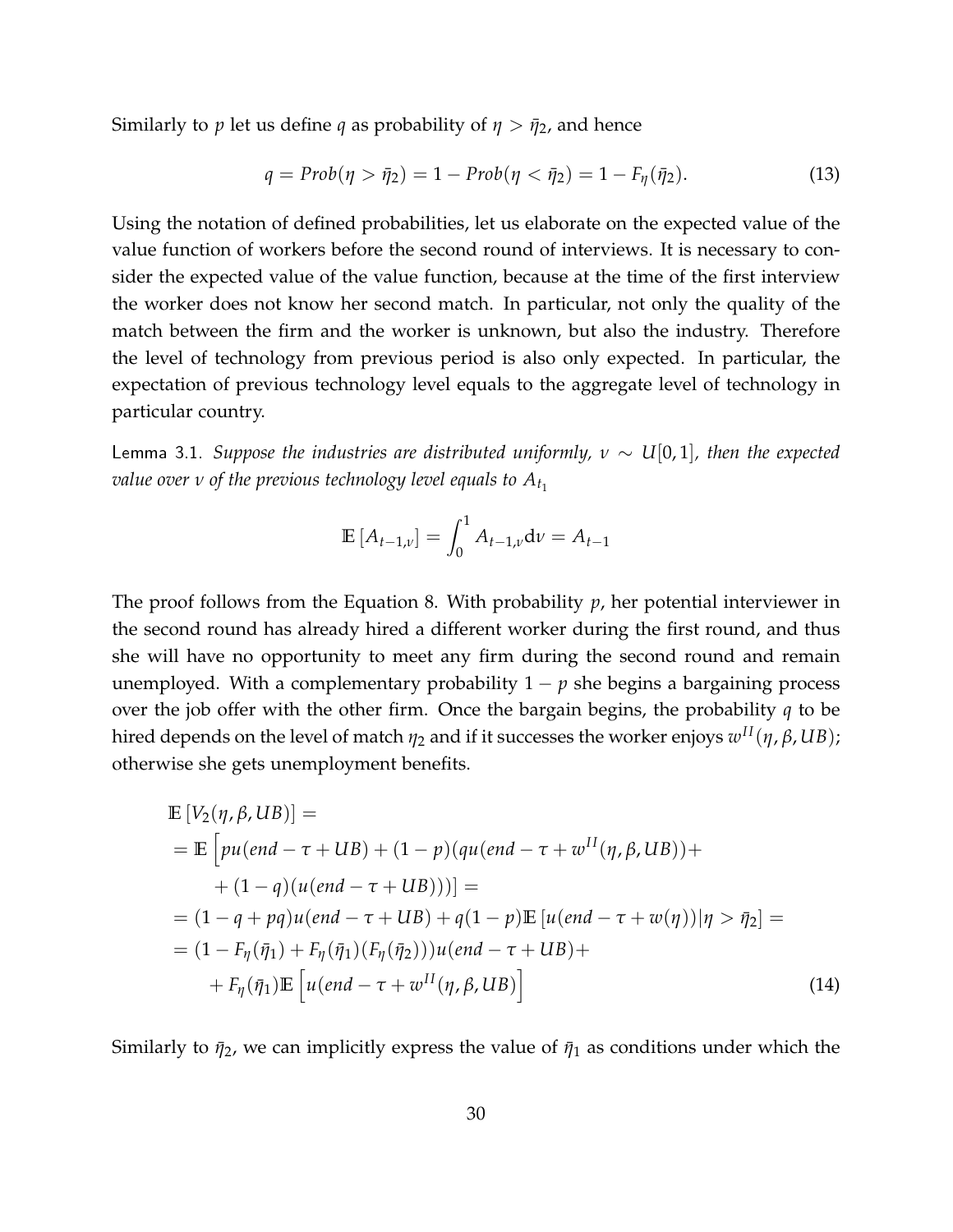Similarly to $p$ let us define $q$ as probability of $\eta > \bar{\eta}_2$, and hence

$$q = Prob(\eta > \bar{\eta}_2) = 1 - Prob(\eta < \bar{\eta}_2) = 1 - F_\eta(\bar{\eta}_2). \tag{13}$$

Using the notation of defined probabilities, let us elaborate on the expected value of the value function of workers before the second round of interviews. It is necessary to consider the expected value of the value function, because at the time of the first interview the worker does not know her second match. In particular, not only the quality of the match between the firm and the worker is unknown, but also the industry. Therefore the level of technology from previous period is also only expected. In particular, the expectation of previous technology level equals to the aggregate level of technology in particular country.

Lemma 3.1. *Suppose the industries are distributed uniformly, $\nu \sim U[0,1]$, then the expected value over $\nu$ of the previous technology level equals to $A_{t_1}$*

$$\mathbb{E}\left[A_{t-1,\nu}\right] = \int_0^1 A_{t-1,\nu} \mathrm{d}\nu = A_{t-1}$$

The proof follows from the Equation 8. With probability $p$, her potential interviewer in the second round has already hired a different worker during the first round, and thus she will have no opportunity to meet any firm during the second round and remain unemployed. With a complementary probability $1-p$ she begins a bargaining process over the job offer with the other firm. Once the bargain begins, the probability $q$ to be hired depends on the level of match $\eta_2$ and if it successes the worker enjoys $w^{II}(\eta, \beta, UB)$; otherwise she gets unemployment benefits.

$$\begin{aligned}
&\mathbb{E}\left[V_2(\eta, \beta, UB)\right] = \\
&= \mathbb{E}\Big[pu(end - \tau + UB) + (1-p)(qu(end - \tau + w^{II}(\eta, \beta, UB)) + \\
&\quad + (1-q)(u(end - \tau + UB)))\Big] = \\
&= (1 - q + pq)u(end - \tau + UB) + q(1-p)\mathbb{E}\left[u(end - \tau + w(\eta))|\eta > \bar{\eta}_2\right] = \\
&= (1 - F_\eta(\bar{\eta}_1) + F_\eta(\bar{\eta}_1)(F_\eta(\bar{\eta}_2)))u(end - \tau + UB) + \\
&\quad + F_\eta(\bar{\eta}_1)\mathbb{E}\Big[u(end - \tau + w^{II}(\eta, \beta, UB)\Big]
\end{aligned} \tag{14}$$

Similarly to $\bar{\eta}_2$, we can implicitly express the value of $\bar{\eta}_1$ as conditions under which the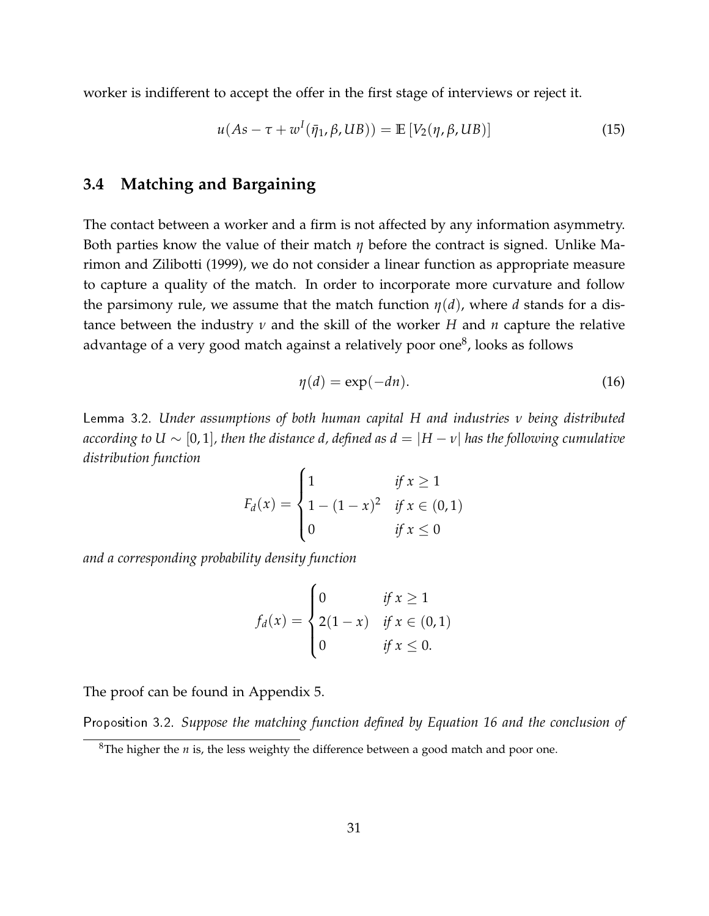worker is indifferent to accept the offer in the first stage of interviews or reject it.

$$u(As - \tau + w^I(\bar{\eta}_1, \beta, UB)) = \mathbb{E}\left[V_2(\eta, \beta, UB)\right] \tag{15}$$

## 3.4 Matching and Bargaining

The contact between a worker and a firm is not affected by any information asymmetry. Both parties know the value of their match $\eta$ before the contract is signed. Unlike Marimon and Zilibotti (1999), we do not consider a linear function as appropriate measure to capture a quality of the match. In order to incorporate more curvature and follow the parsimony rule, we assume that the match function $\eta(d)$, where $d$ stands for a distance between the industry $\nu$ and the skill of the worker $H$ and $n$ capture the relative advantage of a very good match against a relatively poor one[8], looks as follows

$$\eta(d) = \exp(-dn). \tag{16}$$

Lemma 3.2. *Under assumptions of both human capital $H$ and industries $\nu$ being distributed according to $U \sim [0,1]$, then the distance $d$, defined as $d = |H - \nu|$ has the following cumulative distribution function*

$$F_d(x) = \begin{cases} 1 & \text{if } x \geq 1 \\ 1 - (1-x)^2 & \text{if } x \in (0,1) \\ 0 & \text{if } x \leq 0 \end{cases}$$

*and a corresponding probability density function*

$$f_d(x) = \begin{cases} 0 & \text{if } x \geq 1 \\ 2(1-x) & \text{if } x \in (0,1) \\ 0 & \text{if } x \leq 0. \end{cases}$$

The proof can be found in Appendix 5.

Proposition 3.2. *Suppose the matching function defined by Equation 16 and the conclusion of*

[8] The higher the $n$ is, the less weighty the difference between a good match and poor one.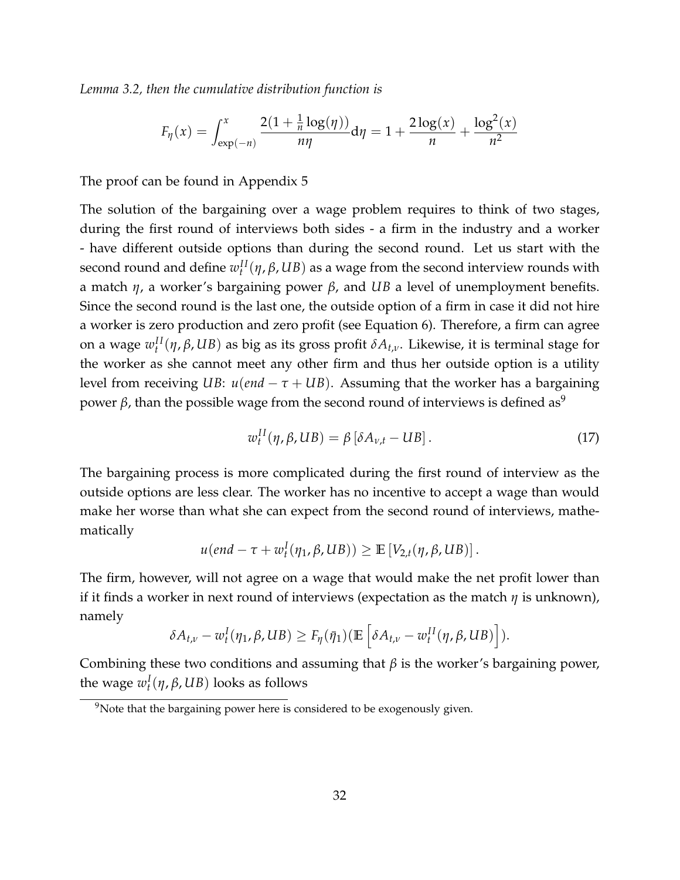*Lemma 3.2, then the cumulative distribution function is*

$$F_{\eta}(x) = \int_{\exp(-n)}^{x} \frac{2(1 + \frac{1}{n}\log(\eta))}{n\eta} \mathrm{d}\eta = 1 + \frac{2\log(x)}{n} + \frac{\log^2(x)}{n^2}$$

The proof can be found in Appendix 5

The solution of the bargaining over a wage problem requires to think of two stages, during the first round of interviews both sides - a firm in the industry and a worker - have different outside options than during the second round. Let us start with the second round and define $w_t^{II}(\eta, \beta, UB)$ as a wage from the second interview rounds with a match $\eta$, a worker's bargaining power $\beta$, and $UB$ a level of unemployment benefits. Since the second round is the last one, the outside option of a firm in case it did not hire a worker is zero production and zero profit (see Equation 6). Therefore, a firm can agree on a wage $w_t^{II}(\eta, \beta, UB)$ as big as its gross profit $\delta A_{t,\nu}$. Likewise, it is terminal stage for the worker as she cannot meet any other firm and thus her outside option is a utility level from receiving $UB$: $u(end - \tau + UB)$. Assuming that the worker has a bargaining power $\beta$, than the possible wage from the second round of interviews is defined as[9]

$$w_t^{II}(\eta, \beta, UB) = \beta \left[ \delta A_{\nu,t} - UB \right]. \tag{17}$$

The bargaining process is more complicated during the first round of interview as the outside options are less clear. The worker has no incentive to accept a wage than would make her worse than what she can expect from the second round of interviews, mathematically

$$u(end - \tau + w_t^{I}(\eta_1, \beta, UB)) \geq \mathbb{E}\left[V_{2,t}(\eta, \beta, UB)\right].$$

The firm, however, will not agree on a wage that would make the net profit lower than if it finds a worker in next round of interviews (expectation as the match $\eta$ is unknown), namely

$$\delta A_{t,\nu} - w_t^{I}(\eta_1, \beta, UB) \geq F_{\eta}(\bar{\eta}_1)(\mathbb{E}\left[\delta A_{t,\nu} - w_t^{II}(\eta, \beta, UB)\right]).$$

Combining these two conditions and assuming that $\beta$ is the worker's bargaining power, the wage $w_t^{I}(\eta, \beta, UB)$ looks as follows

[9] Note that the bargaining power here is considered to be exogenously given.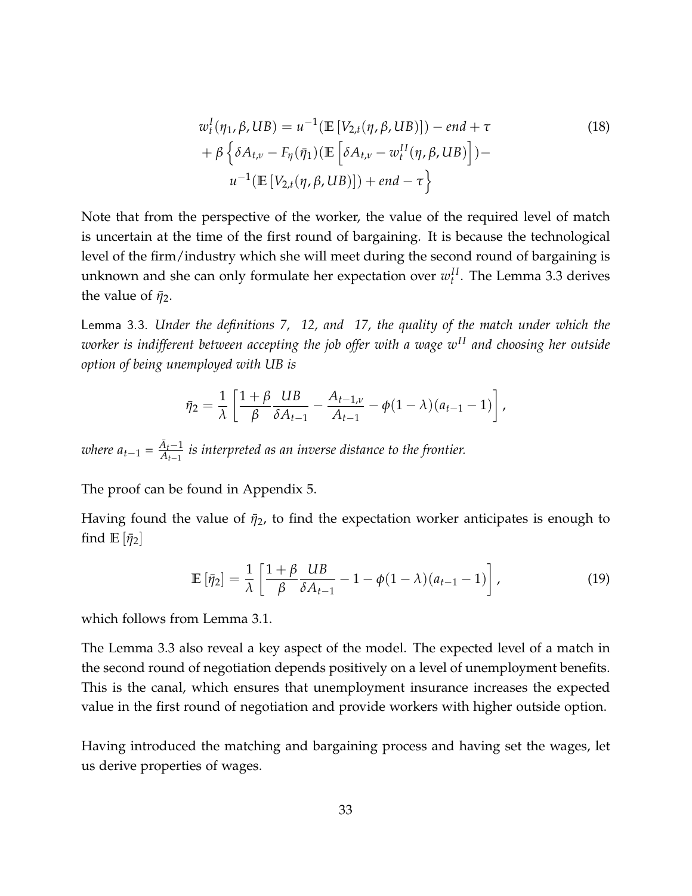$$
\begin{aligned}
w_t^I(\eta_1, \beta, UB) &= u^{-1}(\mathbb{E}\left[V_{2,t}(\eta, \beta, UB)\right]) - end + \tau \\
&+ \beta \left\{ \delta A_{t,\nu} - F_\eta(\bar{\eta}_1)(\mathbb{E}\left[\delta A_{t,\nu} - w_t^{II}(\eta, \beta, UB)\right]) - \right. \\
&\qquad \left. u^{-1}(\mathbb{E}\left[V_{2,t}(\eta, \beta, UB)\right]) + end - \tau \right\}
\end{aligned} \tag{18}
$$

Note that from the perspective of the worker, the value of the required level of match is uncertain at the time of the first round of bargaining. It is because the technological level of the firm/industry which she will meet during the second round of bargaining is unknown and she can only formulate her expectation over $w_t^{II}$. The Lemma 3.3 derives the value of $\bar{\eta}_2$.

Lemma 3.3. *Under the definitions 7, 12, and 17, the quality of the match under which the worker is indifferent between accepting the job offer with a wage $w^{II}$ and choosing her outside option of being unemployed with UB is*

$$
\bar{\eta}_2 = \frac{1}{\lambda}\left[\frac{1+\beta}{\beta}\frac{UB}{\delta A_{t-1}} - \frac{A_{t-1,\nu}}{A_{t-1}} - \phi(1-\lambda)(a_{t-1}-1)\right],
$$

*where $a_{t-1} = \frac{\bar{A}_{t-1}}{A_{t-1}}$ is interpreted as an inverse distance to the frontier.*

The proof can be found in Appendix 5.

Having found the value of $\bar{\eta}_2$, to find the expectation worker anticipates is enough to find $\mathbb{E}\left[\bar{\eta}_2\right]$

$$
\mathbb{E}\left[\bar{\eta}_2\right] = \frac{1}{\lambda}\left[\frac{1+\beta}{\beta}\frac{UB}{\delta A_{t-1}} - 1 - \phi(1-\lambda)(a_{t-1}-1)\right], \tag{19}
$$

which follows from Lemma 3.1.

The Lemma 3.3 also reveal a key aspect of the model. The expected level of a match in the second round of negotiation depends positively on a level of unemployment benefits. This is the canal, which ensures that unemployment insurance increases the expected value in the first round of negotiation and provide workers with higher outside option.

Having introduced the matching and bargaining process and having set the wages, let us derive properties of wages.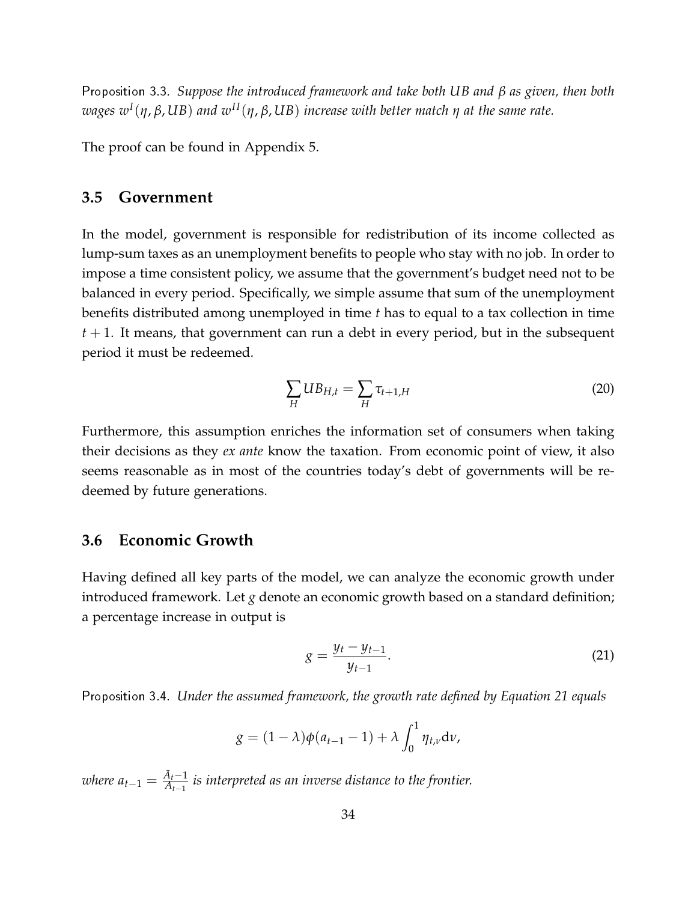Proposition 3.3. *Suppose the introduced framework and take both UB and $\beta$ as given, then both wages $w^I(\eta, \beta, UB)$ and $w^{II}(\eta, \beta, UB)$ increase with better match $\eta$ at the same rate.*

The proof can be found in Appendix 5.

### 3.5 Government

In the model, government is responsible for redistribution of its income collected as lump-sum taxes as an unemployment benefits to people who stay with no job. In order to impose a time consistent policy, we assume that the government's budget need not to be balanced in every period. Specifically, we simple assume that sum of the unemployment benefits distributed among unemployed in time $t$ has to equal to a tax collection in time $t+1$. It means, that government can run a debt in every period, but in the subsequent period it must be redeemed.

$$\sum_H UB_{H,t} = \sum_H \tau_{t+1,H} \tag{20}$$

Furthermore, this assumption enriches the information set of consumers when taking their decisions as they *ex ante* know the taxation. From economic point of view, it also seems reasonable as in most of the countries today's debt of governments will be redeemed by future generations.

### 3.6 Economic Growth

Having defined all key parts of the model, we can analyze the economic growth under introduced framework. Let $g$ denote an economic growth based on a standard definition; a percentage increase in output is

$$g = \frac{y_t - y_{t-1}}{y_{t-1}}. \tag{21}$$

Proposition 3.4. *Under the assumed framework, the growth rate defined by Equation 21 equals*

$$g = (1-\lambda)\phi(a_{t-1} - 1) + \lambda \int_0^1 \eta_{t,\nu} \mathrm{d}\nu,$$

*where $a_{t-1} = \frac{\bar{A}_t - 1}{A_{t-1}}$ is interpreted as an inverse distance to the frontier.*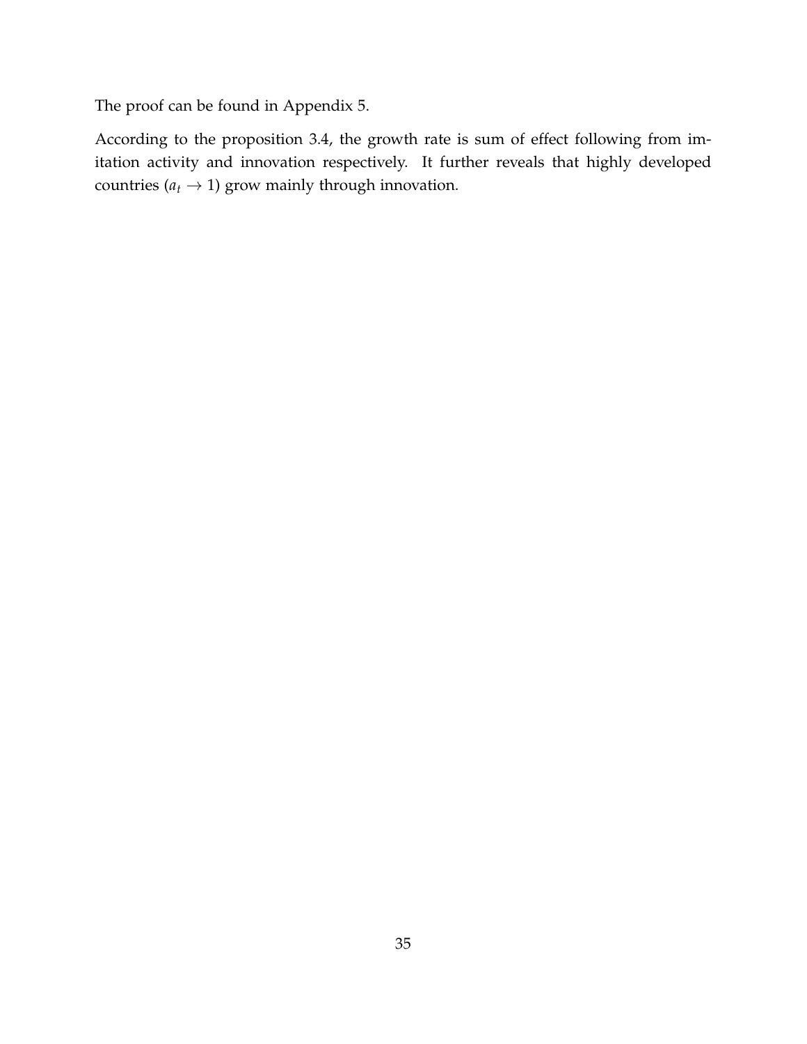The proof can be found in Appendix 5.

According to the proposition 3.4, the growth rate is sum of effect following from imitation activity and innovation respectively. It further reveals that highly developed countries ($a_t \to 1$) grow mainly through innovation.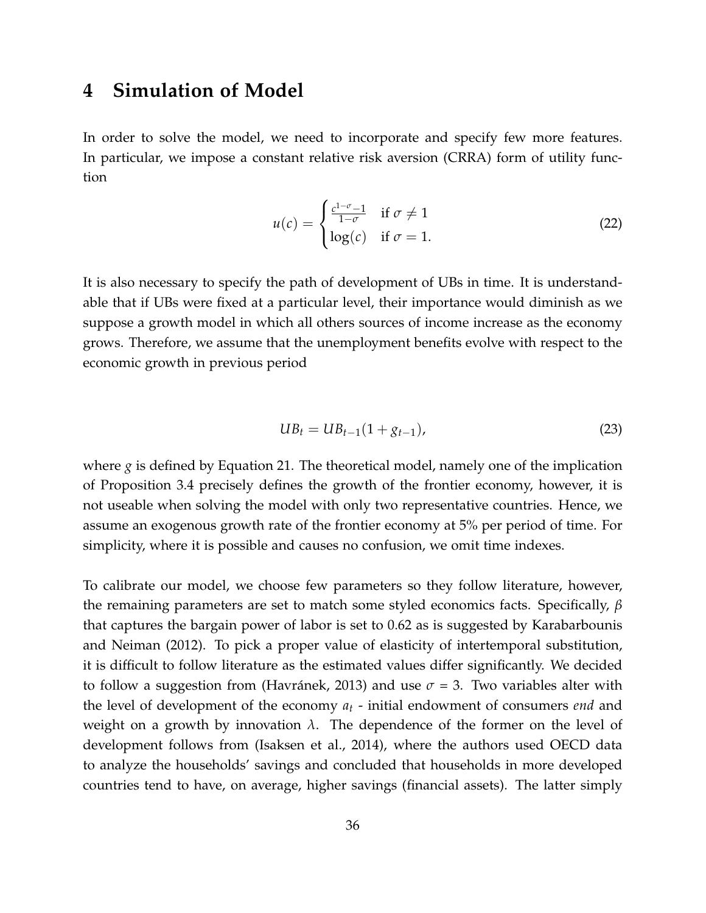# 4 Simulation of Model

In order to solve the model, we need to incorporate and specify few more features. In particular, we impose a constant relative risk aversion (CRRA) form of utility function

$$
u(c) = \begin{cases} \frac{c^{1-\sigma}-1}{1-\sigma} & \text{if } \sigma \neq 1 \\ \log(c) & \text{if } \sigma = 1. \end{cases} \tag{22}
$$

It is also necessary to specify the path of development of UBs in time. It is understandable that if UBs were fixed at a particular level, their importance would diminish as we suppose a growth model in which all others sources of income increase as the economy grows. Therefore, we assume that the unemployment benefits evolve with respect to the economic growth in previous period

$$
UB_t = UB_{t-1}(1 + g_{t-1}), \tag{23}
$$

where $g$ is defined by Equation 21. The theoretical model, namely one of the implication of Proposition 3.4 precisely defines the growth of the frontier economy, however, it is not useable when solving the model with only two representative countries. Hence, we assume an exogenous growth rate of the frontier economy at 5% per period of time. For simplicity, where it is possible and causes no confusion, we omit time indexes.

To calibrate our model, we choose few parameters so they follow literature, however, the remaining parameters are set to match some styled economics facts. Specifically, $\beta$ that captures the bargain power of labor is set to 0.62 as is suggested by Karabarbounis and Neiman (2012). To pick a proper value of elasticity of intertemporal substitution, it is difficult to follow literature as the estimated values differ significantly. We decided to follow a suggestion from (Havránek, 2013) and use $\sigma$ = 3. Two variables alter with the level of development of the economy $a_t$ - initial endowment of consumers *end* and weight on a growth by innovation $\lambda$. The dependence of the former on the level of development follows from (Isaksen et al., 2014), where the authors used OECD data to analyze the households' savings and concluded that households in more developed countries tend to have, on average, higher savings (financial assets). The latter simply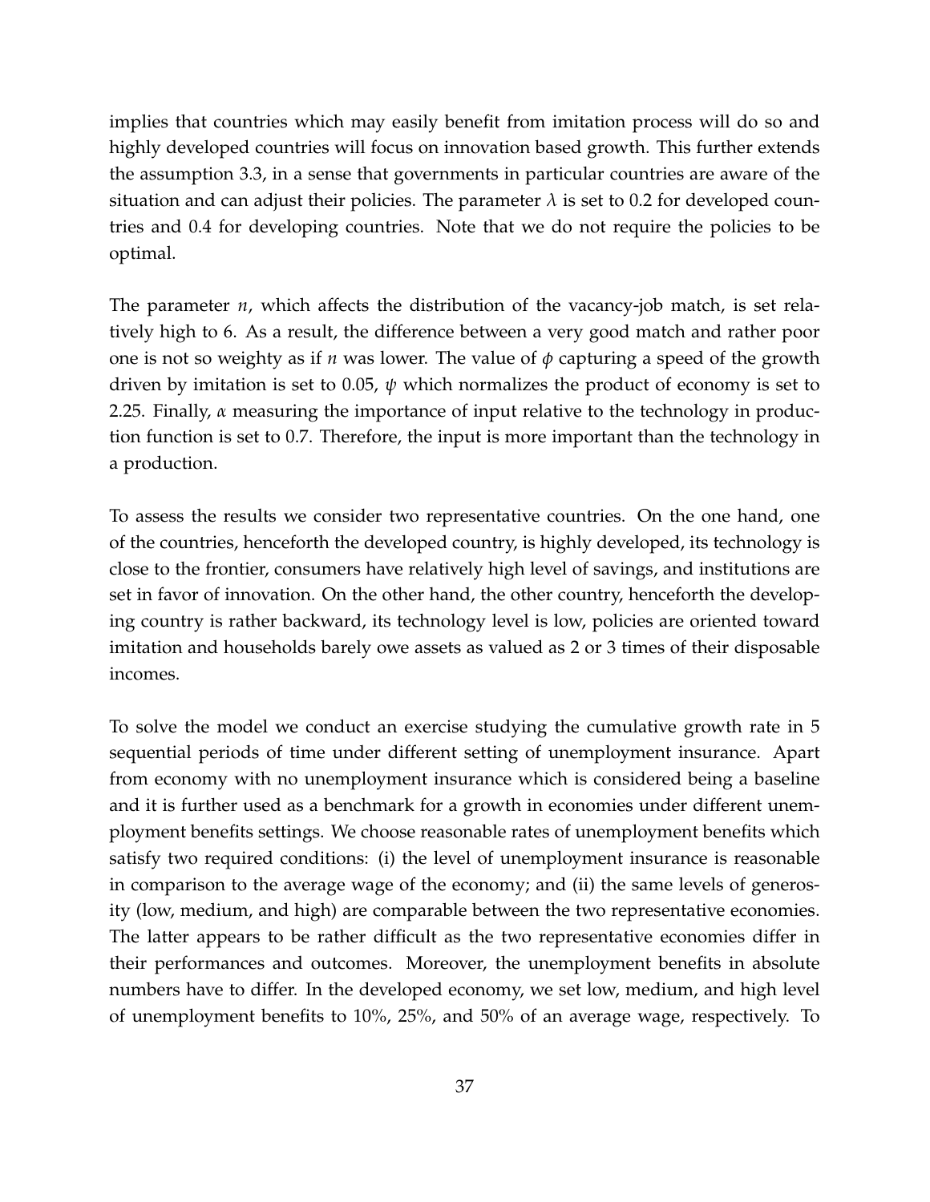implies that countries which may easily benefit from imitation process will do so and highly developed countries will focus on innovation based growth. This further extends the assumption 3.3, in a sense that governments in particular countries are aware of the situation and can adjust their policies. The parameter $\lambda$ is set to 0.2 for developed countries and 0.4 for developing countries. Note that we do not require the policies to be optimal.

The parameter $n$, which affects the distribution of the vacancy-job match, is set relatively high to 6. As a result, the difference between a very good match and rather poor one is not so weighty as if $n$ was lower. The value of $\phi$ capturing a speed of the growth driven by imitation is set to 0.05, $\psi$ which normalizes the product of economy is set to 2.25. Finally, $\alpha$ measuring the importance of input relative to the technology in production function is set to 0.7. Therefore, the input is more important than the technology in a production.

To assess the results we consider two representative countries. On the one hand, one of the countries, henceforth the developed country, is highly developed, its technology is close to the frontier, consumers have relatively high level of savings, and institutions are set in favor of innovation. On the other hand, the other country, henceforth the developing country is rather backward, its technology level is low, policies are oriented toward imitation and households barely owe assets as valued as 2 or 3 times of their disposable incomes.

To solve the model we conduct an exercise studying the cumulative growth rate in 5 sequential periods of time under different setting of unemployment insurance. Apart from economy with no unemployment insurance which is considered being a baseline and it is further used as a benchmark for a growth in economies under different unemployment benefits settings. We choose reasonable rates of unemployment benefits which satisfy two required conditions: (i) the level of unemployment insurance is reasonable in comparison to the average wage of the economy; and (ii) the same levels of generosity (low, medium, and high) are comparable between the two representative economies. The latter appears to be rather difficult as the two representative economies differ in their performances and outcomes. Moreover, the unemployment benefits in absolute numbers have to differ. In the developed economy, we set low, medium, and high level of unemployment benefits to 10%, 25%, and 50% of an average wage, respectively. To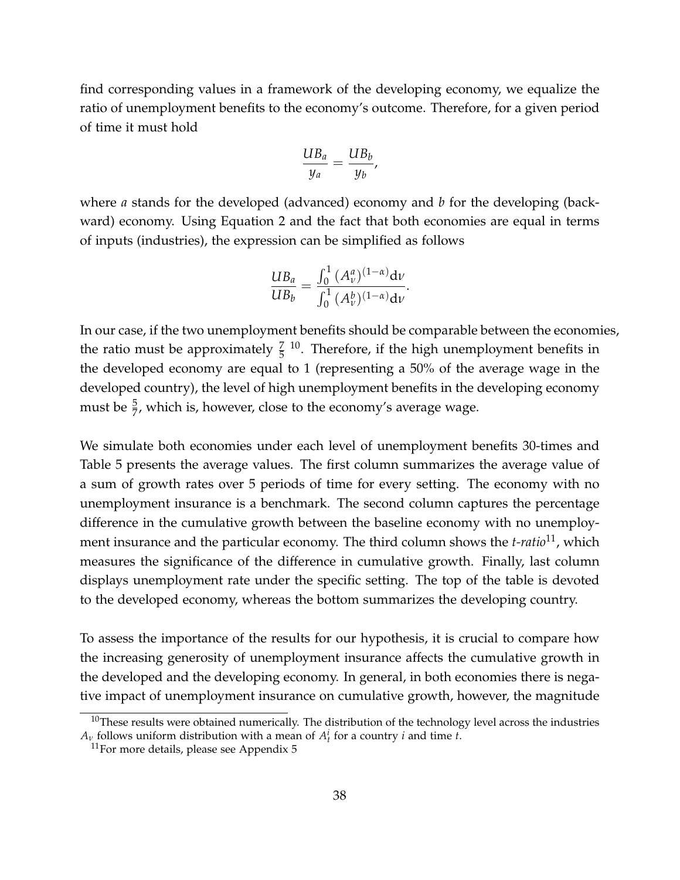find corresponding values in a framework of the developing economy, we equalize the ratio of unemployment benefits to the economy's outcome. Therefore, for a given period of time it must hold

$$\frac{UB_a}{y_a} = \frac{UB_b}{y_b},$$

where *a* stands for the developed (advanced) economy and *b* for the developing (backward) economy. Using Equation 2 and the fact that both economies are equal in terms of inputs (industries), the expression can be simplified as follows

$$\frac{UB_a}{UB_b} = \frac{\int_0^1 (A_\nu^a)^{(1-\alpha)} \mathrm{d}\nu}{\int_0^1 (A_\nu^b)^{(1-\alpha)} \mathrm{d}\nu}.$$

In our case, if the two unemployment benefits should be comparable between the economies, the ratio must be approximately $\frac{7}{5}$ [10]. Therefore, if the high unemployment benefits in the developed economy are equal to 1 (representing a 50% of the average wage in the developed country), the level of high unemployment benefits in the developing economy must be $\frac{5}{7}$, which is, however, close to the economy's average wage.

We simulate both economies under each level of unemployment benefits 30-times and Table 5 presents the average values. The first column summarizes the average value of a sum of growth rates over 5 periods of time for every setting. The economy with no unemployment insurance is a benchmark. The second column captures the percentage difference in the cumulative growth between the baseline economy with no unemployment insurance and the particular economy. The third column shows the *t-ratio*[11], which measures the significance of the difference in cumulative growth. Finally, last column displays unemployment rate under the specific setting. The top of the table is devoted to the developed economy, whereas the bottom summarizes the developing country.

To assess the importance of the results for our hypothesis, it is crucial to compare how the increasing generosity of unemployment insurance affects the cumulative growth in the developed and the developing economy. In general, in both economies there is negative impact of unemployment insurance on cumulative growth, however, the magnitude

[10] These results were obtained numerically. The distribution of the technology level across the industries $A_\nu$ follows uniform distribution with a mean of $A_t^i$ for a country $i$ and time $t$.

[11] For more details, please see Appendix 5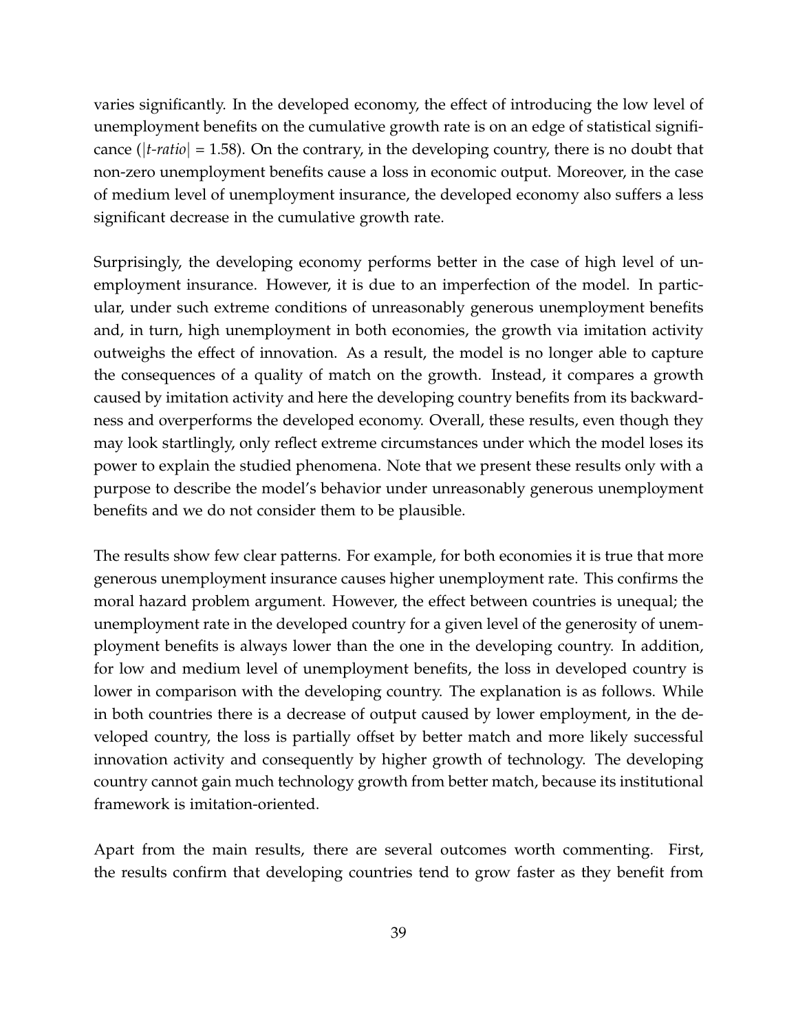varies significantly. In the developed economy, the effect of introducing the low level of unemployment benefits on the cumulative growth rate is on an edge of statistical significance (|*t-ratio*| = 1.58). On the contrary, in the developing country, there is no doubt that non-zero unemployment benefits cause a loss in economic output. Moreover, in the case of medium level of unemployment insurance, the developed economy also suffers a less significant decrease in the cumulative growth rate.

Surprisingly, the developing economy performs better in the case of high level of unemployment insurance. However, it is due to an imperfection of the model. In particular, under such extreme conditions of unreasonably generous unemployment benefits and, in turn, high unemployment in both economies, the growth via imitation activity outweighs the effect of innovation. As a result, the model is no longer able to capture the consequences of a quality of match on the growth. Instead, it compares a growth caused by imitation activity and here the developing country benefits from its backwardness and overperforms the developed economy. Overall, these results, even though they may look startlingly, only reflect extreme circumstances under which the model loses its power to explain the studied phenomena. Note that we present these results only with a purpose to describe the model's behavior under unreasonably generous unemployment benefits and we do not consider them to be plausible.

The results show few clear patterns. For example, for both economies it is true that more generous unemployment insurance causes higher unemployment rate. This confirms the moral hazard problem argument. However, the effect between countries is unequal; the unemployment rate in the developed country for a given level of the generosity of unemployment benefits is always lower than the one in the developing country. In addition, for low and medium level of unemployment benefits, the loss in developed country is lower in comparison with the developing country. The explanation is as follows. While in both countries there is a decrease of output caused by lower employment, in the developed country, the loss is partially offset by better match and more likely successful innovation activity and consequently by higher growth of technology. The developing country cannot gain much technology growth from better match, because its institutional framework is imitation-oriented.

Apart from the main results, there are several outcomes worth commenting. First, the results confirm that developing countries tend to grow faster as they benefit from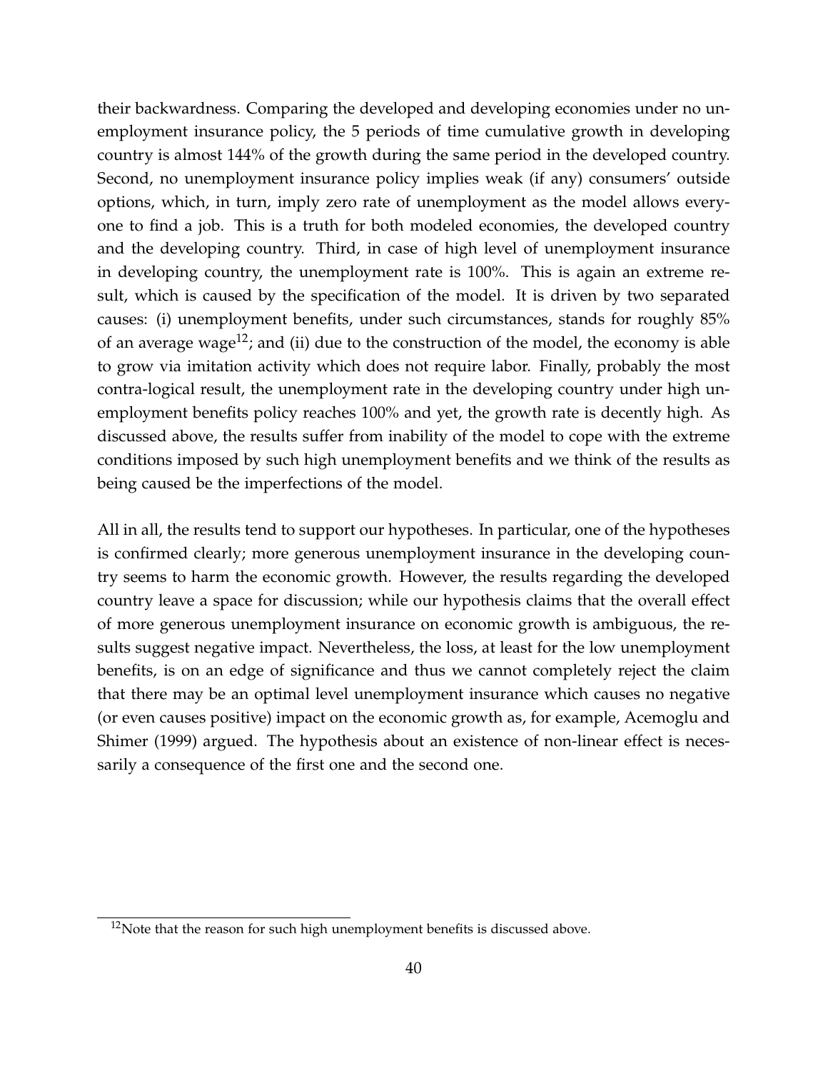their backwardness. Comparing the developed and developing economies under no unemployment insurance policy, the 5 periods of time cumulative growth in developing country is almost 144% of the growth during the same period in the developed country. Second, no unemployment insurance policy implies weak (if any) consumers' outside options, which, in turn, imply zero rate of unemployment as the model allows everyone to find a job. This is a truth for both modeled economies, the developed country and the developing country. Third, in case of high level of unemployment insurance in developing country, the unemployment rate is 100%. This is again an extreme result, which is caused by the specification of the model. It is driven by two separated causes: (i) unemployment benefits, under such circumstances, stands for roughly 85% of an average wage[12]; and (ii) due to the construction of the model, the economy is able to grow via imitation activity which does not require labor. Finally, probably the most contra-logical result, the unemployment rate in the developing country under high unemployment benefits policy reaches 100% and yet, the growth rate is decently high. As discussed above, the results suffer from inability of the model to cope with the extreme conditions imposed by such high unemployment benefits and we think of the results as being caused be the imperfections of the model.

All in all, the results tend to support our hypotheses. In particular, one of the hypotheses is confirmed clearly; more generous unemployment insurance in the developing country seems to harm the economic growth. However, the results regarding the developed country leave a space for discussion; while our hypothesis claims that the overall effect of more generous unemployment insurance on economic growth is ambiguous, the results suggest negative impact. Nevertheless, the loss, at least for the low unemployment benefits, is on an edge of significance and thus we cannot completely reject the claim that there may be an optimal level unemployment insurance which causes no negative (or even causes positive) impact on the economic growth as, for example, Acemoglu and Shimer (1999) argued. The hypothesis about an existence of non-linear effect is necessarily a consequence of the first one and the second one.

[12] Note that the reason for such high unemployment benefits is discussed above.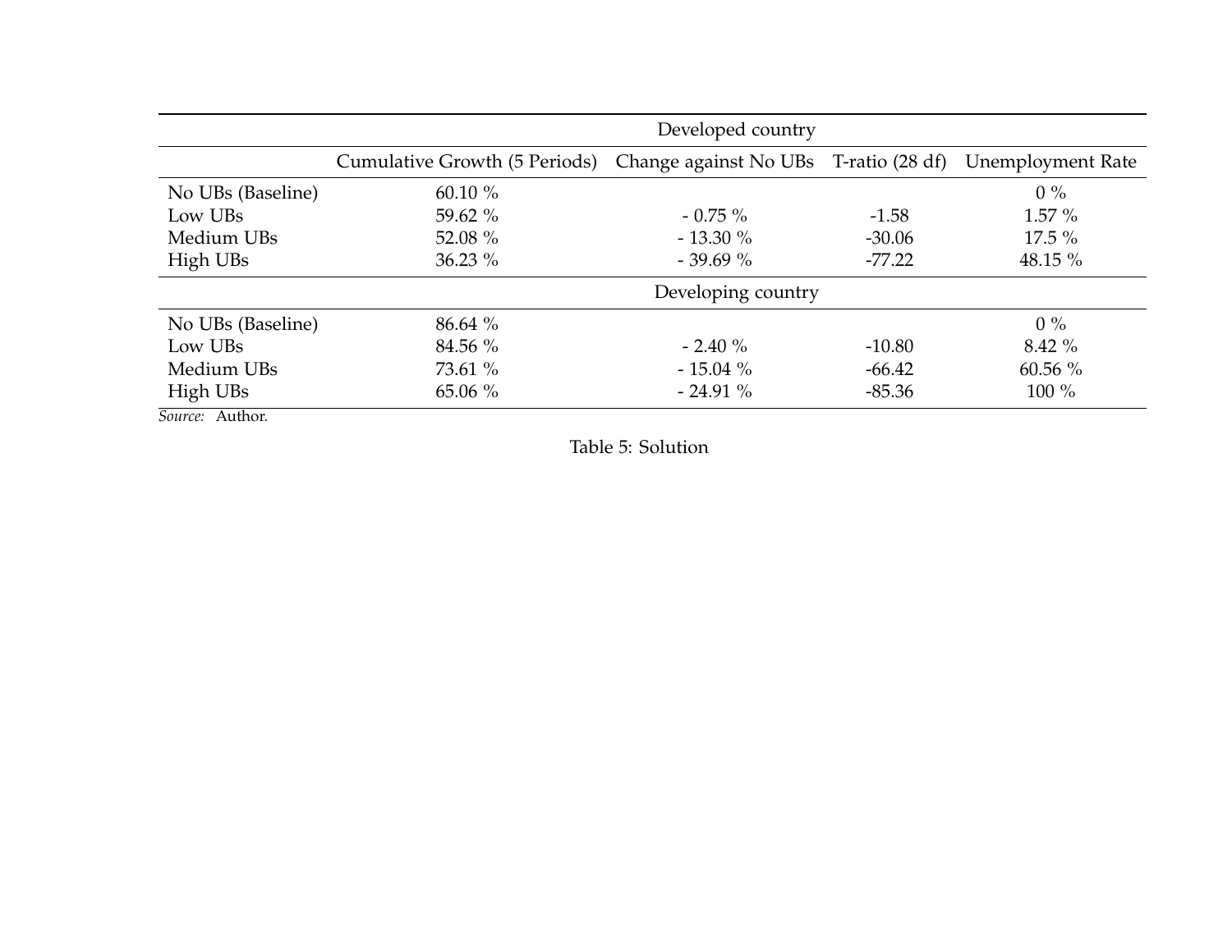| | Developed country | | | |
|---|---|---|---|---|
| | Cumulative Growth (5 Periods) | Change against No UBs | T-ratio (28 df) | Unemployment Rate |
| No UBs (Baseline) | 60.10 % | | | 0 % |
| Low UBs | 59.62 % | - 0.75 % | -1.58 | 1.57 % |
| Medium UBs | 52.08 % | - 13.30 % | -30.06 | 17.5 % |
| High UBs | 36.23 % | - 39.69 % | -77.22 | 48.15 % |
| | Developing country | | | |
| No UBs (Baseline) | 86.64 % | | | 0 % |
| Low UBs | 84.56 % | - 2.40 % | -10.80 | 8.42 % |
| Medium UBs | 73.61 % | - 15.04 % | -66.42 | 60.56 % |
| High UBs | 65.06 % | - 24.91 % | -85.36 | 100 % |

*Source:* Author.

Table 5: Solution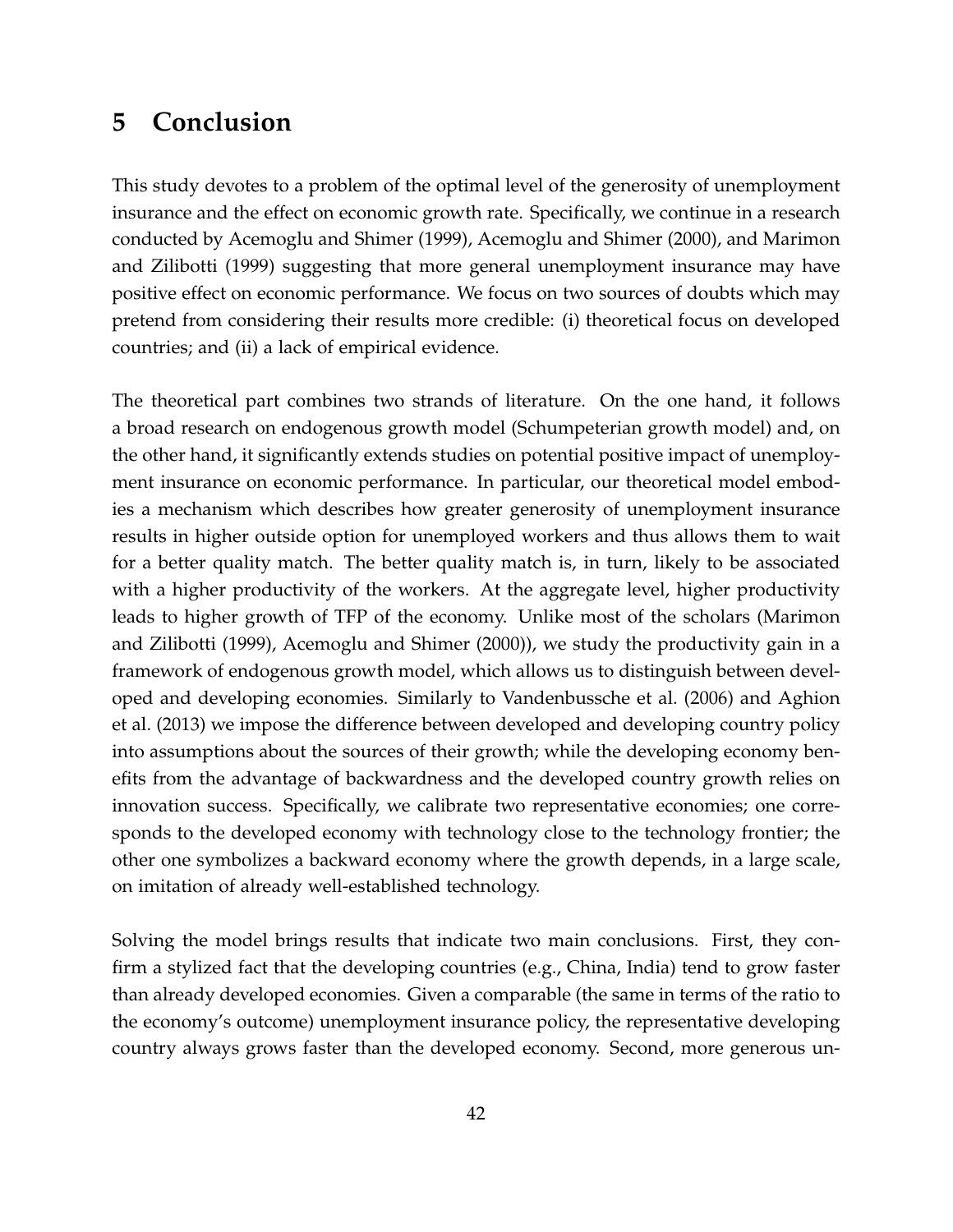## 5 Conclusion

This study devotes to a problem of the optimal level of the generosity of unemployment insurance and the effect on economic growth rate. Specifically, we continue in a research conducted by Acemoglu and Shimer (1999), Acemoglu and Shimer (2000), and Marimon and Zilibotti (1999) suggesting that more general unemployment insurance may have positive effect on economic performance. We focus on two sources of doubts which may pretend from considering their results more credible: (i) theoretical focus on developed countries; and (ii) a lack of empirical evidence.

The theoretical part combines two strands of literature. On the one hand, it follows a broad research on endogenous growth model (Schumpeterian growth model) and, on the other hand, it significantly extends studies on potential positive impact of unemployment insurance on economic performance. In particular, our theoretical model embodies a mechanism which describes how greater generosity of unemployment insurance results in higher outside option for unemployed workers and thus allows them to wait for a better quality match. The better quality match is, in turn, likely to be associated with a higher productivity of the workers. At the aggregate level, higher productivity leads to higher growth of TFP of the economy. Unlike most of the scholars (Marimon and Zilibotti (1999), Acemoglu and Shimer (2000)), we study the productivity gain in a framework of endogenous growth model, which allows us to distinguish between developed and developing economies. Similarly to Vandenbussche et al. (2006) and Aghion et al. (2013) we impose the difference between developed and developing country policy into assumptions about the sources of their growth; while the developing economy benefits from the advantage of backwardness and the developed country growth relies on innovation success. Specifically, we calibrate two representative economies; one corresponds to the developed economy with technology close to the technology frontier; the other one symbolizes a backward economy where the growth depends, in a large scale, on imitation of already well-established technology.

Solving the model brings results that indicate two main conclusions. First, they confirm a stylized fact that the developing countries (e.g., China, India) tend to grow faster than already developed economies. Given a comparable (the same in terms of the ratio to the economy's outcome) unemployment insurance policy, the representative developing country always grows faster than the developed economy. Second, more generous un-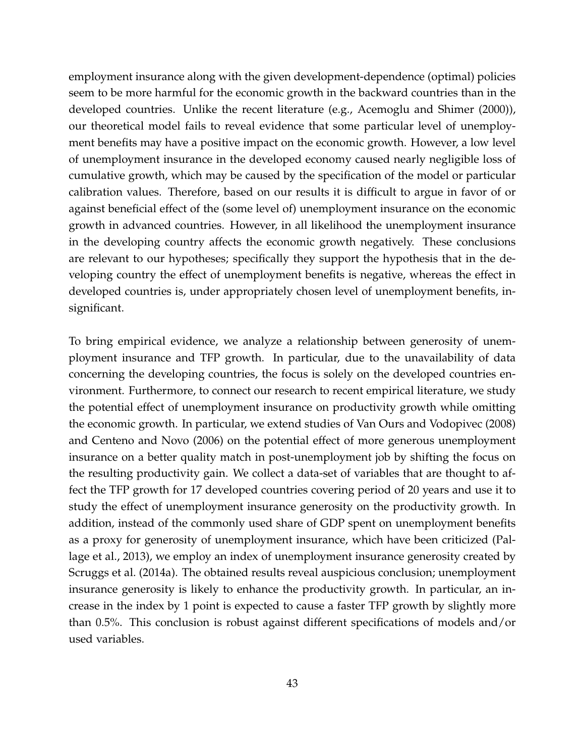employment insurance along with the given development-dependence (optimal) policies seem to be more harmful for the economic growth in the backward countries than in the developed countries. Unlike the recent literature (e.g., Acemoglu and Shimer (2000)), our theoretical model fails to reveal evidence that some particular level of unemployment benefits may have a positive impact on the economic growth. However, a low level of unemployment insurance in the developed economy caused nearly negligible loss of cumulative growth, which may be caused by the specification of the model or particular calibration values. Therefore, based on our results it is difficult to argue in favor of or against beneficial effect of the (some level of) unemployment insurance on the economic growth in advanced countries. However, in all likelihood the unemployment insurance in the developing country affects the economic growth negatively. These conclusions are relevant to our hypotheses; specifically they support the hypothesis that in the developing country the effect of unemployment benefits is negative, whereas the effect in developed countries is, under appropriately chosen level of unemployment benefits, insignificant.

To bring empirical evidence, we analyze a relationship between generosity of unemployment insurance and TFP growth. In particular, due to the unavailability of data concerning the developing countries, the focus is solely on the developed countries environment. Furthermore, to connect our research to recent empirical literature, we study the potential effect of unemployment insurance on productivity growth while omitting the economic growth. In particular, we extend studies of Van Ours and Vodopivec (2008) and Centeno and Novo (2006) on the potential effect of more generous unemployment insurance on a better quality match in post-unemployment job by shifting the focus on the resulting productivity gain. We collect a data-set of variables that are thought to affect the TFP growth for 17 developed countries covering period of 20 years and use it to study the effect of unemployment insurance generosity on the productivity growth. In addition, instead of the commonly used share of GDP spent on unemployment benefits as a proxy for generosity of unemployment insurance, which have been criticized (Pallage et al., 2013), we employ an index of unemployment insurance generosity created by Scruggs et al. (2014a). The obtained results reveal auspicious conclusion; unemployment insurance generosity is likely to enhance the productivity growth. In particular, an increase in the index by 1 point is expected to cause a faster TFP growth by slightly more than 0.5%. This conclusion is robust against different specifications of models and/or used variables.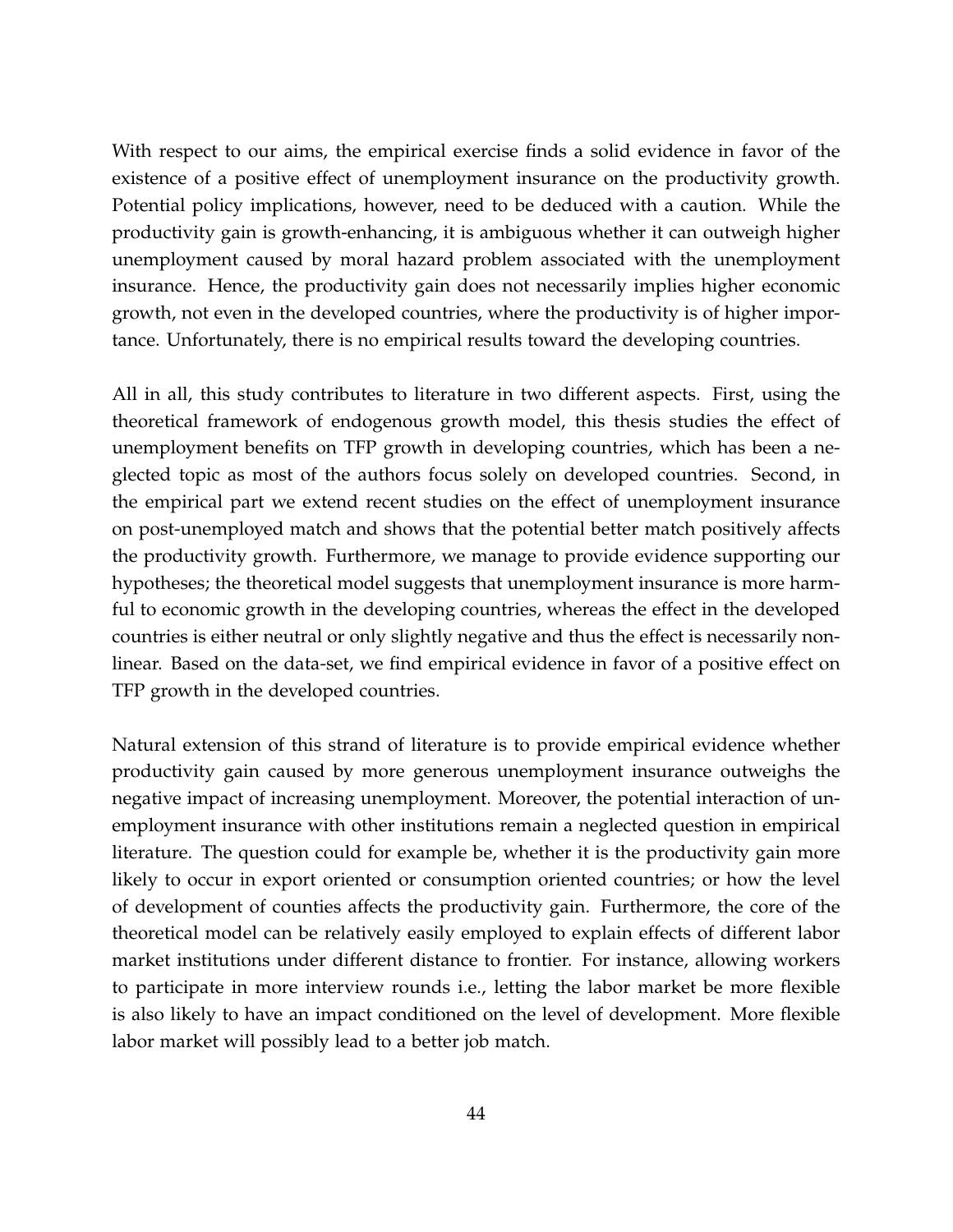With respect to our aims, the empirical exercise finds a solid evidence in favor of the existence of a positive effect of unemployment insurance on the productivity growth. Potential policy implications, however, need to be deduced with a caution. While the productivity gain is growth-enhancing, it is ambiguous whether it can outweigh higher unemployment caused by moral hazard problem associated with the unemployment insurance. Hence, the productivity gain does not necessarily implies higher economic growth, not even in the developed countries, where the productivity is of higher importance. Unfortunately, there is no empirical results toward the developing countries.

All in all, this study contributes to literature in two different aspects. First, using the theoretical framework of endogenous growth model, this thesis studies the effect of unemployment benefits on TFP growth in developing countries, which has been a neglected topic as most of the authors focus solely on developed countries. Second, in the empirical part we extend recent studies on the effect of unemployment insurance on post-unemployed match and shows that the potential better match positively affects the productivity growth. Furthermore, we manage to provide evidence supporting our hypotheses; the theoretical model suggests that unemployment insurance is more harmful to economic growth in the developing countries, whereas the effect in the developed countries is either neutral or only slightly negative and thus the effect is necessarily nonlinear. Based on the data-set, we find empirical evidence in favor of a positive effect on TFP growth in the developed countries.

Natural extension of this strand of literature is to provide empirical evidence whether productivity gain caused by more generous unemployment insurance outweighs the negative impact of increasing unemployment. Moreover, the potential interaction of unemployment insurance with other institutions remain a neglected question in empirical literature. The question could for example be, whether it is the productivity gain more likely to occur in export oriented or consumption oriented countries; or how the level of development of counties affects the productivity gain. Furthermore, the core of the theoretical model can be relatively easily employed to explain effects of different labor market institutions under different distance to frontier. For instance, allowing workers to participate in more interview rounds i.e., letting the labor market be more flexible is also likely to have an impact conditioned on the level of development. More flexible labor market will possibly lead to a better job match.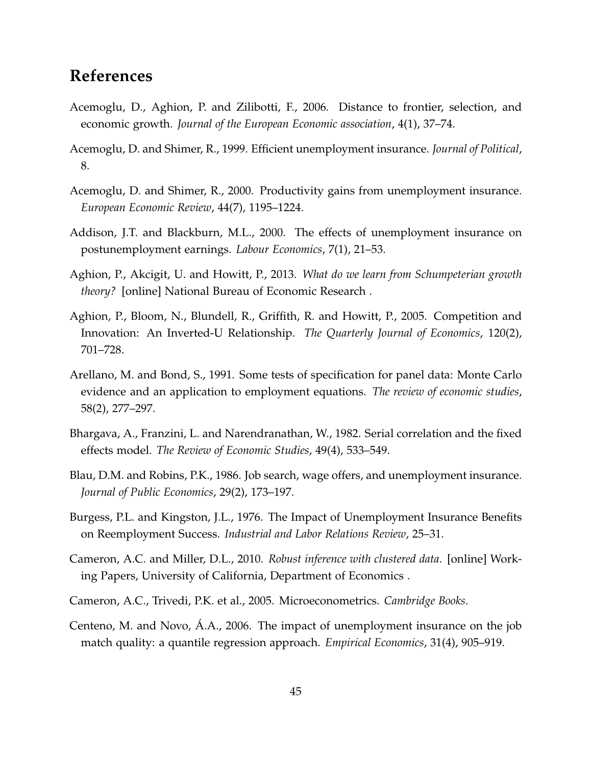# References

Acemoglu, D., Aghion, P. and Zilibotti, F., 2006. Distance to frontier, selection, and economic growth. *Journal of the European Economic association*, 4(1), 37–74.

Acemoglu, D. and Shimer, R., 1999. Efficient unemployment insurance. *Journal of Political*, 8.

Acemoglu, D. and Shimer, R., 2000. Productivity gains from unemployment insurance. *European Economic Review*, 44(7), 1195–1224.

Addison, J.T. and Blackburn, M.L., 2000. The effects of unemployment insurance on postunemployment earnings. *Labour Economics*, 7(1), 21–53.

Aghion, P., Akcigit, U. and Howitt, P., 2013. *What do we learn from Schumpeterian growth theory?* [online] National Bureau of Economic Research .

Aghion, P., Bloom, N., Blundell, R., Griffith, R. and Howitt, P., 2005. Competition and Innovation: An Inverted-U Relationship. *The Quarterly Journal of Economics*, 120(2), 701–728.

Arellano, M. and Bond, S., 1991. Some tests of specification for panel data: Monte Carlo evidence and an application to employment equations. *The review of economic studies*, 58(2), 277–297.

Bhargava, A., Franzini, L. and Narendranathan, W., 1982. Serial correlation and the fixed effects model. *The Review of Economic Studies*, 49(4), 533–549.

Blau, D.M. and Robins, P.K., 1986. Job search, wage offers, and unemployment insurance. *Journal of Public Economics*, 29(2), 173–197.

Burgess, P.L. and Kingston, J.L., 1976. The Impact of Unemployment Insurance Benefits on Reemployment Success. *Industrial and Labor Relations Review*, 25–31.

Cameron, A.C. and Miller, D.L., 2010. *Robust inference with clustered data*. [online] Working Papers, University of California, Department of Economics .

Cameron, A.C., Trivedi, P.K. et al., 2005. Microeconometrics. *Cambridge Books*.

Centeno, M. and Novo, Á.A., 2006. The impact of unemployment insurance on the job match quality: a quantile regression approach. *Empirical Economics*, 31(4), 905–919.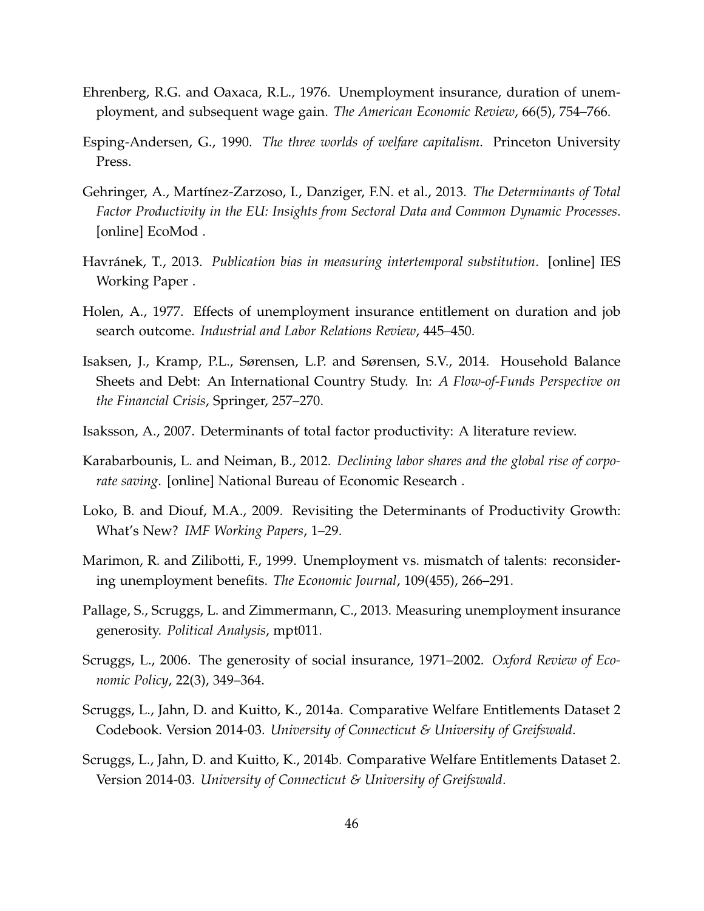Ehrenberg, R.G. and Oaxaca, R.L., 1976. Unemployment insurance, duration of unemployment, and subsequent wage gain. *The American Economic Review*, 66(5), 754–766.

Esping-Andersen, G., 1990. *The three worlds of welfare capitalism*. Princeton University Press.

Gehringer, A., Martínez-Zarzoso, I., Danziger, F.N. et al., 2013. *The Determinants of Total Factor Productivity in the EU: Insights from Sectoral Data and Common Dynamic Processes*. [online] EcoMod .

Havránek, T., 2013. *Publication bias in measuring intertemporal substitution*. [online] IES Working Paper .

Holen, A., 1977. Effects of unemployment insurance entitlement on duration and job search outcome. *Industrial and Labor Relations Review*, 445–450.

Isaksen, J., Kramp, P.L., Sørensen, L.P. and Sørensen, S.V., 2014. Household Balance Sheets and Debt: An International Country Study. In: *A Flow-of-Funds Perspective on the Financial Crisis*, Springer, 257–270.

Isaksson, A., 2007. Determinants of total factor productivity: A literature review.

Karabarbounis, L. and Neiman, B., 2012. *Declining labor shares and the global rise of corporate saving*. [online] National Bureau of Economic Research .

Loko, B. and Diouf, M.A., 2009. Revisiting the Determinants of Productivity Growth: What's New? *IMF Working Papers*, 1–29.

Marimon, R. and Zilibotti, F., 1999. Unemployment vs. mismatch of talents: reconsidering unemployment benefits. *The Economic Journal*, 109(455), 266–291.

Pallage, S., Scruggs, L. and Zimmermann, C., 2013. Measuring unemployment insurance generosity. *Political Analysis*, mpt011.

Scruggs, L., 2006. The generosity of social insurance, 1971–2002. *Oxford Review of Economic Policy*, 22(3), 349–364.

Scruggs, L., Jahn, D. and Kuitto, K., 2014a. Comparative Welfare Entitlements Dataset 2 Codebook. Version 2014-03. *University of Connecticut & University of Greifswald*.

Scruggs, L., Jahn, D. and Kuitto, K., 2014b. Comparative Welfare Entitlements Dataset 2. Version 2014-03. *University of Connecticut & University of Greifswald*.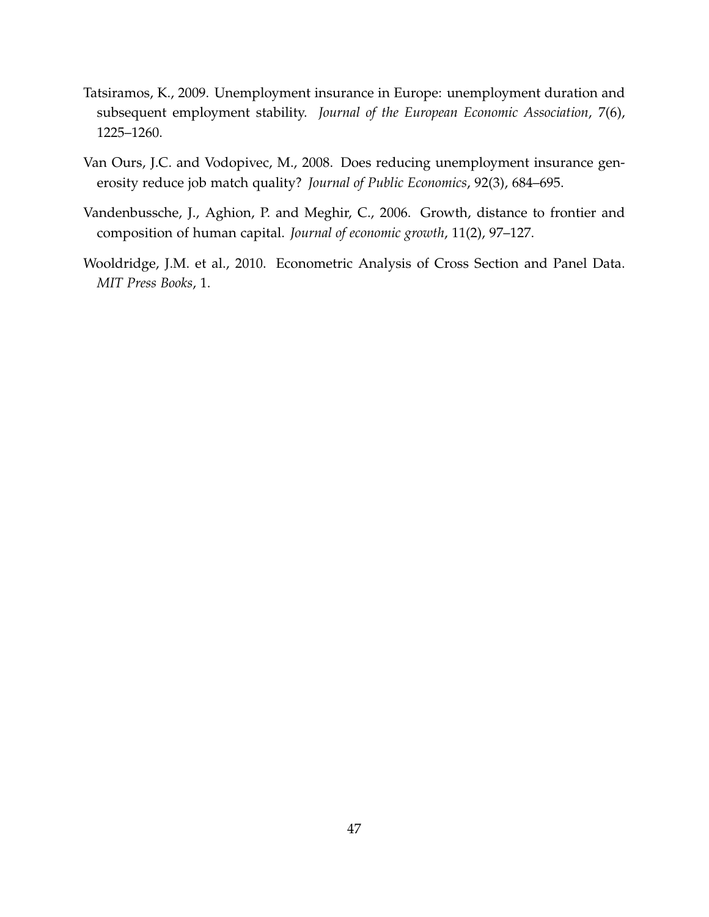Tatsiramos, K., 2009. Unemployment insurance in Europe: unemployment duration and subsequent employment stability. *Journal of the European Economic Association*, 7(6), 1225–1260.

Van Ours, J.C. and Vodopivec, M., 2008. Does reducing unemployment insurance generosity reduce job match quality? *Journal of Public Economics*, 92(3), 684–695.

Vandenbussche, J., Aghion, P. and Meghir, C., 2006. Growth, distance to frontier and composition of human capital. *Journal of economic growth*, 11(2), 97–127.

Wooldridge, J.M. et al., 2010. Econometric Analysis of Cross Section and Panel Data. *MIT Press Books*, 1.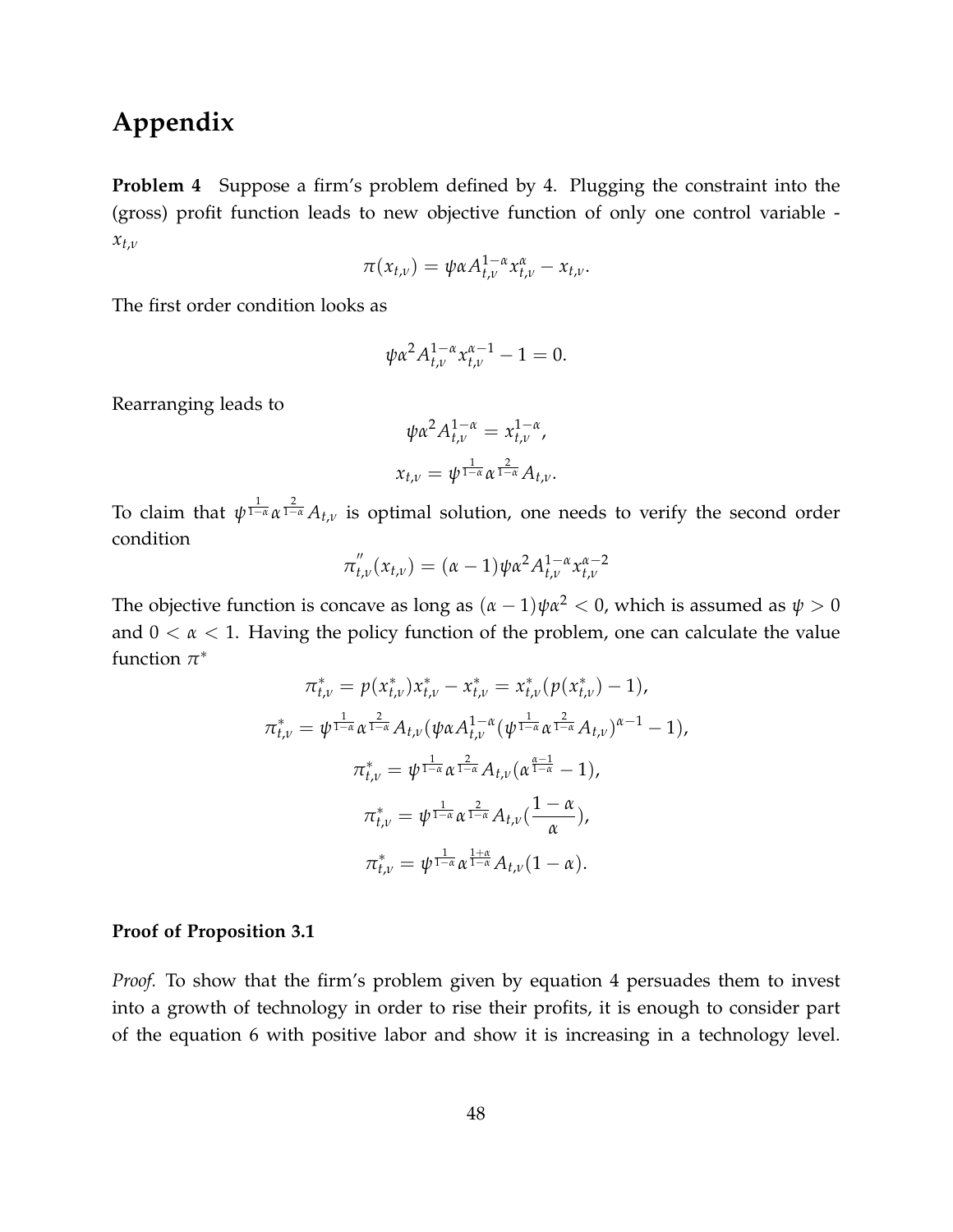# Appendix

**Problem 4** Suppose a firm's problem defined by 4. Plugging the constraint into the (gross) profit function leads to new objective function of only one control variable - $x_{t,v}$

$$\pi(x_{t,v}) = \psi\alpha A_{t,v}^{1-\alpha} x_{t,v}^{\alpha} - x_{t,v}.$$

The first order condition looks as

$$\psi\alpha^2 A_{t,v}^{1-\alpha} x_{t,v}^{\alpha-1} - 1 = 0.$$

Rearranging leads to

$$\psi\alpha^2 A_{t,v}^{1-\alpha} = x_{t,v}^{1-\alpha},$$

$$x_{t,v} = \psi^{\frac{1}{1-\alpha}} \alpha^{\frac{2}{1-\alpha}} A_{t,v}.$$

To claim that $\psi^{\frac{1}{1-\alpha}} \alpha^{\frac{2}{1-\alpha}} A_{t,v}$ is optimal solution, one needs to verify the second order condition

$$\pi_{t,v}^{''}(x_{t,v}) = (\alpha - 1)\psi\alpha^2 A_{t,v}^{1-\alpha} x_{t,v}^{\alpha-2}$$

The objective function is concave as long as $(\alpha - 1)\psi\alpha^2 < 0$, which is assumed as $\psi > 0$ and $0 < \alpha < 1$. Having the policy function of the problem, one can calculate the value function $\pi^*$

$$\pi_{t,v}^* = p(x_{t,v}^*)x_{t,v}^* - x_{t,v}^* = x_{t,v}^*(p(x_{t,v}^*) - 1),$$

$$\pi_{t,v}^* = \psi^{\frac{1}{1-\alpha}} \alpha^{\frac{2}{1-\alpha}} A_{t,v} (\psi\alpha A_{t,v}^{1-\alpha} (\psi^{\frac{1}{1-\alpha}} \alpha^{\frac{2}{1-\alpha}} A_{t,v})^{\alpha-1} - 1),$$

$$\pi_{t,v}^* = \psi^{\frac{1}{1-\alpha}} \alpha^{\frac{2}{1-\alpha}} A_{t,v} (\alpha^{\frac{\alpha-1}{1-\alpha}} - 1),$$

$$\pi_{t,v}^* = \psi^{\frac{1}{1-\alpha}} \alpha^{\frac{2}{1-\alpha}} A_{t,v} (\frac{1-\alpha}{\alpha}),$$

$$\pi_{t,v}^* = \psi^{\frac{1}{1-\alpha}} \alpha^{\frac{1+\alpha}{1-\alpha}} A_{t,v} (1 - \alpha).$$

**Proof of Proposition 3.1**

*Proof.* To show that the firm's problem given by equation 4 persuades them to invest into a growth of technology in order to rise their profits, it is enough to consider part of the equation 6 with positive labor and show it is increasing in a technology level.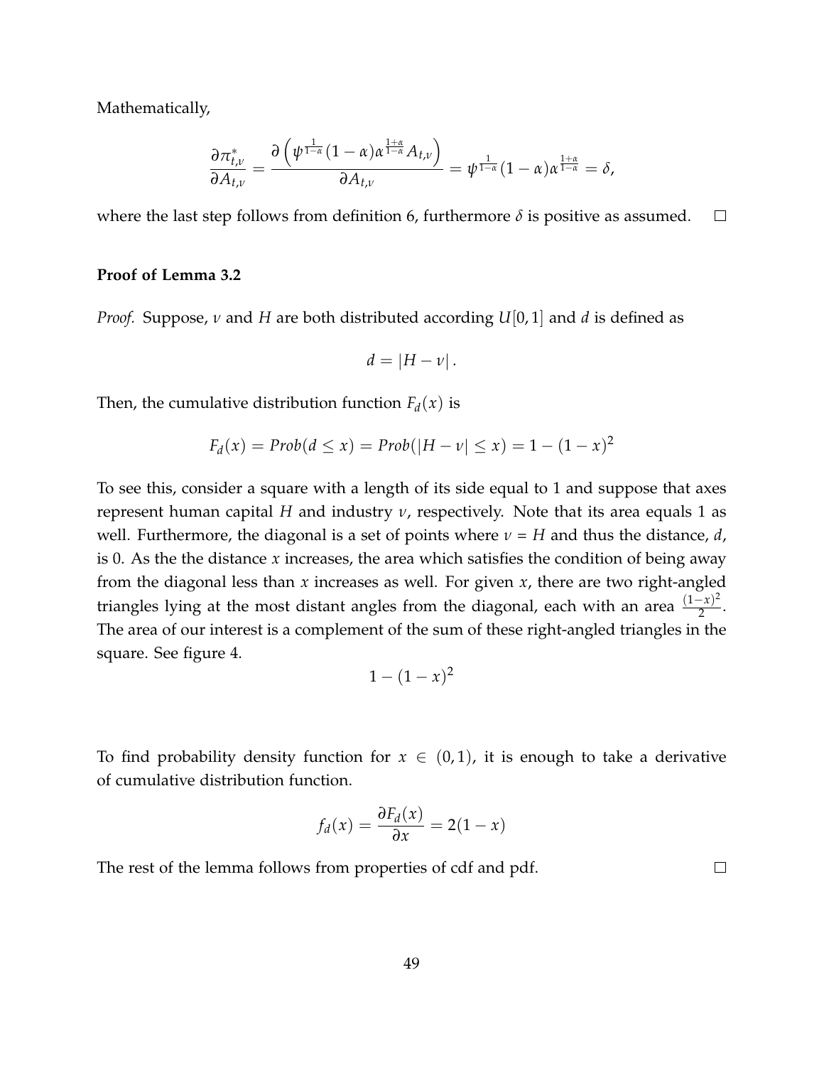Mathematically,

$$\frac{\partial \pi^*_{t,\nu}}{\partial A_{t,\nu}} = \frac{\partial \left( \psi^{\frac{1}{1-\alpha}} (1-\alpha) \alpha^{\frac{1+\alpha}{1-\alpha}} A_{t,\nu} \right)}{\partial A_{t,\nu}} = \psi^{\frac{1}{1-\alpha}} (1-\alpha) \alpha^{\frac{1+\alpha}{1-\alpha}} = \delta,$$

where the last step follows from definition 6, furthermore $\delta$ is positive as assumed. □

**Proof of Lemma 3.2**

*Proof.* Suppose, $\nu$ and $H$ are both distributed according $U[0,1]$ and $d$ is defined as

$$d = |H - \nu| .$$

Then, the cumulative distribution function $F_d(x)$ is

$$F_d(x) = Prob(d \leq x) = Prob(|H - \nu| \leq x) = 1 - (1-x)^2$$

To see this, consider a square with a length of its side equal to 1 and suppose that axes represent human capital $H$ and industry $\nu$, respectively. Note that its area equals 1 as well. Furthermore, the diagonal is a set of points where $\nu = H$ and thus the distance, $d$, is 0. As the the distance $x$ increases, the area which satisfies the condition of being away from the diagonal less than $x$ increases as well. For given $x$, there are two right-angled triangles lying at the most distant angles from the diagonal, each with an area $\frac{(1-x)^2}{2}$. The area of our interest is a complement of the sum of these right-angled triangles in the square. See figure 4.

$$1 - (1-x)^2$$

To find probability density function for $x \in (0,1)$, it is enough to take a derivative of cumulative distribution function.

$$f_d(x) = \frac{\partial F_d(x)}{\partial x} = 2(1-x)$$

The rest of the lemma follows from properties of cdf and pdf. □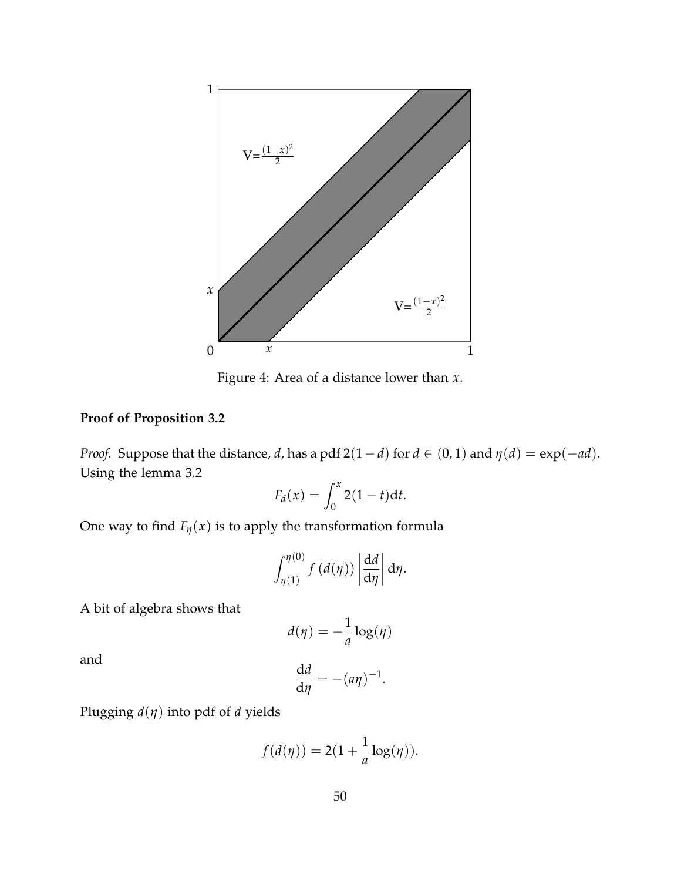Figure 4: Area of a distance lower than $x$.

**Proof of Proposition 3.2**

*Proof.* Suppose that the distance, $d$, has a pdf $2(1-d)$ for $d \in (0,1)$ and $\eta(d) = \exp(-ad)$. Using the lemma 3.2

$$F_d(x) = \int_0^x 2(1-t)\mathrm{d}t.$$

One way to find $F_\eta(x)$ is to apply the transformation formula

$$\int_{\eta(1)}^{\eta(0)} f\left(d(\eta)\right) \left|\frac{\mathrm{d}d}{\mathrm{d}\eta}\right| \mathrm{d}\eta.$$

A bit of algebra shows that

$$d(\eta) = -\frac{1}{a}\log(\eta)$$

and

$$\frac{\mathrm{d}d}{\mathrm{d}\eta} = -(a\eta)^{-1}.$$

Plugging $d(\eta)$ into pdf of $d$ yields

$$f(d(\eta)) = 2(1 + \frac{1}{a}\log(\eta)).$$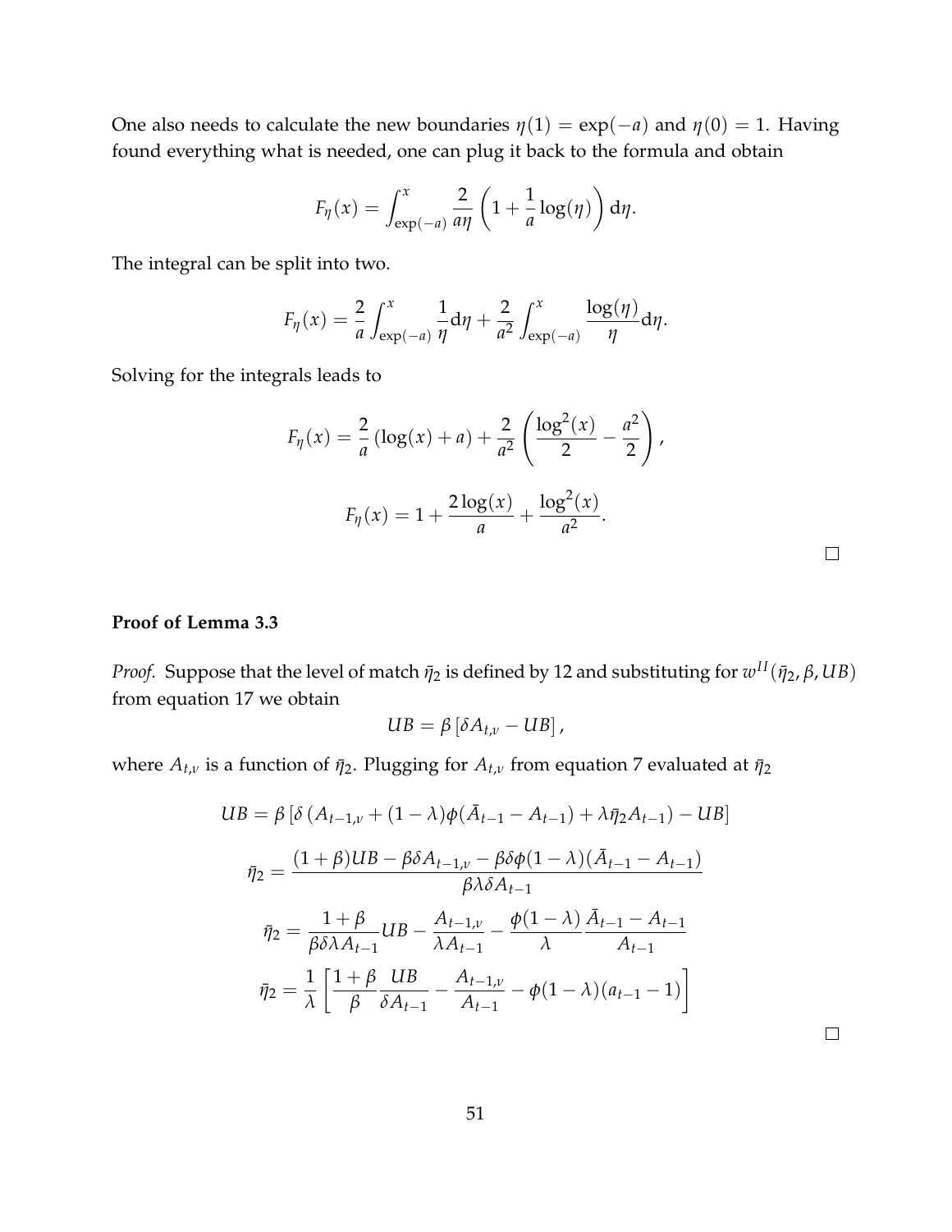One also needs to calculate the new boundaries $\eta(1) = \exp(-a)$ and $\eta(0) = 1$. Having found everything what is needed, one can plug it back to the formula and obtain

$$F_\eta(x) = \int_{\exp(-a)}^{x} \frac{2}{a\eta}\left(1 + \frac{1}{a}\log(\eta)\right) \mathrm{d}\eta.$$

The integral can be split into two.

$$F_\eta(x) = \frac{2}{a}\int_{\exp(-a)}^{x} \frac{1}{\eta}\mathrm{d}\eta + \frac{2}{a^2}\int_{\exp(-a)}^{x} \frac{\log(\eta)}{\eta}\mathrm{d}\eta.$$

Solving for the integrals leads to

$$F_\eta(x) = \frac{2}{a}\left(\log(x) + a\right) + \frac{2}{a^2}\left(\frac{\log^2(x)}{2} - \frac{a^2}{2}\right),$$

$$F_\eta(x) = 1 + \frac{2\log(x)}{a} + \frac{\log^2(x)}{a^2}.$$

□

**Proof of Lemma 3.3**

*Proof.* Suppose that the level of match $\bar{\eta}_2$ is defined by 12 and substituting for $w^{II}(\bar{\eta}_2, \beta, UB)$ from equation 17 we obtain

$$UB = \beta\left[\delta A_{t,\nu} - UB\right],$$

where $A_{t,\nu}$ is a function of $\bar{\eta}_2$. Plugging for $A_{t,\nu}$ from equation 7 evaluated at $\bar{\eta}_2$

$$UB = \beta\left[\delta\left(A_{t-1,\nu} + (1-\lambda)\phi(\bar{A}_{t-1} - A_{t-1}) + \lambda\bar{\eta}_2 A_{t-1}\right) - UB\right]$$

$$\bar{\eta}_2 = \frac{(1+\beta)UB - \beta\delta A_{t-1,\nu} - \beta\delta\phi(1-\lambda)(\bar{A}_{t-1} - A_{t-1})}{\beta\lambda\delta A_{t-1}}$$

$$\bar{\eta}_2 = \frac{1+\beta}{\beta\delta\lambda A_{t-1}}UB - \frac{A_{t-1,\nu}}{\lambda A_{t-1}} - \frac{\phi(1-\lambda)}{\lambda}\frac{\bar{A}_{t-1} - A_{t-1}}{A_{t-1}}$$

$$\bar{\eta}_2 = \frac{1}{\lambda}\left[\frac{1+\beta}{\beta}\frac{UB}{\delta A_{t-1}} - \frac{A_{t-1,\nu}}{A_{t-1}} - \phi(1-\lambda)(a_{t-1} - 1)\right]$$

□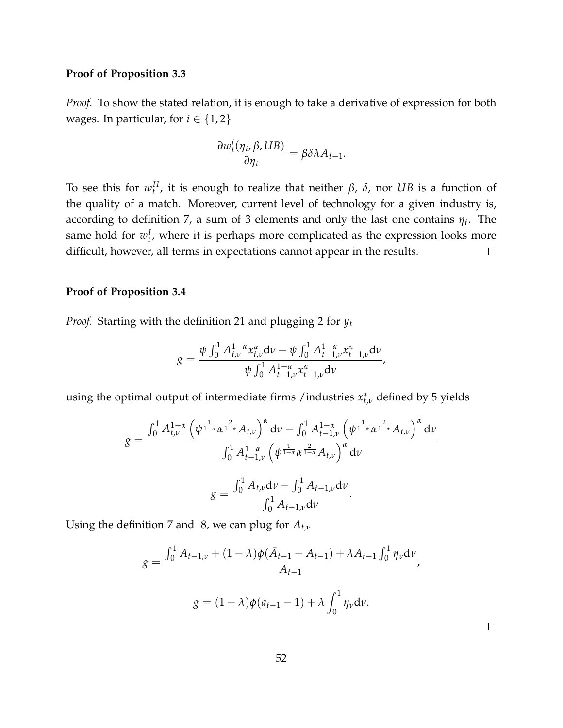**Proof of Proposition 3.3**

*Proof.* To show the stated relation, it is enough to take a derivative of expression for both wages. In particular, for $i \in \{1, 2\}$

$$\frac{\partial w_t^i(\eta_i, \beta, UB)}{\partial \eta_i} = \beta \delta \lambda A_{t-1}.$$

To see this for $w_t^{II}$, it is enough to realize that neither $\beta$, $\delta$, nor $UB$ is a function of the quality of a match. Moreover, current level of technology for a given industry is, according to definition 7, a sum of 3 elements and only the last one contains $\eta_t$. The same hold for $w_t^I$, where it is perhaps more complicated as the expression looks more difficult, however, all terms in expectations cannot appear in the results. □

**Proof of Proposition 3.4**

*Proof.* Starting with the definition 21 and plugging 2 for $y_t$

$$g = \frac{\psi \int_0^1 A_{t,\nu}^{1-\alpha} x_{t,\nu}^{\alpha} \mathrm{d}\nu - \psi \int_0^1 A_{t-1,\nu}^{1-\alpha} x_{t-1,\nu}^{\alpha} \mathrm{d}\nu}{\psi \int_0^1 A_{t-1,\nu}^{1-\alpha} x_{t-1,\nu}^{\alpha} \mathrm{d}\nu},$$

using the optimal output of intermediate firms /industries $x_{t,\nu}^*$ defined by 5 yields

$$g = \frac{\int_0^1 A_{t,\nu}^{1-\alpha} \left(\psi^{\frac{1}{1-\alpha}} \alpha^{\frac{2}{1-\alpha}} A_{t,\nu}\right)^{\alpha} \mathrm{d}\nu - \int_0^1 A_{t-1,\nu}^{1-\alpha} \left(\psi^{\frac{1}{1-\alpha}} \alpha^{\frac{2}{1-\alpha}} A_{t,\nu}\right)^{\alpha} \mathrm{d}\nu}{\int_0^1 A_{t-1,\nu}^{1-\alpha} \left(\psi^{\frac{1}{1-\alpha}} \alpha^{\frac{2}{1-\alpha}} A_{t,\nu}\right)^{\alpha} \mathrm{d}\nu}$$

$$g = \frac{\int_0^1 A_{t,\nu} \mathrm{d}\nu - \int_0^1 A_{t-1,\nu} \mathrm{d}\nu}{\int_0^1 A_{t-1,\nu} \mathrm{d}\nu}.$$

Using the definition 7 and 8, we can plug for $A_{t,\nu}$

$$g = \frac{\int_0^1 A_{t-1,\nu} + (1-\lambda)\phi(\bar{A}_{t-1} - A_{t-1}) + \lambda A_{t-1} \int_0^1 \eta_\nu \mathrm{d}\nu}{A_{t-1}},$$

$$g = (1-\lambda)\phi(a_{t-1} - 1) + \lambda \int_0^1 \eta_\nu \mathrm{d}\nu.$$

□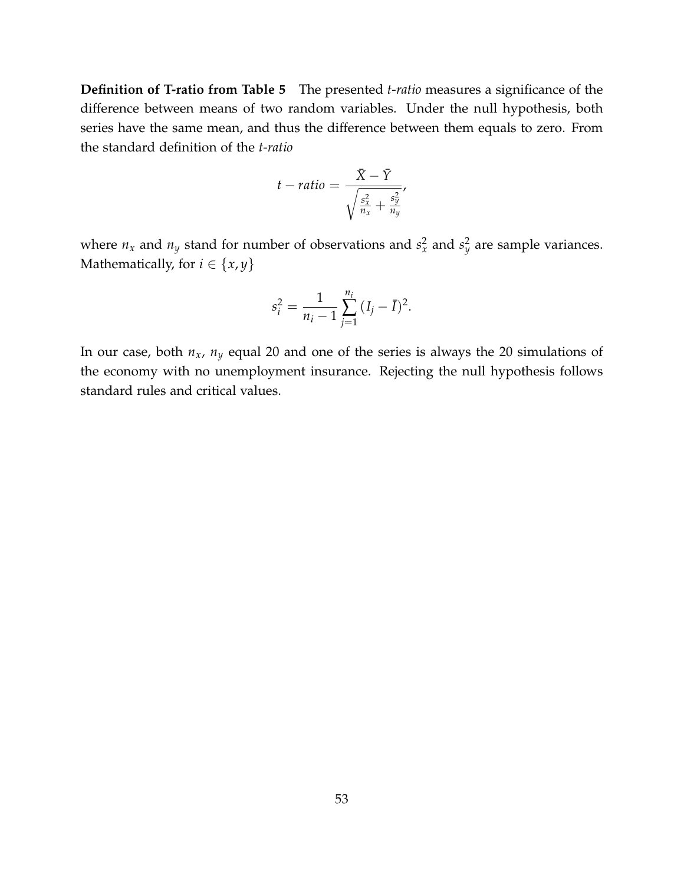**Definition of T-ratio from Table 5** The presented *t-ratio* measures a significance of the difference between means of two random variables. Under the null hypothesis, both series have the same mean, and thus the difference between them equals to zero. From the standard definition of the *t-ratio*

$$t - ratio = \frac{\bar{X} - \bar{Y}}{\sqrt{\frac{s_x^2}{n_x} + \frac{s_y^2}{n_y}}},$$

where $n_x$ and $n_y$ stand for number of observations and $s_x^2$ and $s_y^2$ are sample variances. Mathematically, for $i \in \{x, y\}$

$$s_i^2 = \frac{1}{n_i - 1} \sum_{j=1}^{n_i} (I_j - \bar{I})^2.$$

In our case, both $n_x$, $n_y$ equal 20 and one of the series is always the 20 simulations of the economy with no unemployment insurance. Rejecting the null hypothesis follows standard rules and critical values.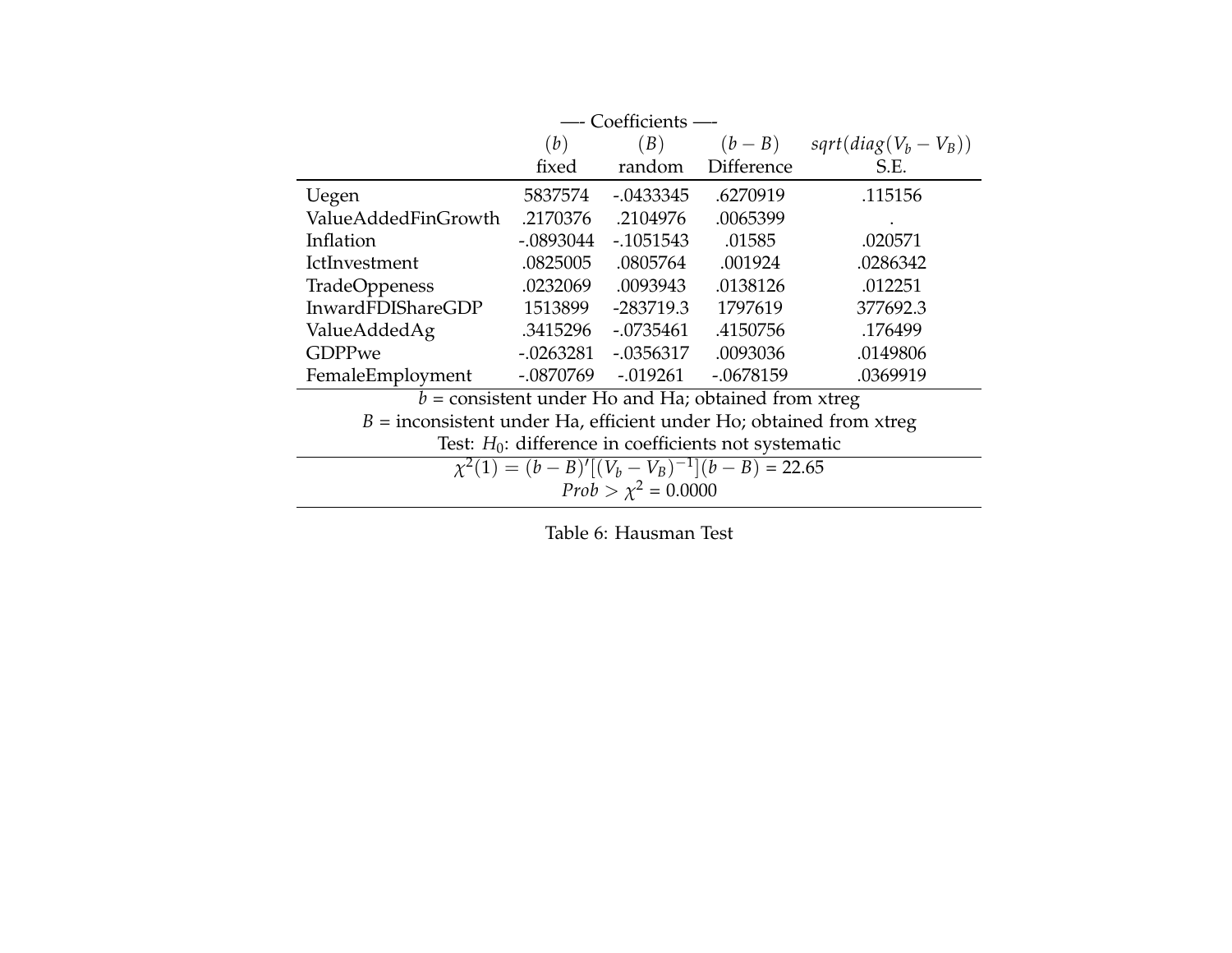| | —- Coefficients —- | | | |
|---|---|---|---|---|
| | $(b)$ fixed | $(B)$ random | $(b-B)$ Difference | $sqrt(diag(V_b - V_B))$ S.E. |
| Uegen | 5837574 | -.0433345 | .6270919 | .115156 |
| ValueAddedFinGrowth | .2170376 | .2104976 | .0065399 | . |
| Inflation | -.0893044 | -.1051543 | .01585 | .020571 |
| IctInvestment | .0825005 | .0805764 | .001924 | .0286342 |
| TradeOppeness | .0232069 | .0093943 | .0138126 | .012251 |
| InwardFDIShareGDP | 1513899 | -283719.3 | 1797619 | 377692.3 |
| ValueAddedAg | .3415296 | -.0735461 | .4150756 | .176499 |
| GDPPwe | -.0263281 | -.0356317 | .0093036 | .0149806 |
| FemaleEmployment | -.0870769 | -.019261 | -.0678159 | .0369919 |

$b$ = consistent under Ho and Ha; obtained from xtreg

$B$ = inconsistent under Ha, efficient under Ho; obtained from xtreg

Test: $H_0$: difference in coefficients not systematic

$\chi^2(1) = (b-B)'[(V_b - V_B)^{-1}](b-B)$ = 22.65

$Prob > \chi^2$ = 0.0000

Table 6: Hausman Test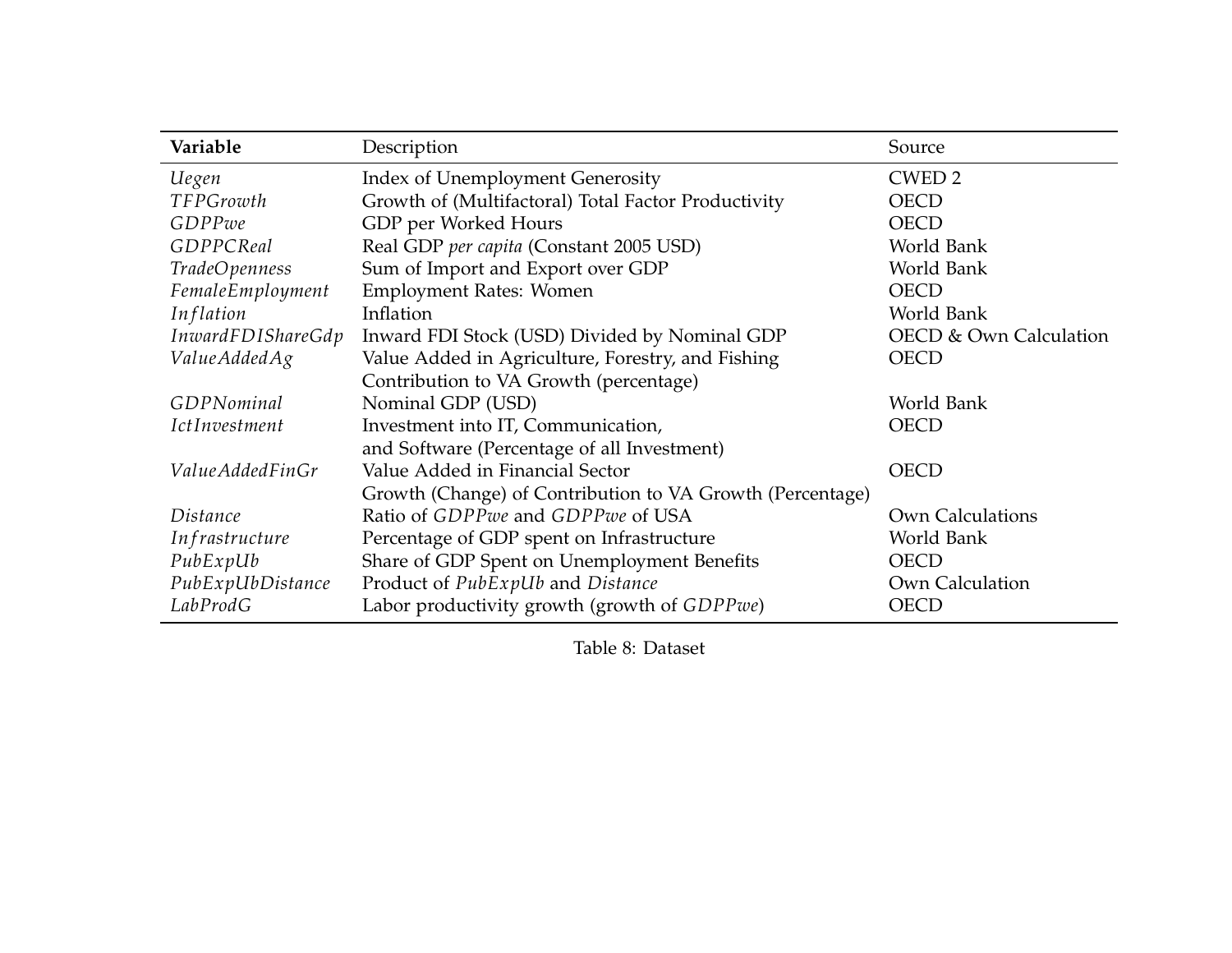| **Variable** | Description | Source |
|---|---|---|
| *Uegen* | Index of Unemployment Generosity | CWED 2 |
| *TFPGrowth* | Growth of (Multifactoral) Total Factor Productivity | OECD |
| *GDPPwe* | GDP per Worked Hours | OECD |
| *GDPPCReal* | Real GDP *per capita* (Constant 2005 USD) | World Bank |
| *TradeOpenness* | Sum of Import and Export over GDP | World Bank |
| *FemaleEmployment* | Employment Rates: Women | OECD |
| *Inflation* | Inflation | World Bank |
| *InwardFDIShareGdp* | Inward FDI Stock (USD) Divided by Nominal GDP | OECD & Own Calculation |
| *ValueAddedAg* | Value Added in Agriculture, Forestry, and Fishing Contribution to VA Growth (percentage) | OECD |
| *GDPNominal* | Nominal GDP (USD) | World Bank |
| *IctInvestment* | Investment into IT, Communication, and Software (Percentage of all Investment) | OECD |
| *ValueAddedFinGr* | Value Added in Financial Sector Growth (Change) of Contribution to VA Growth (Percentage) | OECD |
| *Distance* | Ratio of *GDPPwe* and *GDPPwe* of USA | Own Calculations |
| *Infrastructure* | Percentage of GDP spent on Infrastructure | World Bank |
| *PubExpUb* | Share of GDP Spent on Unemployment Benefits | OECD |
| *PubExpUbDistance* | Product of *PubExpUb* and *Distance* | Own Calculation |
| *LabProdG* | Labor productivity growth (growth of *GDPPwe*) | OECD |

Table 8: Dataset